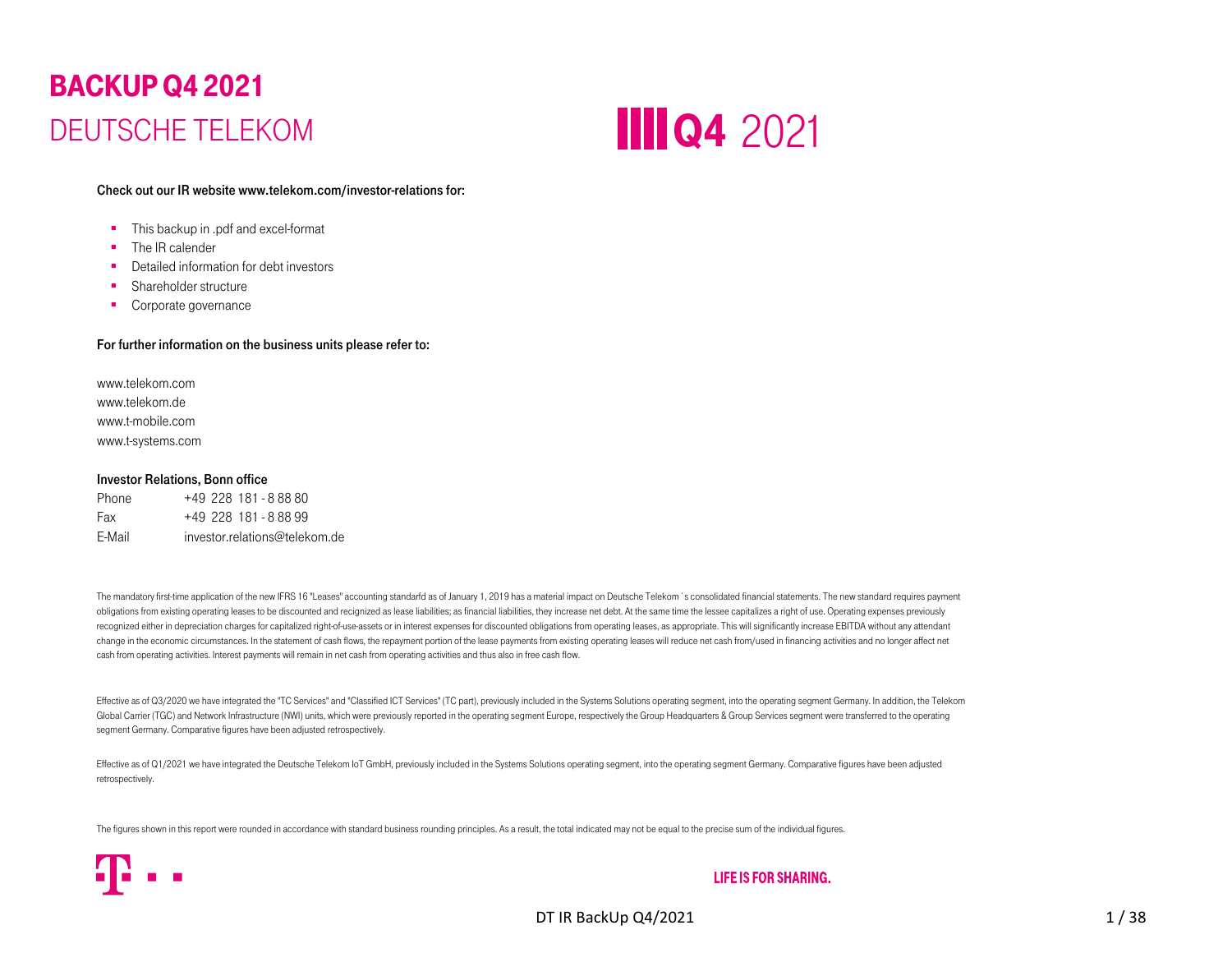# BACKUP Q4 2021

## DEUTSCHE TELEKOM

**Q4** 2021

**Check out our IR website www.telekom.com/investor-relations for:**

- This backup in .pdf and excel-format
- The IR calender
- Detailed information for debt investors
- Shareholder structure
- Corporate governance

**For further information on the business units please refer to:**

www.telekom.com
www.telekom.de
www.t-mobile.com
www.t-systems.com

**Investor Relations, Bonn office**

| | |
|---|---|
| Phone | +49 228 181 - 8 88 80 |
| Fax | +49 228 181 - 8 88 99 |
| E-Mail | investor.relations@telekom.de |

The mandatory first-time application of the new IFRS 16 "Leases" accounting standarfd as of January 1, 2019 has a material impact on Deutsche Telekom´s consolidated financial statements. The new standard requires payment obligations from existing operating leases to be discounted and recignized as lease liabilities; as financial liabilities, they increase net debt. At the same time the lessee capitalizes a right of use. Operating expenses previously recognized either in depreciation charges for capitalized right-of-use-assets or in interest expenses for discounted obligations from operating leases, as appropriate. This will significantly increase EBITDA without any attendant change in the economic circumstances. In the statement of cash flows, the repayment portion of the lease payments from existing operating leases will reduce net cash from/used in financing activities and no longer affect net cash from operating activities. Interest payments will remain in net cash from operating activities and thus also in free cash flow.

Effective as of Q3/2020 we have integrated the "TC Services" and "Classified ICT Services" (TC part), previously included in the Systems Solutions operating segment, into the operating segment Germany. In addition, the Telekom Global Carrier (TGC) and Network Infrastructure (NWI) units, which were previously reported in the operating segment Europe, respectively the Group Headquarters & Group Services segment were transferred to the operating segment Germany. Comparative figures have been adjusted retrospectively.

Effective as of Q1/2021 we have integrated the Deutsche Telekom IoT GmbH, previously included in the Systems Solutions operating segment, into the operating segment Germany. Comparative figures have been adjusted retrospectively.

The figures shown in this report were rounded in accordance with standard business rounding principles. As a result, the total indicated may not be equal to the precise sum of the individual figures.

LIFE IS FOR SHARING.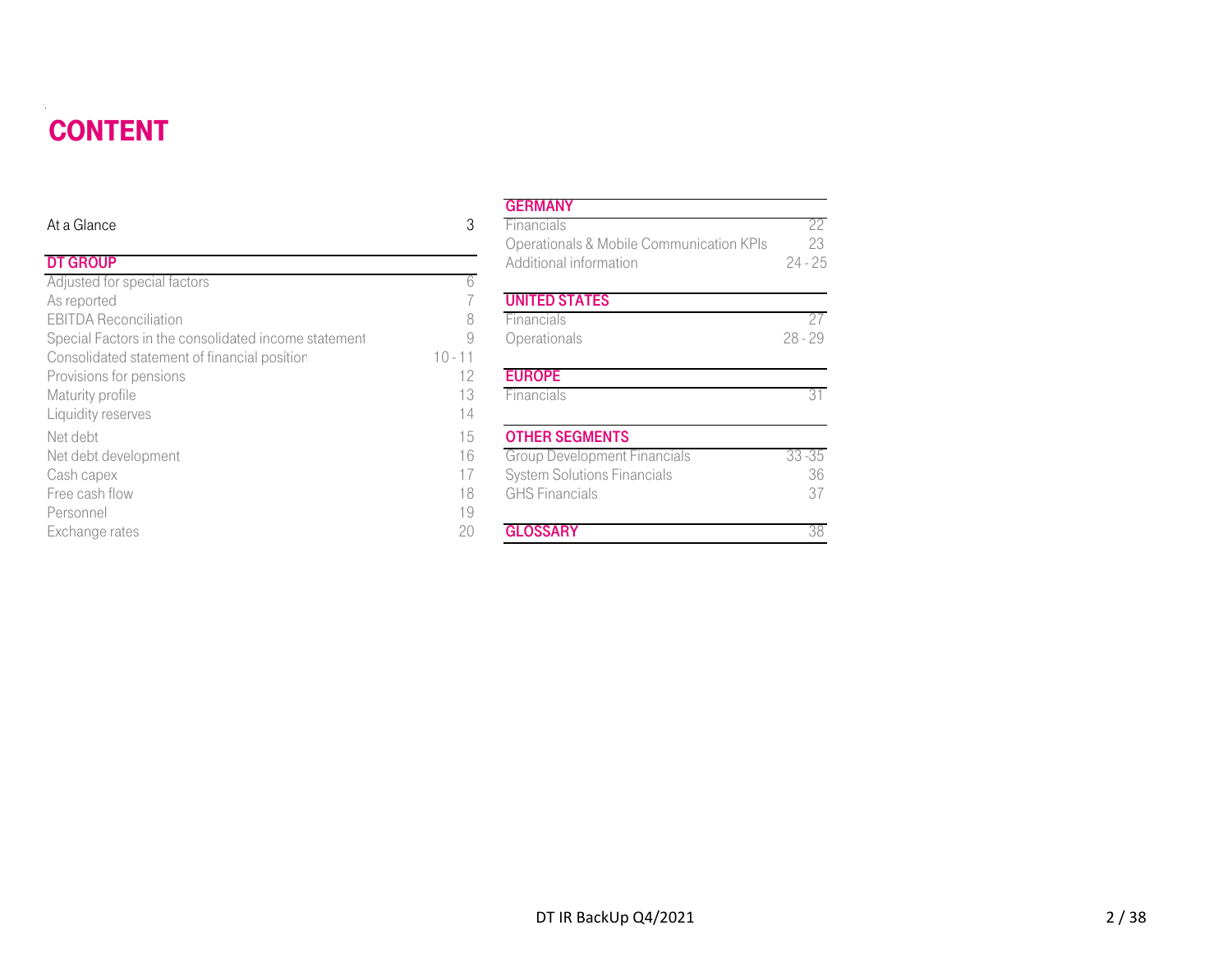# CONTENT

| | |
|---|---|
| At a Glance | 3 |
| **DT GROUP** | |
| Adjusted for special factors | 6 |
| As reported | 7 |
| EBITDA Reconciliation | 8 |
| Special Factors in the consolidated income statement | 9 |
| Consolidated statement of financial position | 10 - 11 |
| Provisions for pensions | 12 |
| Maturity profile | 13 |
| Liquidity reserves | 14 |
| Net debt | 15 |
| Net debt development | 16 |
| Cash capex | 17 |
| Free cash flow | 18 |
| Personnel | 19 |
| Exchange rates | 20 |

| | |
|---|---|
| **GERMANY** | |
| Financials | 22 |
| Operationals & Mobile Communication KPIs | 23 |
| Additional information | 24 - 25 |
| **UNITED STATES** | |
| Financials | 27 |
| Operationals | 28 - 29 |
| **EUROPE** | |
| Financials | 31 |
| **OTHER SEGMENTS** | |
| Group Development Financials | 33 -35 |
| System Solutions Financials | 36 |
| GHS Financials | 37 |
| **GLOSSARY** | 38 |

DT IR BackUp Q4/2021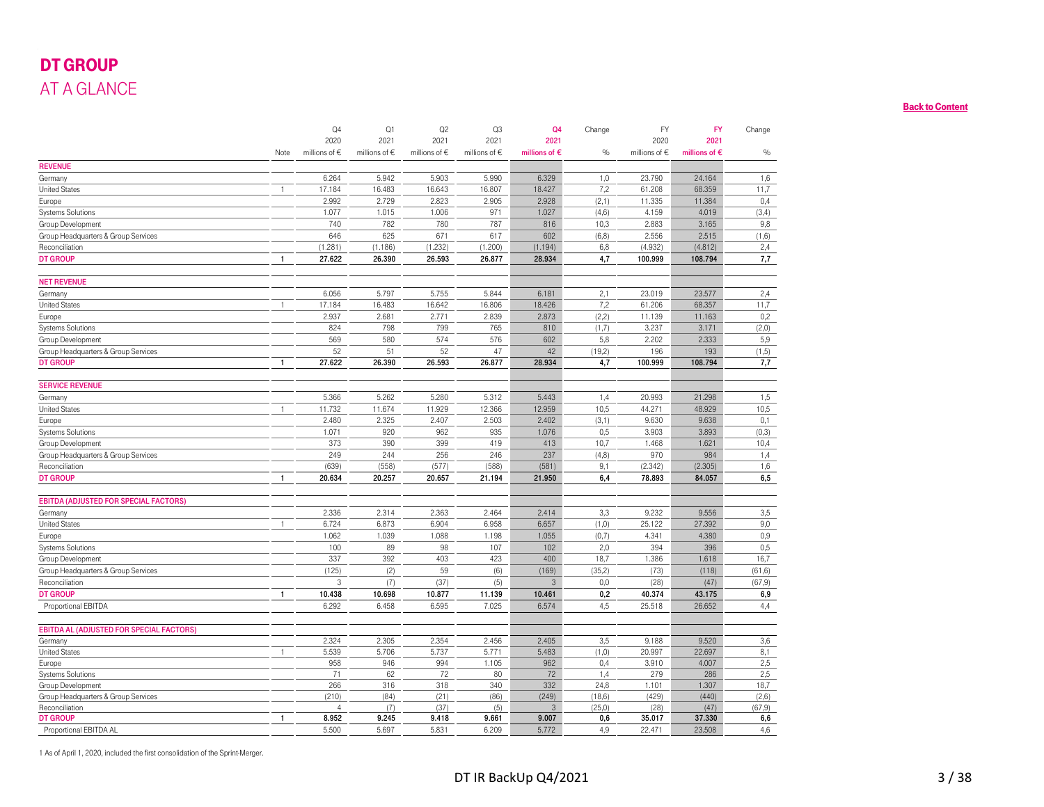# DT GROUP
## AT A GLANCE

Back to Content

| | Note | Q4 2020 millions of € | Q1 2021 millions of € | Q2 2021 millions of € | Q3 2021 millions of € | Q4 2021 millions of € | Change % | FY 2020 millions of € | FY 2021 millions of € | Change % |
|---|---|---|---|---|---|---|---|---|---|---|
| **REVENUE** | | | | | | | | | | |
| Germany | | 6.264 | 5.942 | 5.903 | 5.990 | 6.329 | 1,0 | 23.790 | 24.164 | 1,6 |
| United States | 1 | 17.184 | 16.483 | 16.643 | 16.807 | 18.427 | 7,2 | 61.208 | 68.359 | 11,7 |
| Europe | | 2.992 | 2.729 | 2.823 | 2.905 | 2.928 | (2,1) | 11.335 | 11.384 | 0,4 |
| Systems Solutions | | 1.077 | 1.015 | 1.006 | 971 | 1.027 | (4,6) | 4.159 | 4.019 | (3,4) |
| Group Development | | 740 | 782 | 780 | 787 | 816 | 10,3 | 2.883 | 3.165 | 9,8 |
| Group Headquarters & Group Services | | 646 | 625 | 671 | 617 | 602 | (6,8) | 2.556 | 2.515 | (1,6) |
| Reconciliation | | (1.281) | (1.186) | (1.232) | (1.200) | (1.194) | 6,8 | (4.932) | (4.812) | 2,4 |
| **DT GROUP** | **1** | **27.622** | **26.390** | **26.593** | **26.877** | **28.934** | **4,7** | **100.999** | **108.794** | **7,7** |
| **NET REVENUE** | | | | | | | | | | |
| Germany | | 6.056 | 5.797 | 5.755 | 5.844 | 6.181 | 2,1 | 23.019 | 23.577 | 2,4 |
| United States | 1 | 17.184 | 16.483 | 16.642 | 16.806 | 18.426 | 7,2 | 61.206 | 68.357 | 11,7 |
| Europe | | 2.937 | 2.681 | 2.771 | 2.839 | 2.873 | (2,2) | 11.139 | 11.163 | 0,2 |
| Systems Solutions | | 824 | 798 | 799 | 765 | 810 | (1,7) | 3.237 | 3.171 | (2,0) |
| Group Development | | 569 | 580 | 574 | 576 | 602 | 5,8 | 2.202 | 2.333 | 5,9 |
| Group Headquarters & Group Services | | 52 | 51 | 52 | 47 | 42 | (19,2) | 196 | 193 | (1,5) |
| **DT GROUP** | **1** | **27.622** | **26.390** | **26.593** | **26.877** | **28.934** | **4,7** | **100.999** | **108.794** | **7,7** |
| **SERVICE REVENUE** | | | | | | | | | | |
| Germany | | 5.366 | 5.262 | 5.280 | 5.312 | 5.443 | 1,4 | 20.993 | 21.298 | 1,5 |
| United States | 1 | 11.732 | 11.674 | 11.929 | 12.366 | 12.959 | 10,5 | 44.271 | 48.929 | 10,5 |
| Europe | | 2.480 | 2.325 | 2.407 | 2.503 | 2.402 | (3,1) | 9.630 | 9.638 | 0,1 |
| Systems Solutions | | 1.071 | 920 | 962 | 935 | 1.076 | 0,5 | 3.903 | 3.893 | (0,3) |
| Group Development | | 373 | 390 | 399 | 419 | 413 | 10,7 | 1.468 | 1.621 | 10,4 |
| Group Headquarters & Group Services | | 249 | 244 | 256 | 246 | 237 | (4,8) | 970 | 984 | 1,4 |
| Reconciliation | | (639) | (558) | (577) | (588) | (581) | 9,1 | (2.342) | (2.305) | 1,6 |
| **DT GROUP** | **1** | **20.634** | **20.257** | **20.657** | **21.194** | **21.950** | **6,4** | **78.893** | **84.057** | **6,5** |
| **EBITDA (ADJUSTED FOR SPECIAL FACTORS)** | | | | | | | | | | |
| Germany | | 2.336 | 2.314 | 2.363 | 2.464 | 2.414 | 3,3 | 9.232 | 9.556 | 3,5 |
| United States | 1 | 6.724 | 6.873 | 6.904 | 6.958 | 6.657 | (1,0) | 25.122 | 27.392 | 9,0 |
| Europe | | 1.062 | 1.039 | 1.088 | 1.198 | 1.055 | (0,7) | 4.341 | 4.380 | 0,9 |
| Systems Solutions | | 100 | 89 | 98 | 107 | 102 | 2,0 | 394 | 396 | 0,5 |
| Group Development | | 337 | 392 | 403 | 423 | 400 | 18,7 | 1.386 | 1.618 | 16,7 |
| Group Headquarters & Group Services | | (125) | (2) | 59 | (6) | (169) | (35,2) | (73) | (118) | (61,6) |
| Reconciliation | | 3 | (7) | (37) | (5) | 3 | 0,0 | (28) | (47) | (67,9) |
| **DT GROUP** | **1** | **10.438** | **10.698** | **10.877** | **11.139** | **10.461** | **0,2** | **40.374** | **43.175** | **6,9** |
| Proportional EBITDA | | 6.292 | 6.458 | 6.595 | 7.025 | 6.574 | 4,5 | 25.518 | 26.652 | 4,4 |
| **EBITDA AL (ADJUSTED FOR SPECIAL FACTORS)** | | | | | | | | | | |
| Germany | | 2.324 | 2.305 | 2.354 | 2.456 | 2.405 | 3,5 | 9.188 | 9.520 | 3,6 |
| United States | 1 | 5.539 | 5.706 | 5.737 | 5.771 | 5.483 | (1,0) | 20.997 | 22.697 | 8,1 |
| Europe | | 958 | 946 | 994 | 1.105 | 962 | 0,4 | 3.910 | 4.007 | 2,5 |
| Systems Solutions | | 71 | 62 | 72 | 80 | 72 | 1,4 | 279 | 286 | 2,5 |
| Group Development | | 266 | 316 | 318 | 340 | 332 | 24,8 | 1.101 | 1.307 | 18,7 |
| Group Headquarters & Group Services | | (210) | (84) | (21) | (86) | (249) | (18,6) | (429) | (440) | (2,6) |
| Reconciliation | | 4 | (7) | (37) | (5) | 3 | (25,0) | (28) | (47) | (67,9) |
| **DT GROUP** | **1** | **8.952** | **9.245** | **9.418** | **9.661** | **9.007** | **0,6** | **35.017** | **37.330** | **6,6** |
| Proportional EBITDA AL | | 5.500 | 5.697 | 5.831 | 6.209 | 5.772 | 4,9 | 22.471 | 23.508 | 4,6 |

1 As of April 1, 2020, included the first consolidation of the Sprint-Merger.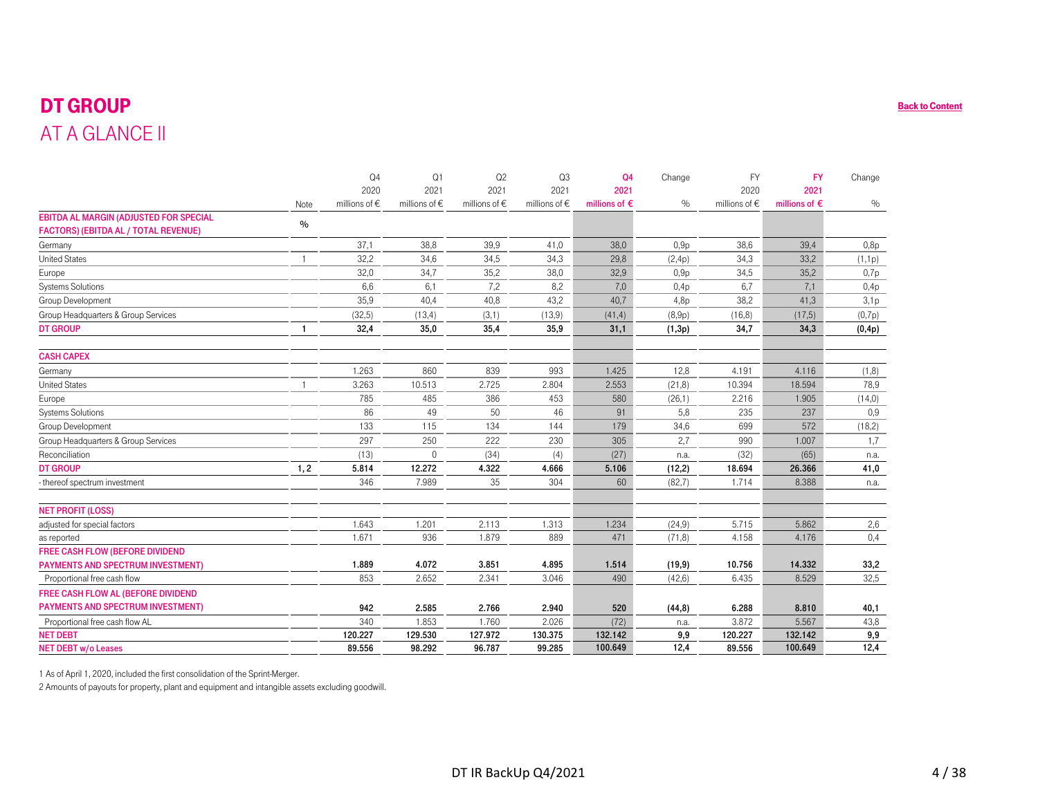# DT GROUP
## AT A GLANCE II

| | Note | Q4 2020 millions of € | Q1 2021 millions of € | Q2 2021 millions of € | Q3 2021 millions of € | Q4 2021 millions of € | Change % | FY 2020 millions of € | FY 2021 millions of € | Change % |
|---|---|---|---|---|---|---|---|---|---|---|
| **EBITDA AL MARGIN (ADJUSTED FOR SPECIAL FACTORS) (EBITDA AL / TOTAL REVENUE)** | % | | | | | | | | | |
| Germany | | 37,1 | 38,8 | 39,9 | 41,0 | 38,0 | 0,9p | 38,6 | 39,4 | 0,8p |
| United States | 1 | 32,2 | 34,6 | 34,5 | 34,3 | 29,8 | (2,4p) | 34,3 | 33,2 | (1,1p) |
| Europe | | 32,0 | 34,7 | 35,2 | 38,0 | 32,9 | 0,9p | 34,5 | 35,2 | 0,7p |
| Systems Solutions | | 6,6 | 6,1 | 7,2 | 8,2 | 7,0 | 0,4p | 6,7 | 7,1 | 0,4p |
| Group Development | | 35,9 | 40,4 | 40,8 | 43,2 | 40,7 | 4,8p | 38,2 | 41,3 | 3,1p |
| Group Headquarters & Group Services | | (32,5) | (13,4) | (3,1) | (13,9) | (41,4) | (8,9p) | (16,8) | (17,5) | (0,7p) |
| **DT GROUP** | **1** | **32,4** | **35,0** | **35,4** | **35,9** | **31,1** | **(1,3p)** | **34,7** | **34,3** | **(0,4p)** |
| **CASH CAPEX** | | | | | | | | | | |
| Germany | | 1.263 | 860 | 839 | 993 | 1.425 | 12,8 | 4.191 | 4.116 | (1,8) |
| United States | 1 | 3.263 | 10.513 | 2.725 | 2.804 | 2.553 | (21,8) | 10.394 | 18.594 | 78,9 |
| Europe | | 785 | 485 | 386 | 453 | 580 | (26,1) | 2.216 | 1.905 | (14,0) |
| Systems Solutions | | 86 | 49 | 50 | 46 | 91 | 5,8 | 235 | 237 | 0,9 |
| Group Development | | 133 | 115 | 134 | 144 | 179 | 34,6 | 699 | 572 | (18,2) |
| Group Headquarters & Group Services | | 297 | 250 | 222 | 230 | 305 | 2,7 | 990 | 1.007 | 1,7 |
| Reconciliation | | (13) | 0 | (34) | (4) | (27) | n.a. | (32) | (65) | n.a. |
| **DT GROUP** | **1, 2** | **5.814** | **12.272** | **4.322** | **4.666** | **5.106** | **(12,2)** | **18.694** | **26.366** | **41,0** |
| - thereof spectrum investment | | 346 | 7.989 | 35 | 304 | 60 | (82,7) | 1.714 | 8.388 | n.a. |
| **NET PROFIT (LOSS)** | | | | | | | | | | |
| adjusted for special factors | | 1.643 | 1.201 | 2.113 | 1.313 | 1.234 | (24,9) | 5.715 | 5.862 | 2,6 |
| as reported | | 1.671 | 936 | 1.879 | 889 | 471 | (71,8) | 4.158 | 4.176 | 0,4 |
| **FREE CASH FLOW (BEFORE DIVIDEND PAYMENTS AND SPECTRUM INVESTMENT)** | | **1.889** | **4.072** | **3.851** | **4.895** | **1.514** | **(19,9)** | **10.756** | **14.332** | **33,2** |
| Proportional free cash flow | | 853 | 2.652 | 2.341 | 3.046 | 490 | (42,6) | 6.435 | 8.529 | 32,5 |
| **FREE CASH FLOW AL (BEFORE DIVIDEND PAYMENTS AND SPECTRUM INVESTMENT)** | | **942** | **2.585** | **2.766** | **2.940** | **520** | **(44,8)** | **6.288** | **8.810** | **40,1** |
| Proportional free cash flow AL | | 340 | 1.853 | 1.760 | 2.026 | (72) | n.a. | 3.872 | 5.567 | 43,8 |
| **NET DEBT** | | **120.227** | **129.530** | **127.972** | **130.375** | **132.142** | **9,9** | **120.227** | **132.142** | **9,9** |
| **NET DEBT w/o Leases** | | **89.556** | **98.292** | **96.787** | **99.285** | **100.649** | **12,4** | **89.556** | **100.649** | **12,4** |

1 As of April 1, 2020, included the first consolidation of the Sprint-Merger.

2 Amounts of payouts for property, plant and equipment and intangible assets excluding goodwill.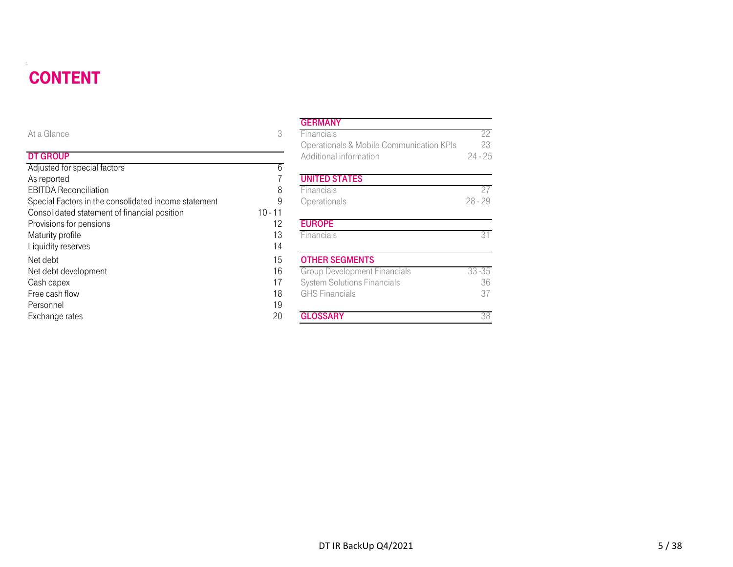# CONTENT

| | |
|---|---|
| At a Glance | 3 |

## DT GROUP

| | |
|---|---|
| Adjusted for special factors | 6 |
| As reported | 7 |
| EBITDA Reconciliation | 8 |
| Special Factors in the consolidated income statement | 9 |
| Consolidated statement of financial position | 10 - 11 |
| Provisions for pensions | 12 |
| Maturity profile | 13 |
| Liquidity reserves | 14 |
| Net debt | 15 |
| Net debt development | 16 |
| Cash capex | 17 |
| Free cash flow | 18 |
| Personnel | 19 |
| Exchange rates | 20 |

## GERMANY

| | |
|---|---|
| Financials | 22 |
| Operationals & Mobile Communication KPIs | 23 |
| Additional information | 24 - 25 |

## UNITED STATES

| | |
|---|---|
| Financials | 27 |
| Operationals | 28 - 29 |

## EUROPE

| | |
|---|---|
| Financials | 31 |

## OTHER SEGMENTS

| | |
|---|---|
| Group Development Financials | 33 -35 |
| System Solutions Financials | 36 |
| GHS Financials | 37 |

## GLOSSARY

| | |
|---|---|
| GLOSSARY | 38 |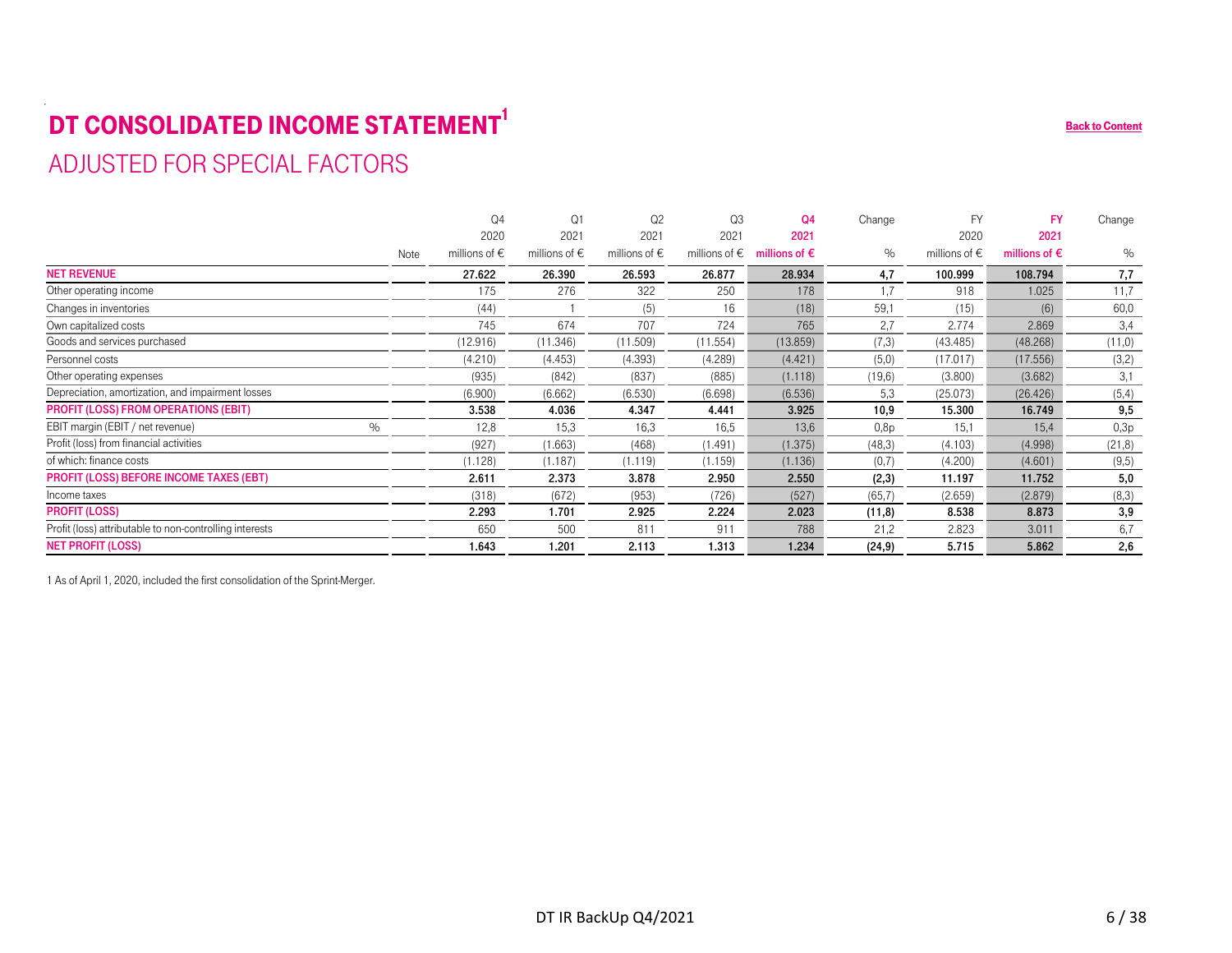# DT CONSOLIDATED INCOME STATEMENT[1]

## ADJUSTED FOR SPECIAL FACTORS

Back to Content

| | Note | Q4 2020 millions of € | Q1 2021 millions of € | Q2 2021 millions of € | Q3 2021 millions of € | Q4 2021 millions of € | Change % | FY 2020 millions of € | FY 2021 millions of € | Change % |
|---|---|---|---|---|---|---|---|---|---|---|
| **NET REVENUE** | | **27.622** | **26.390** | **26.593** | **26.877** | **28.934** | **4,7** | **100.999** | **108.794** | **7,7** |
| Other operating income | | 175 | 276 | 322 | 250 | 178 | 1,7 | 918 | 1.025 | 11,7 |
| Changes in inventories | | (44) | 1 | (5) | 16 | (18) | 59,1 | (15) | (6) | 60,0 |
| Own capitalized costs | | 745 | 674 | 707 | 724 | 765 | 2,7 | 2.774 | 2.869 | 3,4 |
| Goods and services purchased | | (12.916) | (11.346) | (11.509) | (11.554) | (13.859) | (7,3) | (43.485) | (48.268) | (11,0) |
| Personnel costs | | (4.210) | (4.453) | (4.393) | (4.289) | (4.421) | (5,0) | (17.017) | (17.556) | (3,2) |
| Other operating expenses | | (935) | (842) | (837) | (885) | (1.118) | (19,6) | (3.800) | (3.682) | 3,1 |
| Depreciation, amortization, and impairment losses | | (6.900) | (6.662) | (6.530) | (6.698) | (6.536) | 5,3 | (25.073) | (26.426) | (5,4) |
| **PROFIT (LOSS) FROM OPERATIONS (EBIT)** | | **3.538** | **4.036** | **4.347** | **4.441** | **3.925** | **10,9** | **15.300** | **16.749** | **9,5** |
| EBIT margin (EBIT / net revenue) % | | 12,8 | 15,3 | 16,3 | 16,5 | 13,6 | 0,8p | 15,1 | 15,4 | 0,3p |
| Profit (loss) from financial activities | | (927) | (1.663) | (468) | (1.491) | (1.375) | (48,3) | (4.103) | (4.998) | (21,8) |
| of which: finance costs | | (1.128) | (1.187) | (1.119) | (1.159) | (1.136) | (0,7) | (4.200) | (4.601) | (9,5) |
| **PROFIT (LOSS) BEFORE INCOME TAXES (EBT)** | | **2.611** | **2.373** | **3.878** | **2.950** | **2.550** | **(2,3)** | **11.197** | **11.752** | **5,0** |
| Income taxes | | (318) | (672) | (953) | (726) | (527) | (65,7) | (2.659) | (2.879) | (8,3) |
| **PROFIT (LOSS)** | | **2.293** | **1.701** | **2.925** | **2.224** | **2.023** | **(11,8)** | **8.538** | **8.873** | **3,9** |
| Profit (loss) attributable to non-controlling interests | | 650 | 500 | 811 | 911 | 788 | 21,2 | 2.823 | 3.011 | 6,7 |
| **NET PROFIT (LOSS)** | | **1.643** | **1.201** | **2.113** | **1.313** | **1.234** | **(24,9)** | **5.715** | **5.862** | **2,6** |

1 As of April 1, 2020, included the first consolidation of the Sprint-Merger.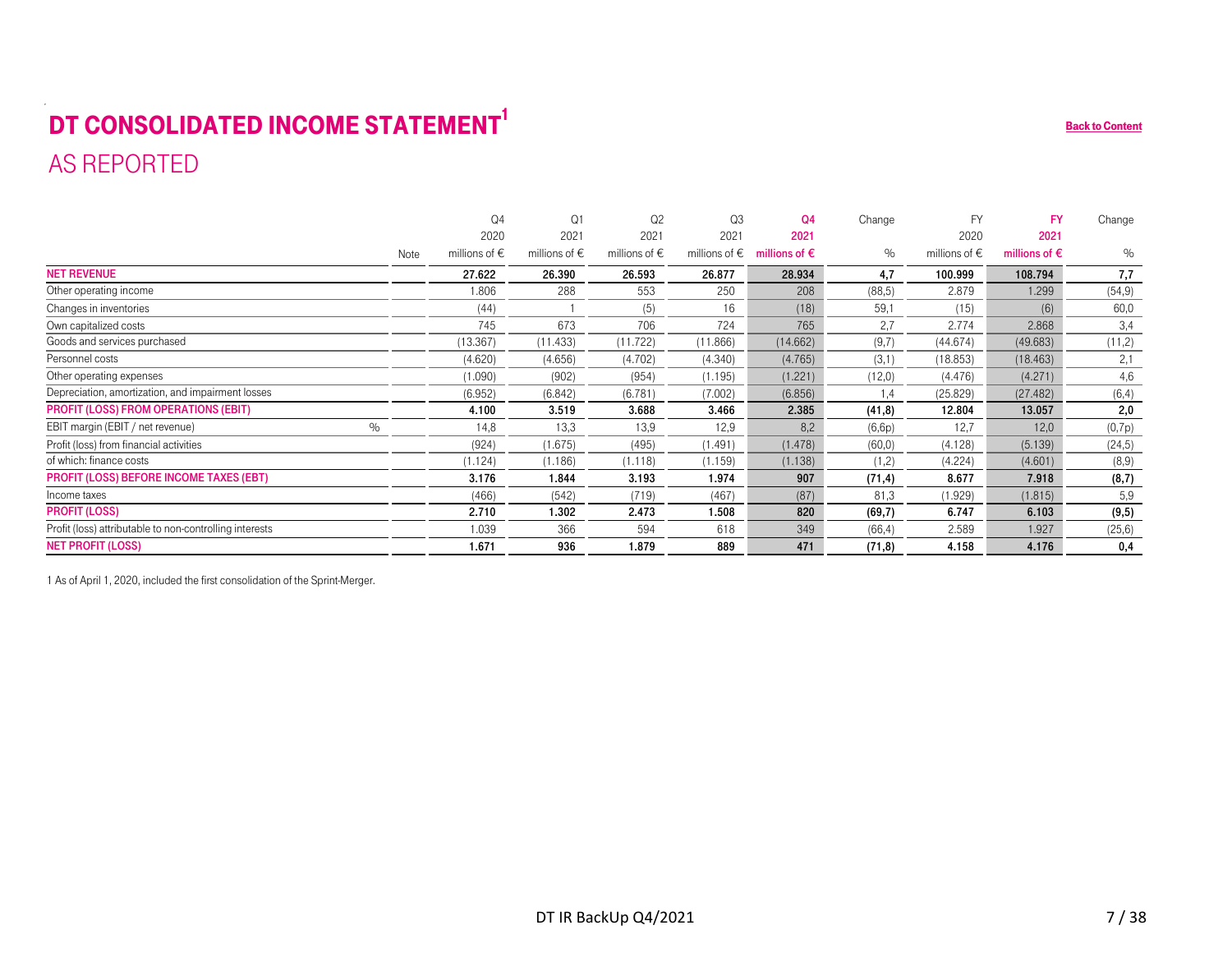# DT CONSOLIDATED INCOME STATEMENT[1]

## AS REPORTED

Back to Content

| | Note | Q4 2020 millions of € | Q1 2021 millions of € | Q2 2021 millions of € | Q3 2021 millions of € | Q4 2021 millions of € | Change % | FY 2020 millions of € | FY 2021 millions of € | Change % |
|---|---|---|---|---|---|---|---|---|---|---|
| **NET REVENUE** | | **27.622** | **26.390** | **26.593** | **26.877** | **28.934** | **4,7** | **100.999** | **108.794** | **7,7** |
| Other operating income | | 1.806 | 288 | 553 | 250 | 208 | (88,5) | 2.879 | 1.299 | (54,9) |
| Changes in inventories | | (44) | 1 | (5) | 16 | (18) | 59,1 | (15) | (6) | 60,0 |
| Own capitalized costs | | 745 | 673 | 706 | 724 | 765 | 2,7 | 2.774 | 2.868 | 3,4 |
| Goods and services purchased | | (13.367) | (11.433) | (11.722) | (11.866) | (14.662) | (9,7) | (44.674) | (49.683) | (11,2) |
| Personnel costs | | (4.620) | (4.656) | (4.702) | (4.340) | (4.765) | (3,1) | (18.853) | (18.463) | 2,1 |
| Other operating expenses | | (1.090) | (902) | (954) | (1.195) | (1.221) | (12,0) | (4.476) | (4.271) | 4,6 |
| Depreciation, amortization, and impairment losses | | (6.952) | (6.842) | (6.781) | (7.002) | (6.856) | 1,4 | (25.829) | (27.482) | (6,4) |
| **PROFIT (LOSS) FROM OPERATIONS (EBIT)** | | **4.100** | **3.519** | **3.688** | **3.466** | **2.385** | **(41,8)** | **12.804** | **13.057** | **2,0** |
| EBIT margin (EBIT / net revenue) | % | 14,8 | 13,3 | 13,9 | 12,9 | 8,2 | (6,6p) | 12,7 | 12,0 | (0,7p) |
| Profit (loss) from financial activities | | (924) | (1.675) | (495) | (1.491) | (1.478) | (60,0) | (4.128) | (5.139) | (24,5) |
| of which: finance costs | | (1.124) | (1.186) | (1.118) | (1.159) | (1.138) | (1,2) | (4.224) | (4.601) | (8,9) |
| **PROFIT (LOSS) BEFORE INCOME TAXES (EBT)** | | **3.176** | **1.844** | **3.193** | **1.974** | **907** | **(71,4)** | **8.677** | **7.918** | **(8,7)** |
| Income taxes | | (466) | (542) | (719) | (467) | (87) | 81,3 | (1.929) | (1.815) | 5,9 |
| **PROFIT (LOSS)** | | **2.710** | **1.302** | **2.473** | **1.508** | **820** | **(69,7)** | **6.747** | **6.103** | **(9,5)** |
| Profit (loss) attributable to non-controlling interests | | 1.039 | 366 | 594 | 618 | 349 | (66,4) | 2.589 | 1.927 | (25,6) |
| **NET PROFIT (LOSS)** | | **1.671** | **936** | **1.879** | **889** | **471** | **(71,8)** | **4.158** | **4.176** | **0,4** |

1 As of April 1, 2020, included the first consolidation of the Sprint-Merger.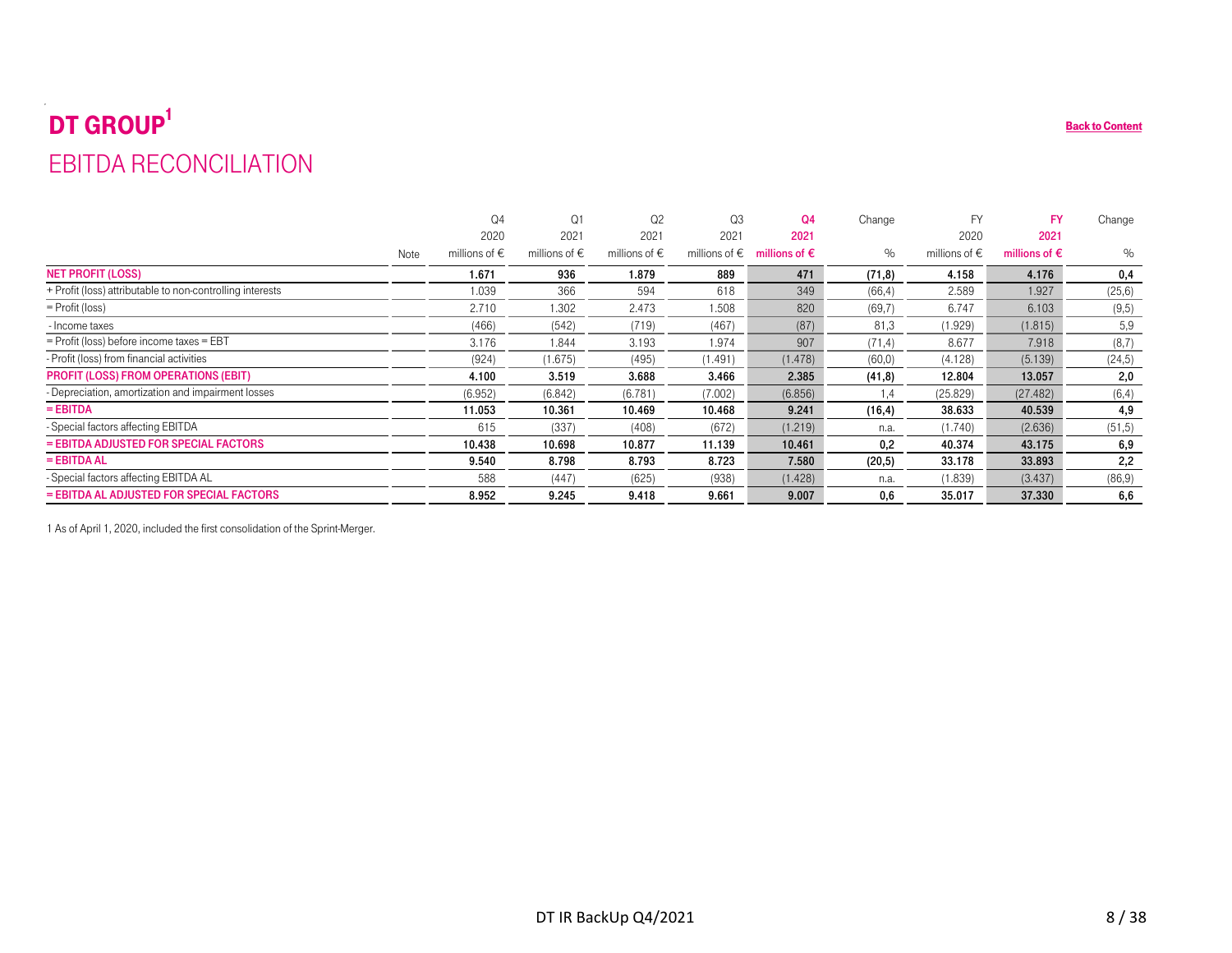# DT GROUP[1]

## EBITDA RECONCILIATION

Back to Content

| | Note | Q4 2020 millions of € | Q1 2021 millions of € | Q2 2021 millions of € | Q3 2021 millions of € | Q4 2021 millions of € | Change % | FY 2020 millions of € | FY 2021 millions of € | Change % |
|---|---|---|---|---|---|---|---|---|---|---|
| **NET PROFIT (LOSS)** | | **1.671** | **936** | **1.879** | **889** | **471** | **(71,8)** | **4.158** | **4.176** | **0,4** |
| + Profit (loss) attributable to non-controlling interests | | 1.039 | 366 | 594 | 618 | 349 | (66,4) | 2.589 | 1.927 | (25,6) |
| = Profit (loss) | | 2.710 | 1.302 | 2.473 | 1.508 | 820 | (69,7) | 6.747 | 6.103 | (9,5) |
| - Income taxes | | (466) | (542) | (719) | (467) | (87) | 81,3 | (1.929) | (1.815) | 5,9 |
| = Profit (loss) before income taxes = EBT | | 3.176 | 1.844 | 3.193 | 1.974 | 907 | (71,4) | 8.677 | 7.918 | (8,7) |
| - Profit (loss) from financial activities | | (924) | (1.675) | (495) | (1.491) | (1.478) | (60,0) | (4.128) | (5.139) | (24,5) |
| **PROFIT (LOSS) FROM OPERATIONS (EBIT)** | | **4.100** | **3.519** | **3.688** | **3.466** | **2.385** | **(41,8)** | **12.804** | **13.057** | **2,0** |
| - Depreciation, amortization and impairment losses | | (6.952) | (6.842) | (6.781) | (7.002) | (6.856) | 1,4 | (25.829) | (27.482) | (6,4) |
| **= EBITDA** | | **11.053** | **10.361** | **10.469** | **10.468** | **9.241** | **(16,4)** | **38.633** | **40.539** | **4,9** |
| - Special factors affecting EBITDA | | 615 | (337) | (408) | (672) | (1.219) | n.a. | (1.740) | (2.636) | (51,5) |
| **= EBITDA ADJUSTED FOR SPECIAL FACTORS** | | **10.438** | **10.698** | **10.877** | **11.139** | **10.461** | **0,2** | **40.374** | **43.175** | **6,9** |
| **= EBITDA AL** | | **9.540** | **8.798** | **8.793** | **8.723** | **7.580** | **(20,5)** | **33.178** | **33.893** | **2,2** |
| - Special factors affecting EBITDA AL | | 588 | (447) | (625) | (938) | (1.428) | n.a. | (1.839) | (3.437) | (86,9) |
| **= EBITDA AL ADJUSTED FOR SPECIAL FACTORS** | | **8.952** | **9.245** | **9.418** | **9.661** | **9.007** | **0,6** | **35.017** | **37.330** | **6,6** |

1 As of April 1, 2020, included the first consolidation of the Sprint-Merger.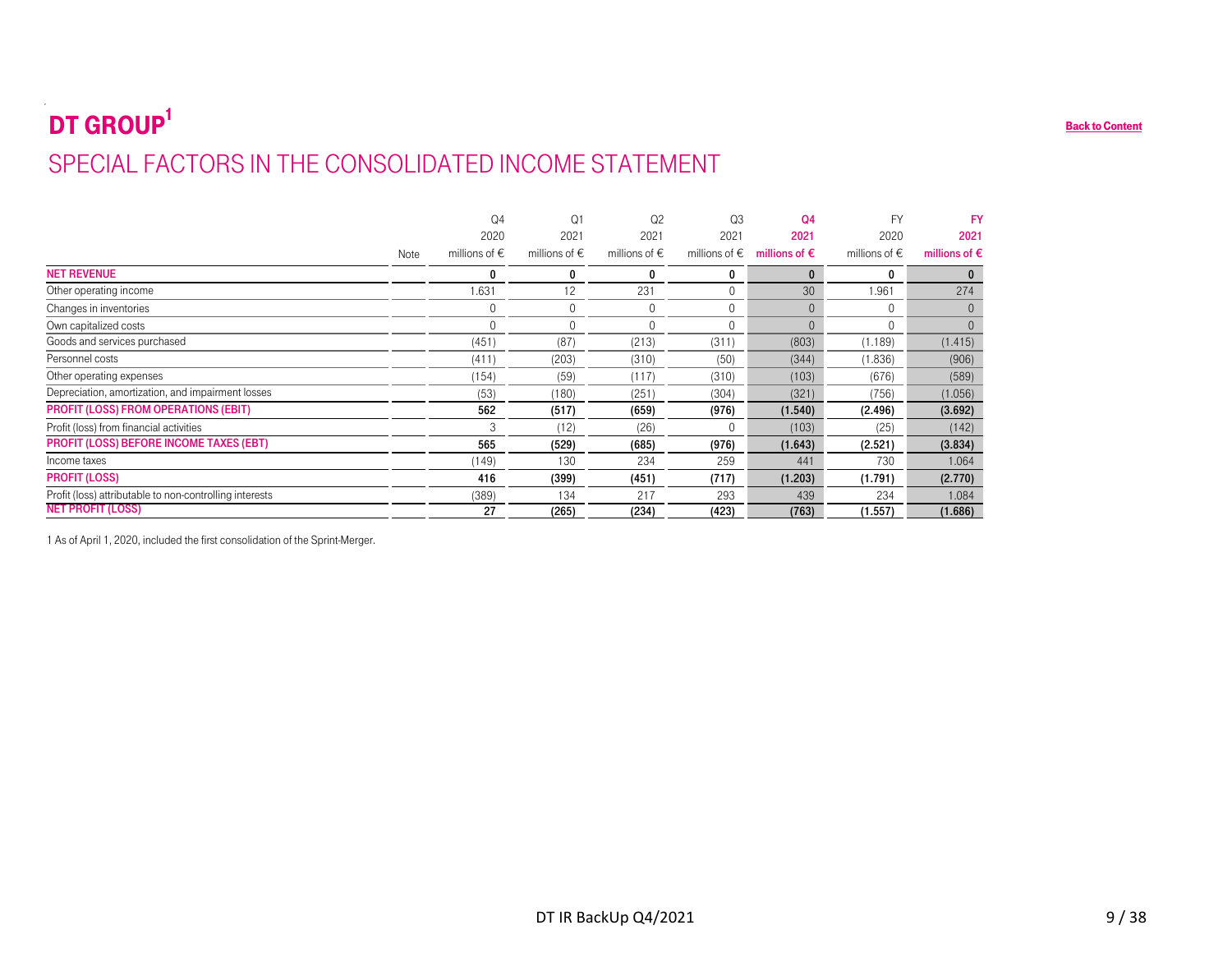# DT GROUP[1]

## SPECIAL FACTORS IN THE CONSOLIDATED INCOME STATEMENT

| | Note | Q4 2020 millions of € | Q1 2021 millions of € | Q2 2021 millions of € | Q3 2021 millions of € | Q4 2021 millions of € | FY 2020 millions of € | FY 2021 millions of € |
|---|---|---|---|---|---|---|---|---|
| **NET REVENUE** | | **0** | **0** | **0** | **0** | **0** | **0** | **0** |
| Other operating income | | 1.631 | 12 | 231 | 0 | 30 | 1.961 | 274 |
| Changes in inventories | | 0 | 0 | 0 | 0 | 0 | 0 | 0 |
| Own capitalized costs | | 0 | 0 | 0 | 0 | 0 | 0 | 0 |
| Goods and services purchased | | (451) | (87) | (213) | (311) | (803) | (1.189) | (1.415) |
| Personnel costs | | (411) | (203) | (310) | (50) | (344) | (1.836) | (906) |
| Other operating expenses | | (154) | (59) | (117) | (310) | (103) | (676) | (589) |
| Depreciation, amortization, and impairment losses | | (53) | (180) | (251) | (304) | (321) | (756) | (1.056) |
| **PROFIT (LOSS) FROM OPERATIONS (EBIT)** | | **562** | **(517)** | **(659)** | **(976)** | **(1.540)** | **(2.496)** | **(3.692)** |
| Profit (loss) from financial activities | | 3 | (12) | (26) | 0 | (103) | (25) | (142) |
| **PROFIT (LOSS) BEFORE INCOME TAXES (EBT)** | | **565** | **(529)** | **(685)** | **(976)** | **(1.643)** | **(2.521)** | **(3.834)** |
| Income taxes | | (149) | 130 | 234 | 259 | 441 | 730 | 1.064 |
| **PROFIT (LOSS)** | | **416** | **(399)** | **(451)** | **(717)** | **(1.203)** | **(1.791)** | **(2.770)** |
| Profit (loss) attributable to non-controlling interests | | (389) | 134 | 217 | 293 | 439 | 234 | 1.084 |
| **NET PROFIT (LOSS)** | | **27** | **(265)** | **(234)** | **(423)** | **(763)** | **(1.557)** | **(1.686)** |

1 As of April 1, 2020, included the first consolidation of the Sprint-Merger.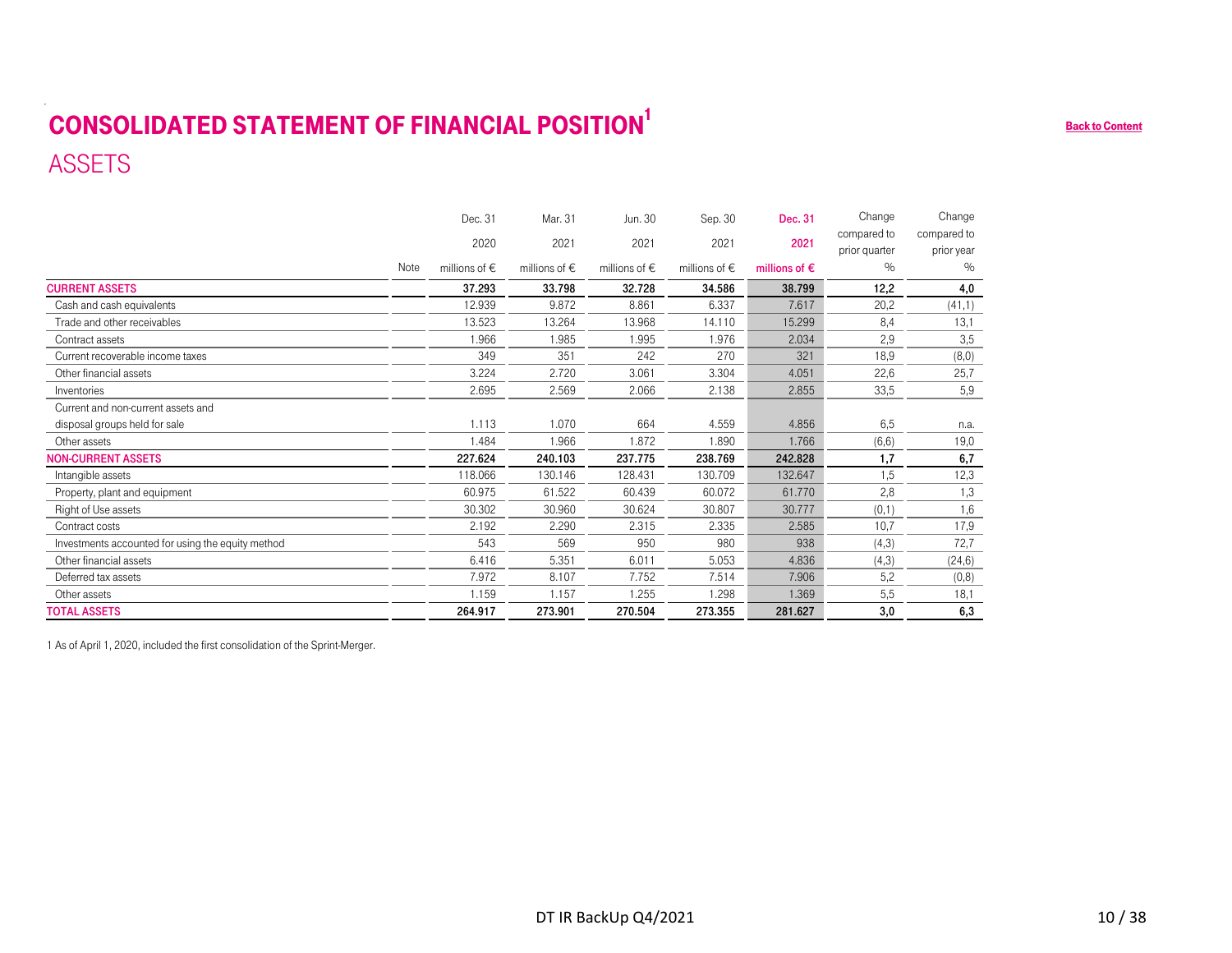# CONSOLIDATED STATEMENT OF FINANCIAL POSITION[1]

## ASSETS

| | Note | Dec. 31 2020 millions of € | Mar. 31 2021 millions of € | Jun. 30 2021 millions of € | Sep. 30 2021 millions of € | Dec. 31 2021 millions of € | Change compared to prior quarter % | Change compared to prior year % |
|---|---|---|---|---|---|---|---|---|
| **CURRENT ASSETS** | | **37.293** | **33.798** | **32.728** | **34.586** | **38.799** | **12,2** | **4,0** |
| Cash and cash equivalents | | 12.939 | 9.872 | 8.861 | 6.337 | 7.617 | 20,2 | (41,1) |
| Trade and other receivables | | 13.523 | 13.264 | 13.968 | 14.110 | 15.299 | 8,4 | 13,1 |
| Contract assets | | 1.966 | 1.985 | 1.995 | 1.976 | 2.034 | 2,9 | 3,5 |
| Current recoverable income taxes | | 349 | 351 | 242 | 270 | 321 | 18,9 | (8,0) |
| Other financial assets | | 3.224 | 2.720 | 3.061 | 3.304 | 4.051 | 22,6 | 25,7 |
| Inventories | | 2.695 | 2.569 | 2.066 | 2.138 | 2.855 | 33,5 | 5,9 |
| Current and non-current assets and disposal groups held for sale | | 1.113 | 1.070 | 664 | 4.559 | 4.856 | 6,5 | n.a. |
| Other assets | | 1.484 | 1.966 | 1.872 | 1.890 | 1.766 | (6,6) | 19,0 |
| **NON-CURRENT ASSETS** | | **227.624** | **240.103** | **237.775** | **238.769** | **242.828** | **1,7** | **6,7** |
| Intangible assets | | 118.066 | 130.146 | 128.431 | 130.709 | 132.647 | 1,5 | 12,3 |
| Property, plant and equipment | | 60.975 | 61.522 | 60.439 | 60.072 | 61.770 | 2,8 | 1,3 |
| Right of Use assets | | 30.302 | 30.960 | 30.624 | 30.807 | 30.777 | (0,1) | 1,6 |
| Contract costs | | 2.192 | 2.290 | 2.315 | 2.335 | 2.585 | 10,7 | 17,9 |
| Investments accounted for using the equity method | | 543 | 569 | 950 | 980 | 938 | (4,3) | 72,7 |
| Other financial assets | | 6.416 | 5.351 | 6.011 | 5.053 | 4.836 | (4,3) | (24,6) |
| Deferred tax assets | | 7.972 | 8.107 | 7.752 | 7.514 | 7.906 | 5,2 | (0,8) |
| Other assets | | 1.159 | 1.157 | 1.255 | 1.298 | 1.369 | 5,5 | 18,1 |
| **TOTAL ASSETS** | | **264.917** | **273.901** | **270.504** | **273.355** | **281.627** | **3,0** | **6,3** |

1 As of April 1, 2020, included the first consolidation of the Sprint-Merger.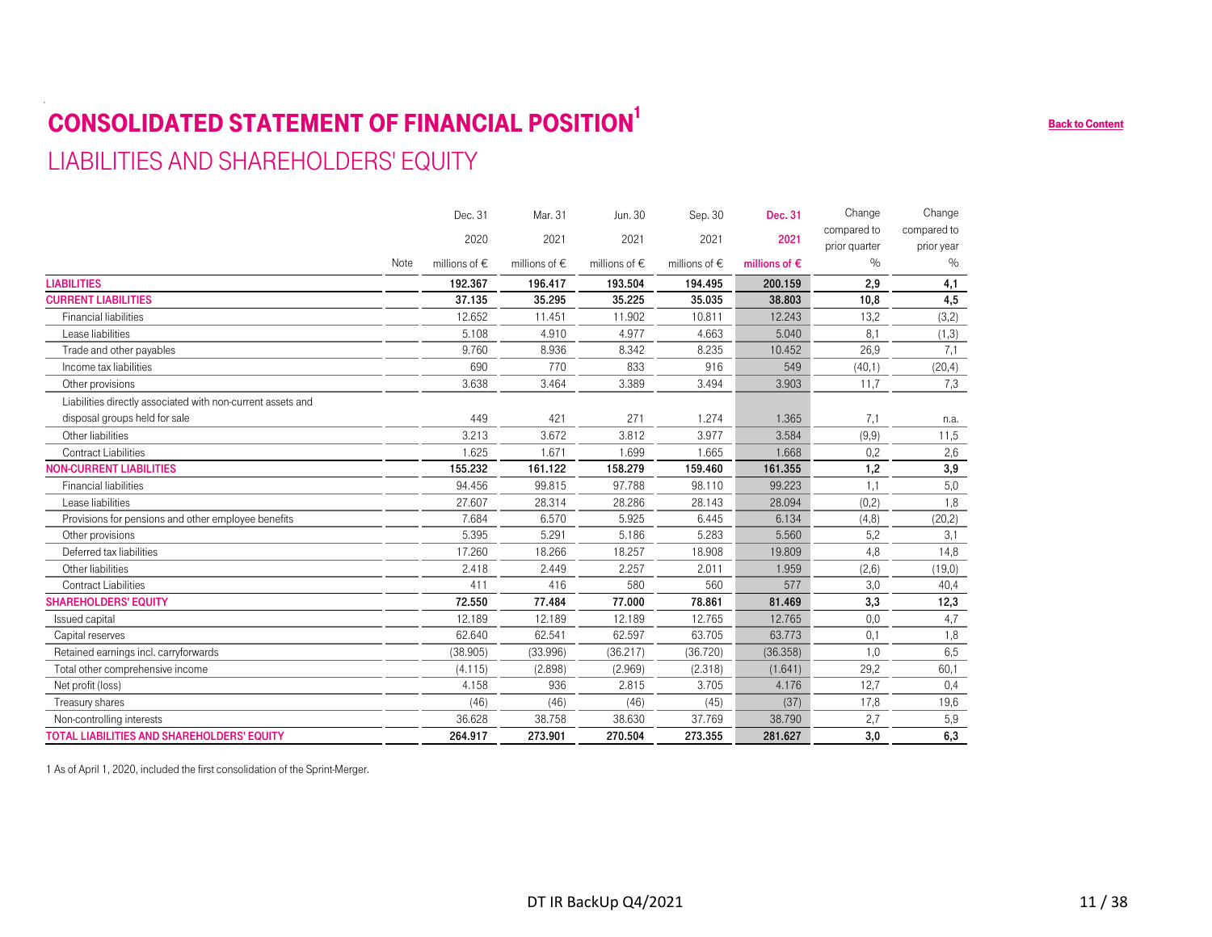# CONSOLIDATED STATEMENT OF FINANCIAL POSITION[1]

## LIABILITIES AND SHAREHOLDERS' EQUITY

| | Note | Dec. 31 2020 millions of € | Mar. 31 2021 millions of € | Jun. 30 2021 millions of € | Sep. 30 2021 millions of € | **Dec. 31 2021 millions of €** | Change compared to prior quarter % | Change compared to prior year % |
|---|---|---|---|---|---|---|---|---|
| **LIABILITIES** | | **192.367** | **196.417** | **193.504** | **194.495** | **200.159** | **2,9** | **4,1** |
| **CURRENT LIABILITIES** | | **37.135** | **35.295** | **35.225** | **35.035** | **38.803** | **10,8** | **4,5** |
| Financial liabilities | | 12.652 | 11.451 | 11.902 | 10.811 | 12.243 | 13,2 | (3,2) |
| Lease liabilities | | 5.108 | 4.910 | 4.977 | 4.663 | 5.040 | 8,1 | (1,3) |
| Trade and other payables | | 9.760 | 8.936 | 8.342 | 8.235 | 10.452 | 26,9 | 7,1 |
| Income tax liabilities | | 690 | 770 | 833 | 916 | 549 | (40,1) | (20,4) |
| Other provisions | | 3.638 | 3.464 | 3.389 | 3.494 | 3.903 | 11,7 | 7,3 |
| Liabilities directly associated with non-current assets and disposal groups held for sale | | 449 | 421 | 271 | 1.274 | 1.365 | 7,1 | n.a. |
| Other liabilities | | 3.213 | 3.672 | 3.812 | 3.977 | 3.584 | (9,9) | 11,5 |
| Contract Liabilities | | 1.625 | 1.671 | 1.699 | 1.665 | 1.668 | 0,2 | 2,6 |
| **NON-CURRENT LIABILITIES** | | **155.232** | **161.122** | **158.279** | **159.460** | **161.355** | **1,2** | **3,9** |
| Financial liabilities | | 94.456 | 99.815 | 97.788 | 98.110 | 99.223 | 1,1 | 5,0 |
| Lease liabilities | | 27.607 | 28.314 | 28.286 | 28.143 | 28.094 | (0,2) | 1,8 |
| Provisions for pensions and other employee benefits | | 7.684 | 6.570 | 5.925 | 6.445 | 6.134 | (4,8) | (20,2) |
| Other provisions | | 5.395 | 5.291 | 5.186 | 5.283 | 5.560 | 5,2 | 3,1 |
| Deferred tax liabilities | | 17.260 | 18.266 | 18.257 | 18.908 | 19.809 | 4,8 | 14,8 |
| Other liabilities | | 2.418 | 2.449 | 2.257 | 2.011 | 1.959 | (2,6) | (19,0) |
| Contract Liabilities | | 411 | 416 | 580 | 560 | 577 | 3,0 | 40,4 |
| **SHAREHOLDERS' EQUITY** | | **72.550** | **77.484** | **77.000** | **78.861** | **81.469** | **3,3** | **12,3** |
| Issued capital | | 12.189 | 12.189 | 12.189 | 12.765 | 12.765 | 0,0 | 4,7 |
| Capital reserves | | 62.640 | 62.541 | 62.597 | 63.705 | 63.773 | 0,1 | 1,8 |
| Retained earnings incl. carryforwards | | (38.905) | (33.996) | (36.217) | (36.720) | (36.358) | 1,0 | 6,5 |
| Total other comprehensive income | | (4.115) | (2.898) | (2.969) | (2.318) | (1.641) | 29,2 | 60,1 |
| Net profit (loss) | | 4.158 | 936 | 2.815 | 3.705 | 4.176 | 12,7 | 0,4 |
| Treasury shares | | (46) | (46) | (46) | (45) | (37) | 17,8 | 19,6 |
| Non-controlling interests | | 36.628 | 38.758 | 38.630 | 37.769 | 38.790 | 2,7 | 5,9 |
| **TOTAL LIABILITIES AND SHAREHOLDERS' EQUITY** | | **264.917** | **273.901** | **270.504** | **273.355** | **281.627** | **3,0** | **6,3** |

1 As of April 1, 2020, included the first consolidation of the Sprint-Merger.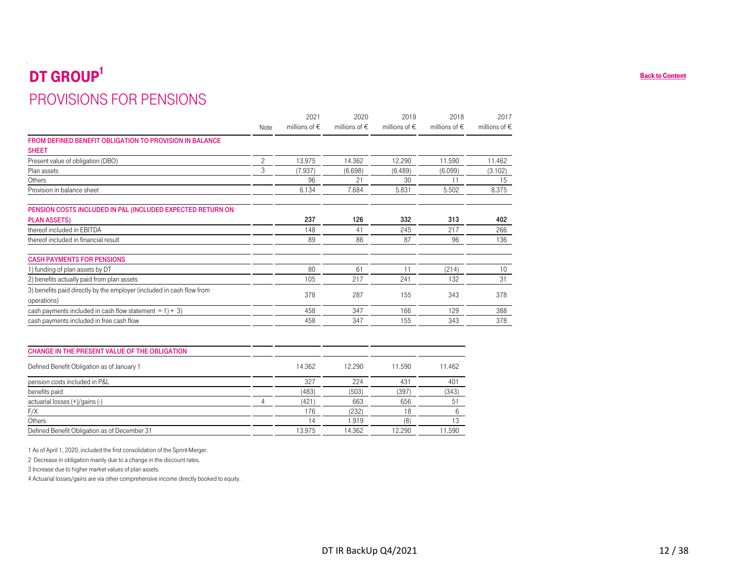# DT GROUP[1]

## PROVISIONS FOR PENSIONS

| | Note | 2021 millions of € | 2020 millions of € | 2019 millions of € | 2018 millions of € | 2017 millions of € |
|---|---|---|---|---|---|---|
| **FROM DEFINED BENEFIT OBLIGATION TO PROVISION IN BALANCE SHEET** | | | | | | |
| Present value of obligation (DBO) | 2 | 13.975 | 14.362 | 12.290 | 11.590 | 11.462 |
| Plan assets | 3 | (7.937) | (6.698) | (6.489) | (6.099) | (3.102) |
| Others | | 96 | 21 | 30 | 11 | 15 |
| Provision in balance sheet | | 6.134 | 7.684 | 5.831 | 5.502 | 8.375 |
| **PENSION COSTS INCLUDED IN P&L (INCLUDED EXPECTED RETURN ON PLAN ASSETS)** | | **237** | **126** | **332** | **313** | **402** |
| thereof included in EBITDA | | 148 | 41 | 245 | 217 | 266 |
| thereof included in financial result | | 89 | 86 | 87 | 96 | 136 |
| **CASH PAYMENTS FOR PENSIONS** | | | | | | |
| 1) funding of plan assets by DT | | 80 | 61 | 11 | (214) | 10 |
| 2) benefits actually paid from plan assets | | 105 | 217 | 241 | 132 | 31 |
| 3) benefits paid directly by the employer (included in cash flow from operations) | | 378 | 287 | 155 | 343 | 378 |
| cash payments included in cash flow statement = 1) + 3) | | 458 | 347 | 166 | 129 | 388 |
| cash payments included in free cash flow | | 458 | 347 | 155 | 343 | 378 |

| **CHANGE IN THE PRESENT VALUE OF THE OBLIGATION** | | | | | |
|---|---|---|---|---|---|
| Defined Benefit Obligation as of January 1 | | 14.362 | 12.290 | 11.590 | 11.462 |
| pension costs included in P&L | | 327 | 224 | 431 | 401 |
| benefits paid | | (483) | (503) | (397) | (343) |
| actuarial losses (+)/gains (-) | 4 | (421) | 663 | 656 | 51 |
| F/X | | 176 | (232) | 18 | 6 |
| Others | | 14 | 1.919 | (8) | 13 |
| Defined Benefit Obligation as of December 31 | | 13.975 | 14.362 | 12.290 | 11.590 |

1 As of April 1, 2020, included the first consolidation of the Sprint-Merger.

2 Decrease in obligation mainly due to a change in the discount rates.

3 Increase due to higher market values of plan assets.

4 Actuarial losses/gains are via other comprehensive income directly booked to equity.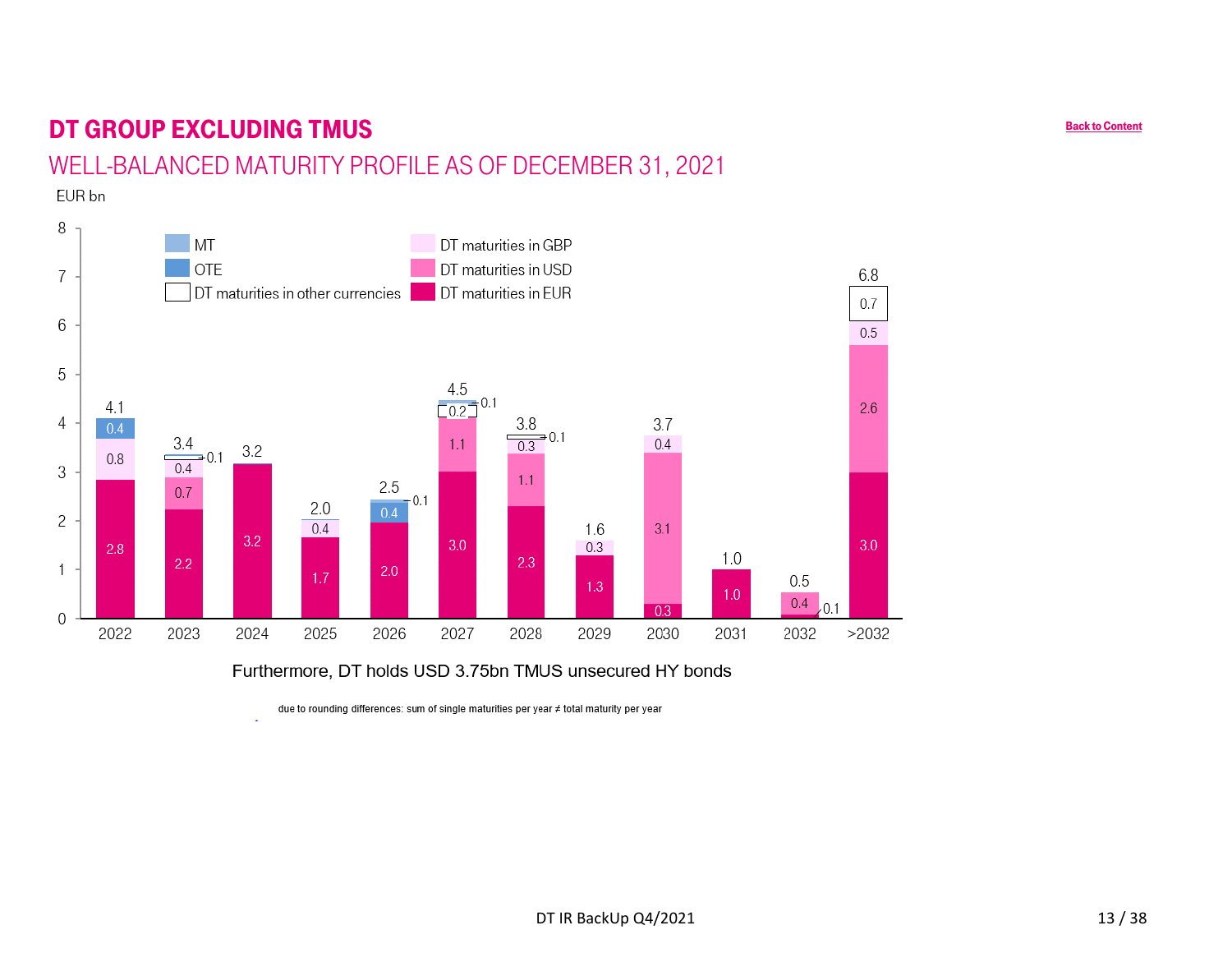# DT GROUP EXCLUDING TMUS

## WELL-BALANCED MATURITY PROFILE AS OF DECEMBER 31, 2021

EUR bn

| Year | DT maturities in EUR | DT maturities in USD | DT maturities in GBP | DT maturities in other currencies | OTE | MT | Total |
|---|---|---|---|---|---|---|---|
| 2022 | 2.8 | | 0.8 | | 0.4 | | 4.1 |
| 2023 | 2.2 | 0.7 | 0.4 | 0.1 | | | 3.4 |
| 2024 | 3.2 | | | | | | 3.2 |
| 2025 | 1.7 | | 0.4 | | | | 2.0 |
| 2026 | 2.0 | | | | 0.4 | 0.1 | 2.5 |
| 2027 | 3.0 | 1.1 | | 0.2 | | 0.1 | 4.5 |
| 2028 | 2.3 | 1.1 | 0.3 | 0.1 | | | 3.8 |
| 2029 | 1.3 | | 0.3 | | | | 1.6 |
| 2030 | 0.3 | 3.1 | 0.4 | | | | 3.7 |
| 2031 | 1.0 | | | | | | 1.0 |
| 2032 | 0.1 | 0.4 | | | | | 0.5 |
| >2032 | 3.0 | 2.6 | 0.5 | 0.7 | | | 6.8 |

Furthermore, DT holds USD 3.75bn TMUS unsecured HY bonds

due to rounding differences: sum of single maturities per year ≠ total maturity per year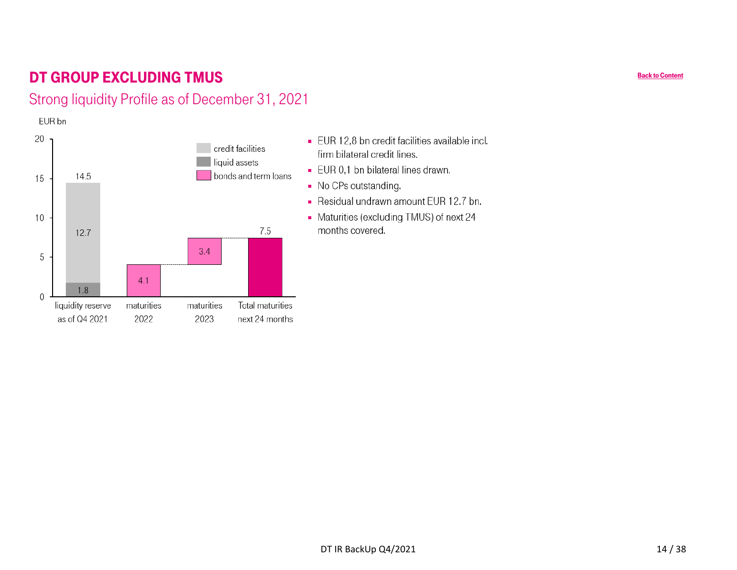# DT GROUP EXCLUDING TMUS

## Strong liquidity Profile as of December 31, 2021

EUR bn

| | credit facilities | liquid assets | bonds and term loans | Total |
|---|---|---|---|---|
| liquidity reserve as of Q4 2021 | 12.7 | 1.8 | | 14.5 |
| maturities 2022 | | | 4.1 | |
| maturities 2023 | | | 3.4 | |
| Total maturities next 24 months | | | | 7.5 |

- EUR 12,8 bn credit facilities available incl. firm bilateral credit lines.
- EUR 0,1 bn bilateral lines drawn.
- No CPs outstanding.
- Residual undrawn amount EUR 12.7 bn.
- Maturities (excluding TMUS) of next 24 months covered.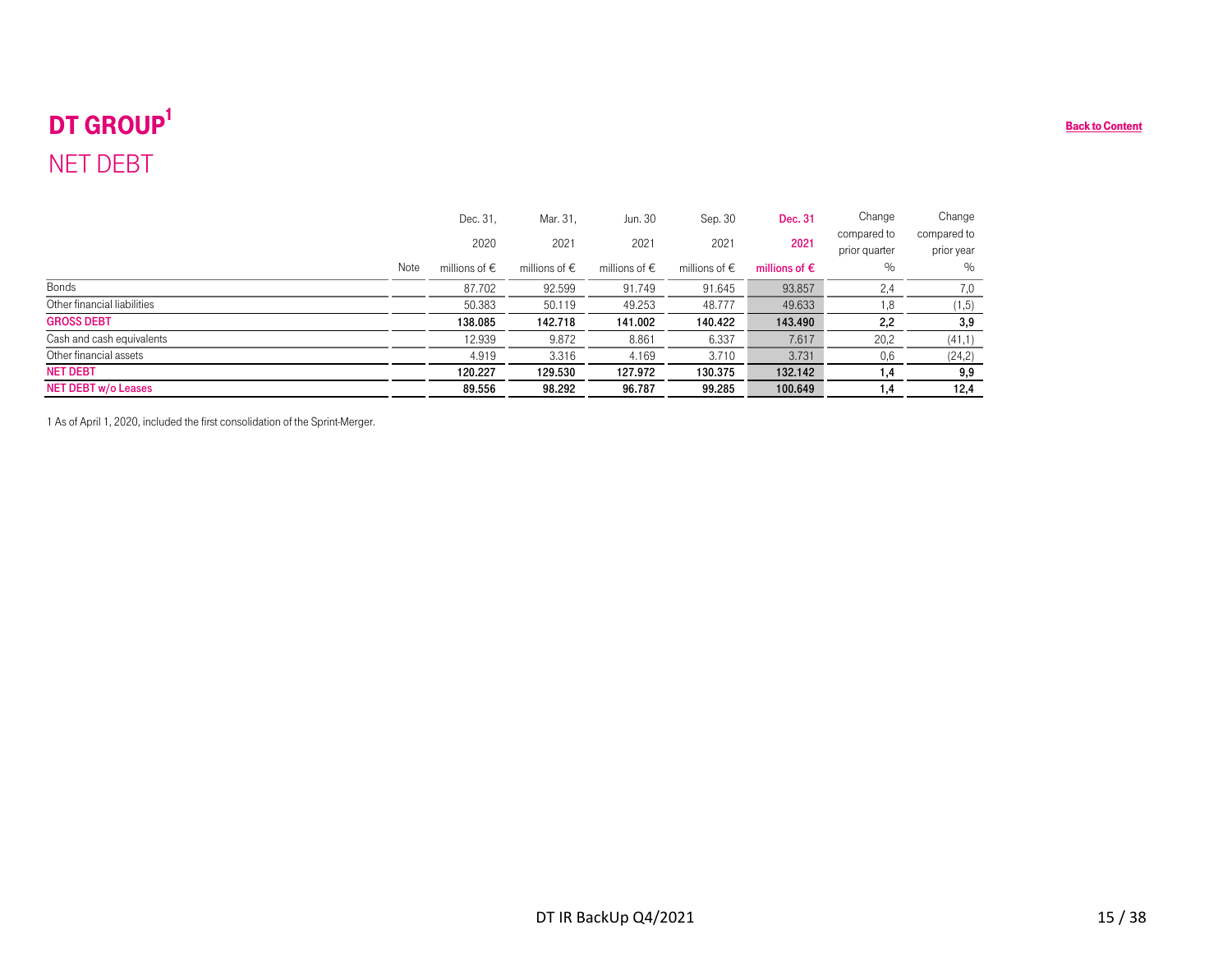# DT GROUP[1]

## NET DEBT

| | Note | Dec. 31, 2020 millions of € | Mar. 31, 2021 millions of € | Jun. 30 2021 millions of € | Sep. 30 2021 millions of € | **Dec. 31 2021 millions of €** | Change compared to prior quarter % | Change compared to prior year % |
|---|---|---|---|---|---|---|---|---|
| Bonds | | 87.702 | 92.599 | 91.749 | 91.645 | 93.857 | 2,4 | 7,0 |
| Other financial liabilities | | 50.383 | 50.119 | 49.253 | 48.777 | 49.633 | 1,8 | (1,5) |
| **GROSS DEBT** | | **138.085** | **142.718** | **141.002** | **140.422** | **143.490** | **2,2** | **3,9** |
| Cash and cash equivalents | | 12.939 | 9.872 | 8.861 | 6.337 | 7.617 | 20,2 | (41,1) |
| Other financial assets | | 4.919 | 3.316 | 4.169 | 3.710 | 3.731 | 0,6 | (24,2) |
| **NET DEBT** | | **120.227** | **129.530** | **127.972** | **130.375** | **132.142** | **1,4** | **9,9** |
| **NET DEBT w/o Leases** | | **89.556** | **98.292** | **96.787** | **99.285** | **100.649** | **1,4** | **12,4** |

1 As of April 1, 2020, included the first consolidation of the Sprint-Merger.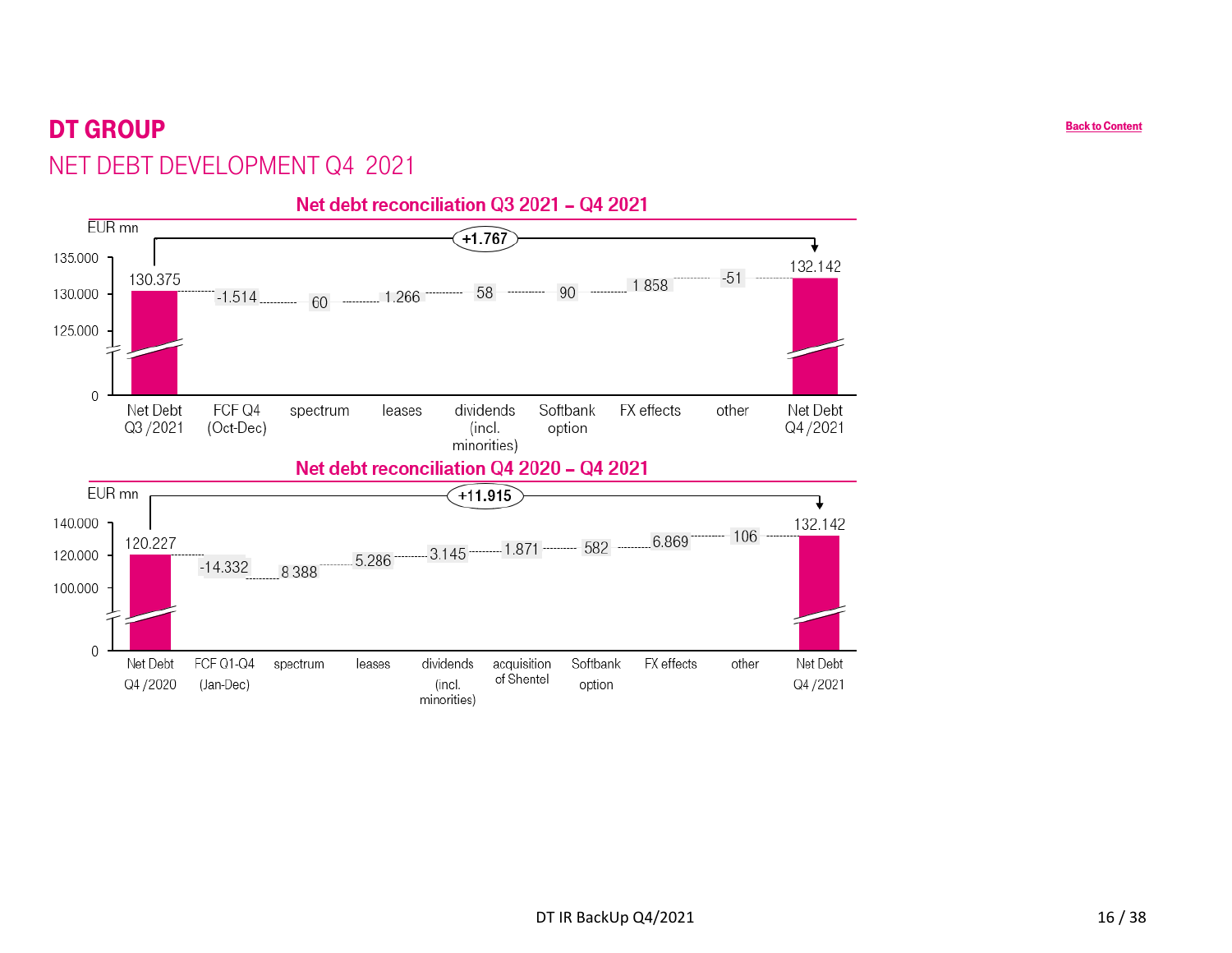# DT GROUP

## NET DEBT DEVELOPMENT Q4 2021

Back to Content

### Net debt reconciliation Q3 2021 – Q4 2021

EUR mn

| Net Debt Q3 /2021 | FCF Q4 (Oct-Dec) | spectrum | leases | dividends (incl. minorities) | Softbank option | FX effects | other | Net Debt Q4 /2021 |
|---|---|---|---|---|---|---|---|---|
| 130.375 | -1.514 | 60 | 1.266 | 58 | 90 | 1 858 | -51 | 132.142 |

Change: +1.767

### Net debt reconciliation Q4 2020 – Q4 2021

EUR mn

| Net Debt Q4 /2020 | FCF Q1-Q4 (Jan-Dec) | spectrum | leases | dividends (incl. minorities) | acquisition of Shentel | Softbank option | FX effects | other | Net Debt Q4 /2021 |
|---|---|---|---|---|---|---|---|---|---|
| 120.227 | -14.332 | 8 388 | 5.286 | 3.145 | 1.871 | 582 | 6.869 | 106 | 132.142 |

Change: +11.915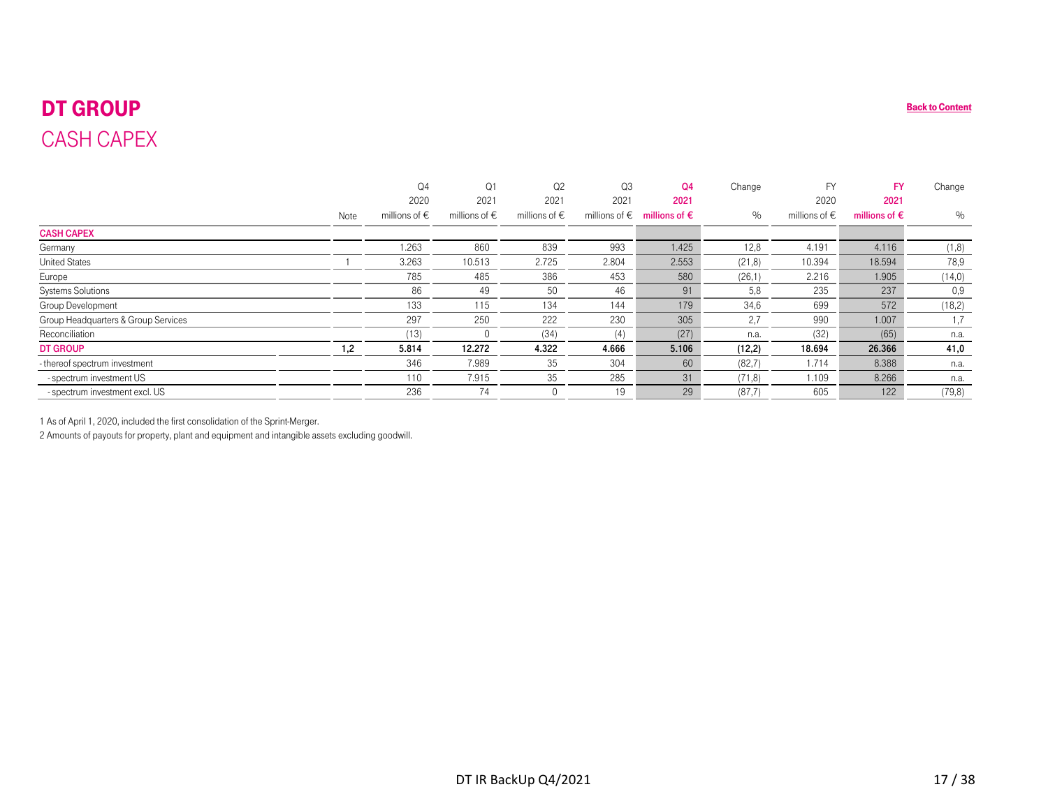# DT GROUP

## CASH CAPEX

Back to Content

| | Note | Q4 2020 millions of € | Q1 2021 millions of € | Q2 2021 millions of € | Q3 2021 millions of € | Q4 2021 millions of € | Change % | FY 2020 millions of € | FY 2021 millions of € | Change % |
|---|---|---|---|---|---|---|---|---|---|---|
| **CASH CAPEX** | | | | | | | | | | |
| Germany | | 1.263 | 860 | 839 | 993 | 1.425 | 12,8 | 4.191 | 4.116 | (1,8) |
| United States | 1 | 3.263 | 10.513 | 2.725 | 2.804 | 2.553 | (21,8) | 10.394 | 18.594 | 78,9 |
| Europe | | 785 | 485 | 386 | 453 | 580 | (26,1) | 2.216 | 1.905 | (14,0) |
| Systems Solutions | | 86 | 49 | 50 | 46 | 91 | 5,8 | 235 | 237 | 0,9 |
| Group Development | | 133 | 115 | 134 | 144 | 179 | 34,6 | 699 | 572 | (18,2) |
| Group Headquarters & Group Services | | 297 | 250 | 222 | 230 | 305 | 2,7 | 990 | 1.007 | 1,7 |
| Reconciliation | | (13) | 0 | (34) | (4) | (27) | n.a. | (32) | (65) | n.a. |
| **DT GROUP** | **1,2** | **5.814** | **12.272** | **4.322** | **4.666** | **5.106** | **(12,2)** | **18.694** | **26.366** | **41,0** |
| - thereof spectrum investment | | 346 | 7.989 | 35 | 304 | 60 | (82,7) | 1.714 | 8.388 | n.a. |
| - spectrum investment US | | 110 | 7.915 | 35 | 285 | 31 | (71,8) | 1.109 | 8.266 | n.a. |
| - spectrum investment excl. US | | 236 | 74 | 0 | 19 | 29 | (87,7) | 605 | 122 | (79,8) |

1 As of April 1, 2020, included the first consolidation of the Sprint-Merger.

2 Amounts of payouts for property, plant and equipment and intangible assets excluding goodwill.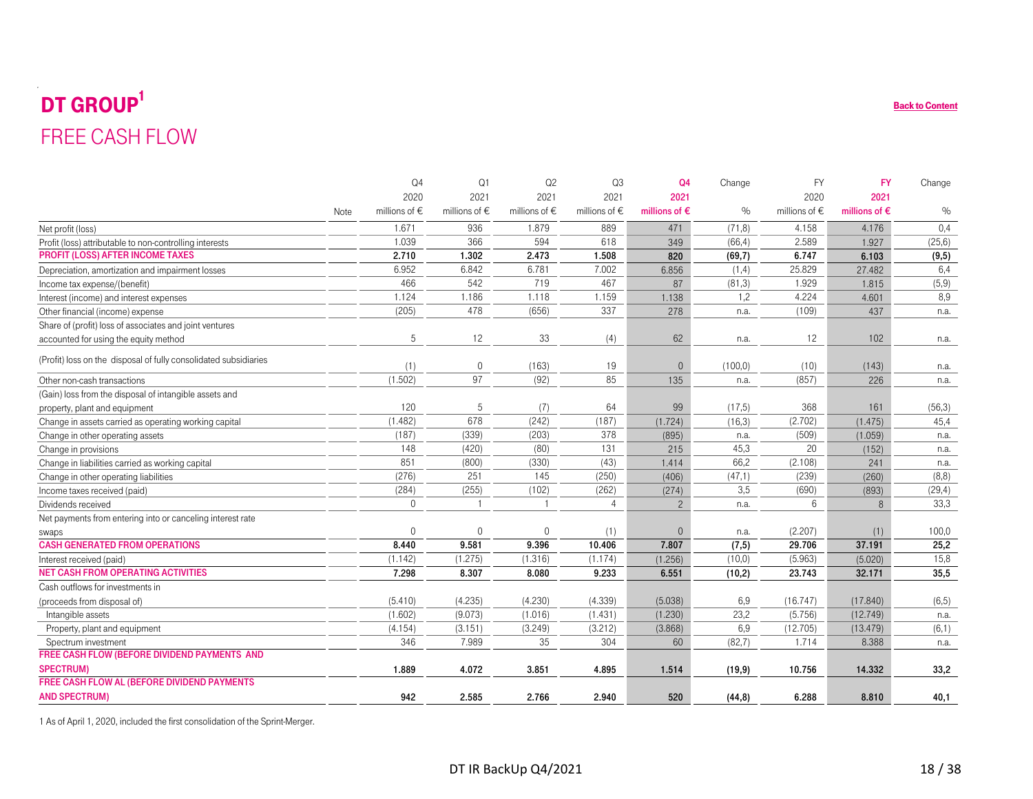# DT GROUP[1]

## FREE CASH FLOW

Back to Content

| | Note | Q4 2020 millions of € | Q1 2021 millions of € | Q2 2021 millions of € | Q3 2021 millions of € | Q4 2021 millions of € | Change % | FY 2020 millions of € | FY 2021 millions of € | Change % |
|---|---|---|---|---|---|---|---|---|---|---|
| Net profit (loss) | | 1.671 | 936 | 1.879 | 889 | 471 | (71,8) | 4.158 | 4.176 | 0,4 |
| Profit (loss) attributable to non-controlling interests | | 1.039 | 366 | 594 | 618 | 349 | (66,4) | 2.589 | 1.927 | (25,6) |
| **PROFIT (LOSS) AFTER INCOME TAXES** | | **2.710** | **1.302** | **2.473** | **1.508** | **820** | **(69,7)** | **6.747** | **6.103** | **(9,5)** |
| Depreciation, amortization and impairment losses | | 6.952 | 6.842 | 6.781 | 7.002 | 6.856 | (1,4) | 25.829 | 27.482 | 6,4 |
| Income tax expense/(benefit) | | 466 | 542 | 719 | 467 | 87 | (81,3) | 1.929 | 1.815 | (5,9) |
| Interest (income) and interest expenses | | 1.124 | 1.186 | 1.118 | 1.159 | 1.138 | 1,2 | 4.224 | 4.601 | 8,9 |
| Other financial (income) expense | | (205) | 478 | (656) | 337 | 278 | n.a. | (109) | 437 | n.a. |
| Share of (profit) loss of associates and joint ventures accounted for using the equity method | | 5 | 12 | 33 | (4) | 62 | n.a. | 12 | 102 | n.a. |
| (Profit) loss on the disposal of fully consolidated subsidiaries | | (1) | 0 | (163) | 19 | 0 | (100,0) | (10) | (143) | n.a. |
| Other non-cash transactions | | (1.502) | 97 | (92) | 85 | 135 | n.a. | (857) | 226 | n.a. |
| (Gain) loss from the disposal of intangible assets and property, plant and equipment | | 120 | 5 | (7) | 64 | 99 | (17,5) | 368 | 161 | (56,3) |
| Change in assets carried as operating working capital | | (1.482) | 678 | (242) | (187) | (1.724) | (16,3) | (2.702) | (1.475) | 45,4 |
| Change in other operating assets | | (187) | (339) | (203) | 378 | (895) | n.a. | (509) | (1.059) | n.a. |
| Change in provisions | | 148 | (420) | (80) | 131 | 215 | 45,3 | 20 | (152) | n.a. |
| Change in liabilities carried as working capital | | 851 | (800) | (330) | (43) | 1.414 | 66,2 | (2.108) | 241 | n.a. |
| Change in other operating liabilities | | (276) | 251 | 145 | (250) | (406) | (47,1) | (239) | (260) | (8,8) |
| Income taxes received (paid) | | (284) | (255) | (102) | (262) | (274) | 3,5 | (690) | (893) | (29,4) |
| Dividends received | | 0 | 1 | 1 | 4 | 2 | n.a. | 6 | 8 | 33,3 |
| Net payments from entering into or canceling interest rate swaps | | 0 | 0 | 0 | (1) | 0 | n.a. | (2.207) | (1) | 100,0 |
| **CASH GENERATED FROM OPERATIONS** | | **8.440** | **9.581** | **9.396** | **10.406** | **7.807** | **(7,5)** | **29.706** | **37.191** | **25,2** |
| Interest received (paid) | | (1.142) | (1.275) | (1.316) | (1.174) | (1.256) | (10,0) | (5.963) | (5.020) | 15,8 |
| **NET CASH FROM OPERATING ACTIVITIES** | | **7.298** | **8.307** | **8.080** | **9.233** | **6.551** | **(10,2)** | **23.743** | **32.171** | **35,5** |
| Cash outflows for investments in (proceeds from disposal of) | | (5.410) | (4.235) | (4.230) | (4.339) | (5.038) | 6,9 | (16.747) | (17.840) | (6,5) |
| Intangible assets | | (1.602) | (9.073) | (1.016) | (1.431) | (1.230) | 23,2 | (5.756) | (12.749) | n.a. |
| Property, plant and equipment | | (4.154) | (3.151) | (3.249) | (3.212) | (3.868) | 6,9 | (12.705) | (13.479) | (6,1) |
| Spectrum investment | | 346 | 7.989 | 35 | 304 | 60 | (82,7) | 1.714 | 8.388 | n.a. |
| **FREE CASH FLOW (BEFORE DIVIDEND PAYMENTS AND SPECTRUM)** | | **1.889** | **4.072** | **3.851** | **4.895** | **1.514** | **(19,9)** | **10.756** | **14.332** | **33,2** |
| **FREE CASH FLOW AL (BEFORE DIVIDEND PAYMENTS AND SPECTRUM)** | | **942** | **2.585** | **2.766** | **2.940** | **520** | **(44,8)** | **6.288** | **8.810** | **40,1** |

1 As of April 1, 2020, included the first consolidation of the Sprint-Merger.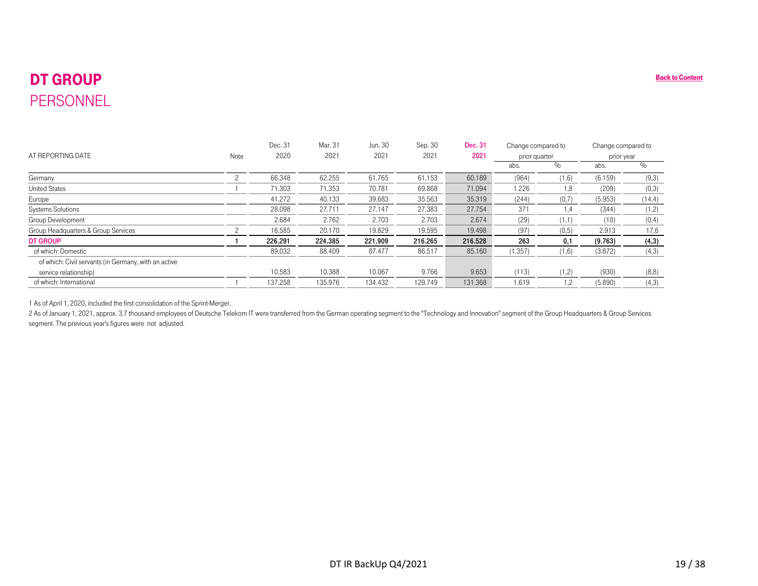# DT GROUP
## PERSONNEL

Back to Content

| AT REPORTING DATE | Note | Dec. 31 2020 | Mar. 31 2021 | Jun. 30 2021 | Sep. 30 2021 | Dec. 31 2021 | Change compared to prior quarter | | Change compared to prior year | |
|---|---|---|---|---|---|---|---|---|---|---|
| | | | | | | | abs. | % | abs. | % |
| Germany | 2 | 66.348 | 62.255 | 61.765 | 61.153 | 60.189 | (964) | (1,6) | (6.159) | (9,3) |
| United States | 1 | 71.303 | 71.353 | 70.781 | 69.868 | 71.094 | 1.226 | 1,8 | (209) | (0,3) |
| Europe | | 41.272 | 40.133 | 39.683 | 35.563 | 35.319 | (244) | (0,7) | (5.953) | (14,4) |
| Systems Solutions | | 28.098 | 27.711 | 27.147 | 27.383 | 27.754 | 371 | 1,4 | (344) | (1,2) |
| Group Development | | 2.684 | 2.762 | 2.703 | 2.703 | 2.674 | (29) | (1,1) | (10) | (0,4) |
| Group Headquarters & Group Services | 2 | 16.585 | 20.170 | 19.829 | 19.595 | 19.498 | (97) | (0,5) | 2.913 | 17,6 |
| **DT GROUP** | **1** | **226.291** | **224.385** | **221.909** | **216.265** | **216.528** | **263** | **0,1** | **(9.763)** | **(4,3)** |
| of which: Domestic | | 89.032 | 88.409 | 87.477 | 86.517 | 85.160 | (1.357) | (1,6) | (3.872) | (4,3) |
| of which: Civil servants (in Germany, with an active service relationship) | | 10.583 | 10.388 | 10.067 | 9.766 | 9.653 | (113) | (1,2) | (930) | (8,8) |
| of which: International | 1 | 137.258 | 135.976 | 134.432 | 129.749 | 131.368 | 1.619 | 1,2 | (5.890) | (4,3) |

1 As of April 1, 2020, included the first consolidation of the Sprint-Merger.

2 As of January 1, 2021, approx. 3.7 thousand employees of Deutsche Telekom IT were transferred from the German operating segment to the "Technology and Innovation" segment of the Group Headquarters & Group Services segment. The previous year's figures were not adjusted.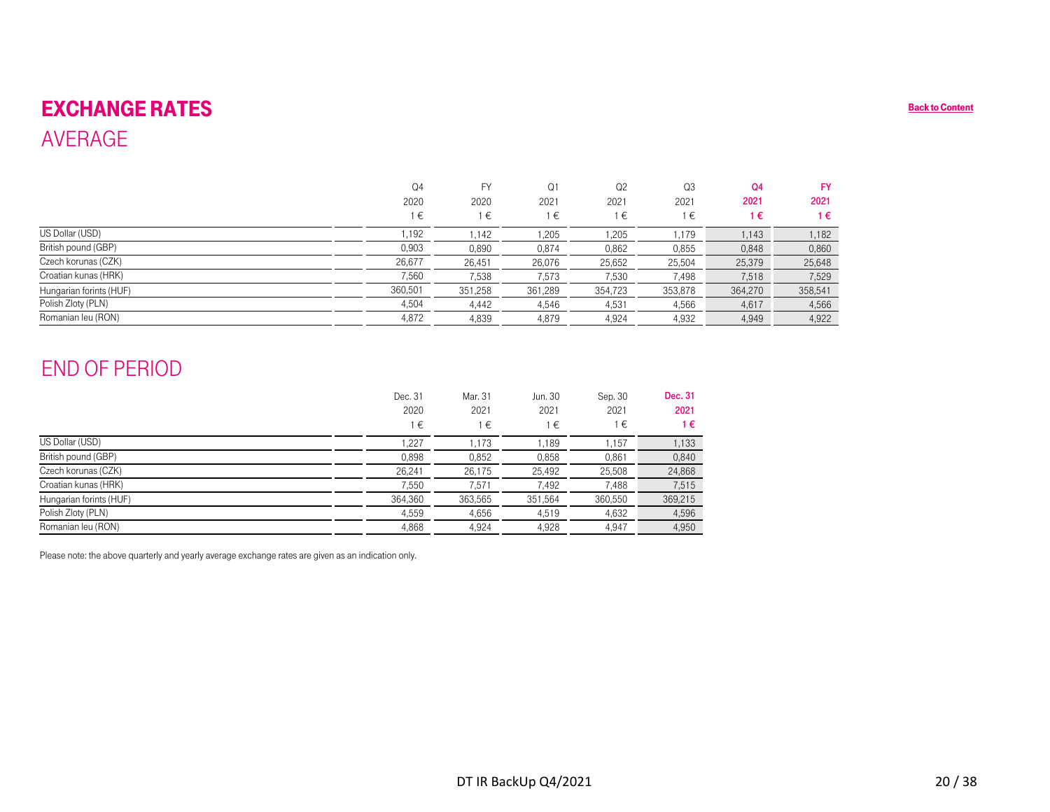# EXCHANGE RATES

Back to Content

## AVERAGE

| | Q4 2020 1 € | FY 2020 1 € | Q1 2021 1 € | Q2 2021 1 € | Q3 2021 1 € | Q4 2021 1 € | FY 2021 1 € |
|---|---|---|---|---|---|---|---|
| US Dollar (USD) | 1,192 | 1,142 | 1,205 | 1,205 | 1,179 | 1,143 | 1,182 |
| British pound (GBP) | 0,903 | 0,890 | 0,874 | 0,862 | 0,855 | 0,848 | 0,860 |
| Czech korunas (CZK) | 26,677 | 26,451 | 26,076 | 25,652 | 25,504 | 25,379 | 25,648 |
| Croatian kunas (HRK) | 7,560 | 7,538 | 7,573 | 7,530 | 7,498 | 7,518 | 7,529 |
| Hungarian forints (HUF) | 360,501 | 351,258 | 361,289 | 354,723 | 353,878 | 364,270 | 358,541 |
| Polish Zloty (PLN) | 4,504 | 4,442 | 4,546 | 4,531 | 4,566 | 4,617 | 4,566 |
| Romanian leu (RON) | 4,872 | 4,839 | 4,879 | 4,924 | 4,932 | 4,949 | 4,922 |

## END OF PERIOD

| | Dec. 31 2020 1 € | Mar. 31 2021 1 € | Jun. 30 2021 1 € | Sep. 30 2021 1 € | Dec. 31 2021 1 € |
|---|---|---|---|---|---|
| US Dollar (USD) | 1,227 | 1,173 | 1,189 | 1,157 | 1,133 |
| British pound (GBP) | 0,898 | 0,852 | 0,858 | 0,861 | 0,840 |
| Czech korunas (CZK) | 26,241 | 26,175 | 25,492 | 25,508 | 24,868 |
| Croatian kunas (HRK) | 7,550 | 7,571 | 7,492 | 7,488 | 7,515 |
| Hungarian forints (HUF) | 364,360 | 363,565 | 351,564 | 360,550 | 369,215 |
| Polish Zloty (PLN) | 4,559 | 4,656 | 4,519 | 4,632 | 4,596 |
| Romanian leu (RON) | 4,868 | 4,924 | 4,928 | 4,947 | 4,950 |

Please note: the above quarterly and yearly average exchange rates are given as an indication only.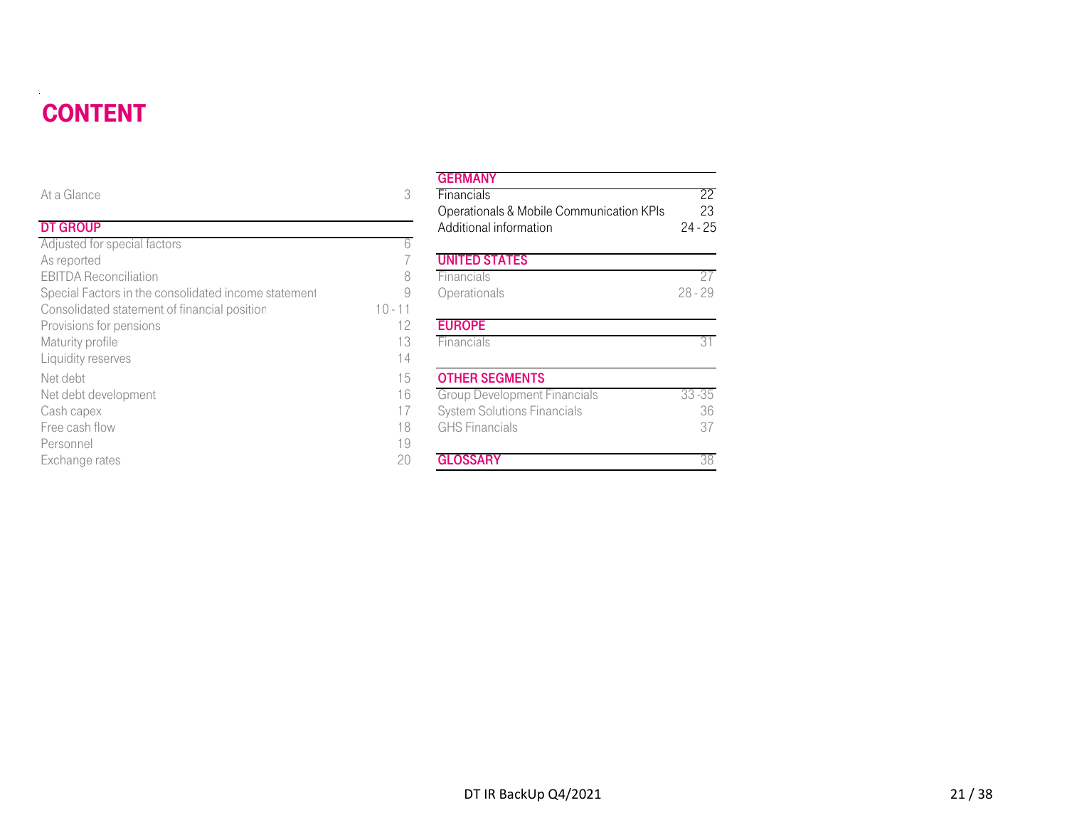# CONTENT

| | |
|---|---|
| At a Glance | 3 |

| DT GROUP | |
|---|---|
| Adjusted for special factors | 6 |
| As reported | 7 |
| EBITDA Reconciliation | 8 |
| Special Factors in the consolidated income statement | 9 |
| Consolidated statement of financial position | 10 - 11 |
| Provisions for pensions | 12 |
| Maturity profile | 13 |
| Liquidity reserves | 14 |
| Net debt | 15 |
| Net debt development | 16 |
| Cash capex | 17 |
| Free cash flow | 18 |
| Personnel | 19 |
| Exchange rates | 20 |

| GERMANY | |
|---|---|
| Financials | 22 |
| Operationals & Mobile Communication KPIs | 23 |
| Additional information | 24 - 25 |

| UNITED STATES | |
|---|---|
| Financials | 27 |
| Operationals | 28 - 29 |

| EUROPE | |
|---|---|
| Financials | 31 |

| OTHER SEGMENTS | |
|---|---|
| Group Development Financials | 33 -35 |
| System Solutions Financials | 36 |
| GHS Financials | 37 |

| GLOSSARY | 38 |
|---|---|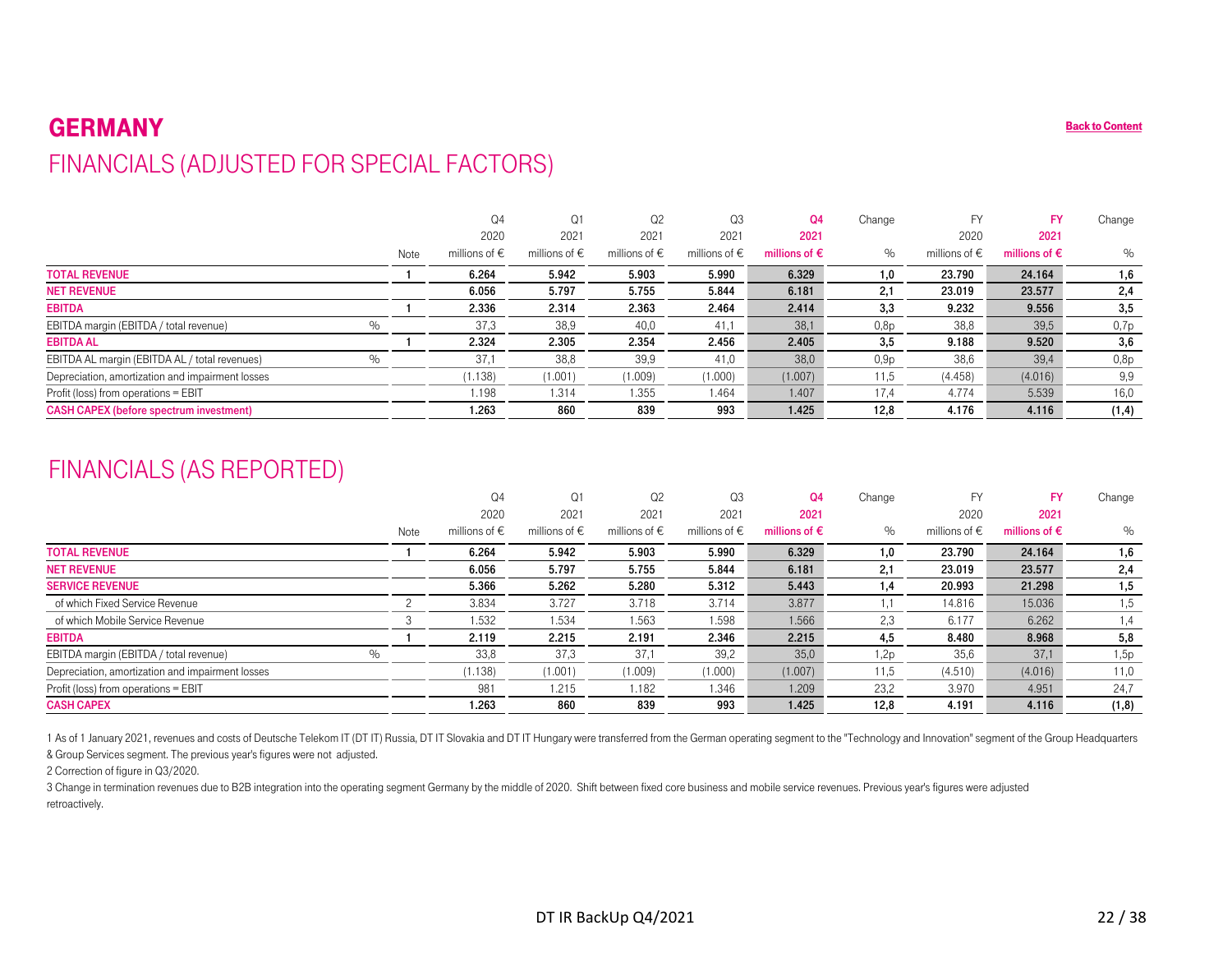# GERMANY

Back to Content

## FINANCIALS (ADJUSTED FOR SPECIAL FACTORS)

| | | Note | Q4 2020 millions of € | Q1 2021 millions of € | Q2 2021 millions of € | Q3 2021 millions of € | Q4 2021 millions of € | Change % | FY 2020 millions of € | FY 2021 millions of € | Change % |
|---|---|---|---|---|---|---|---|---|---|---|---|
| **TOTAL REVENUE** | | 1 | **6.264** | **5.942** | **5.903** | **5.990** | **6.329** | **1,0** | **23.790** | **24.164** | **1,6** |
| **NET REVENUE** | | | **6.056** | **5.797** | **5.755** | **5.844** | **6.181** | **2,1** | **23.019** | **23.577** | **2,4** |
| **EBITDA** | | 1 | **2.336** | **2.314** | **2.363** | **2.464** | **2.414** | **3,3** | **9.232** | **9.556** | **3,5** |
| EBITDA margin (EBITDA / total revenue) | % | | 37,3 | 38,9 | 40,0 | 41,1 | 38,1 | 0,8p | 38,8 | 39,5 | 0,7p |
| **EBITDA AL** | | 1 | **2.324** | **2.305** | **2.354** | **2.456** | **2.405** | **3,5** | **9.188** | **9.520** | **3,6** |
| EBITDA AL margin (EBITDA AL / total revenues) | % | | 37,1 | 38,8 | 39,9 | 41,0 | 38,0 | 0,9p | 38,6 | 39,4 | 0,8p |
| Depreciation, amortization and impairment losses | | | (1.138) | (1.001) | (1.009) | (1.000) | (1.007) | 11,5 | (4.458) | (4.016) | 9,9 |
| Profit (loss) from operations = EBIT | | | 1.198 | 1.314 | 1.355 | 1.464 | 1.407 | 17,4 | 4.774 | 5.539 | 16,0 |
| **CASH CAPEX (before spectrum investment)** | | | **1.263** | **860** | **839** | **993** | **1.425** | **12,8** | **4.176** | **4.116** | **(1,4)** |

## FINANCIALS (AS REPORTED)

| | | Note | Q4 2020 millions of € | Q1 2021 millions of € | Q2 2021 millions of € | Q3 2021 millions of € | Q4 2021 millions of € | Change % | FY 2020 millions of € | FY 2021 millions of € | Change % |
|---|---|---|---|---|---|---|---|---|---|---|---|
| **TOTAL REVENUE** | | 1 | **6.264** | **5.942** | **5.903** | **5.990** | **6.329** | **1,0** | **23.790** | **24.164** | **1,6** |
| **NET REVENUE** | | | **6.056** | **5.797** | **5.755** | **5.844** | **6.181** | **2,1** | **23.019** | **23.577** | **2,4** |
| **SERVICE REVENUE** | | | **5.366** | **5.262** | **5.280** | **5.312** | **5.443** | **1,4** | **20.993** | **21.298** | **1,5** |
| of which Fixed Service Revenue | | 2 | 3.834 | 3.727 | 3.718 | 3.714 | 3.877 | 1,1 | 14.816 | 15.036 | 1,5 |
| of which Mobile Service Revenue | | 3 | 1.532 | 1.534 | 1.563 | 1.598 | 1.566 | 2,3 | 6.177 | 6.262 | 1,4 |
| **EBITDA** | | 1 | **2.119** | **2.215** | **2.191** | **2.346** | **2.215** | **4,5** | **8.480** | **8.968** | **5,8** |
| EBITDA margin (EBITDA / total revenue) | % | | 33,8 | 37,3 | 37,1 | 39,2 | 35,0 | 1,2p | 35,6 | 37,1 | 1,5p |
| Depreciation, amortization and impairment losses | | | (1.138) | (1.001) | (1.009) | (1.000) | (1.007) | 11,5 | (4.510) | (4.016) | 11,0 |
| Profit (loss) from operations = EBIT | | | 981 | 1.215 | 1.182 | 1.346 | 1.209 | 23,2 | 3.970 | 4.951 | 24,7 |
| **CASH CAPEX** | | | **1.263** | **860** | **839** | **993** | **1.425** | **12,8** | **4.191** | **4.116** | **(1,8)** |

1 As of 1 January 2021, revenues and costs of Deutsche Telekom IT (DT IT) Russia, DT IT Slovakia and DT IT Hungary were transferred from the German operating segment to the "Technology and Innovation" segment of the Group Headquarters & Group Services segment. The previous year's figures were not adjusted.

2 Correction of figure in Q3/2020.

3 Change in termination revenues due to B2B integration into the operating segment Germany by the middle of 2020. Shift between fixed core business and mobile service revenues. Previous year's figures were adjusted retroactively.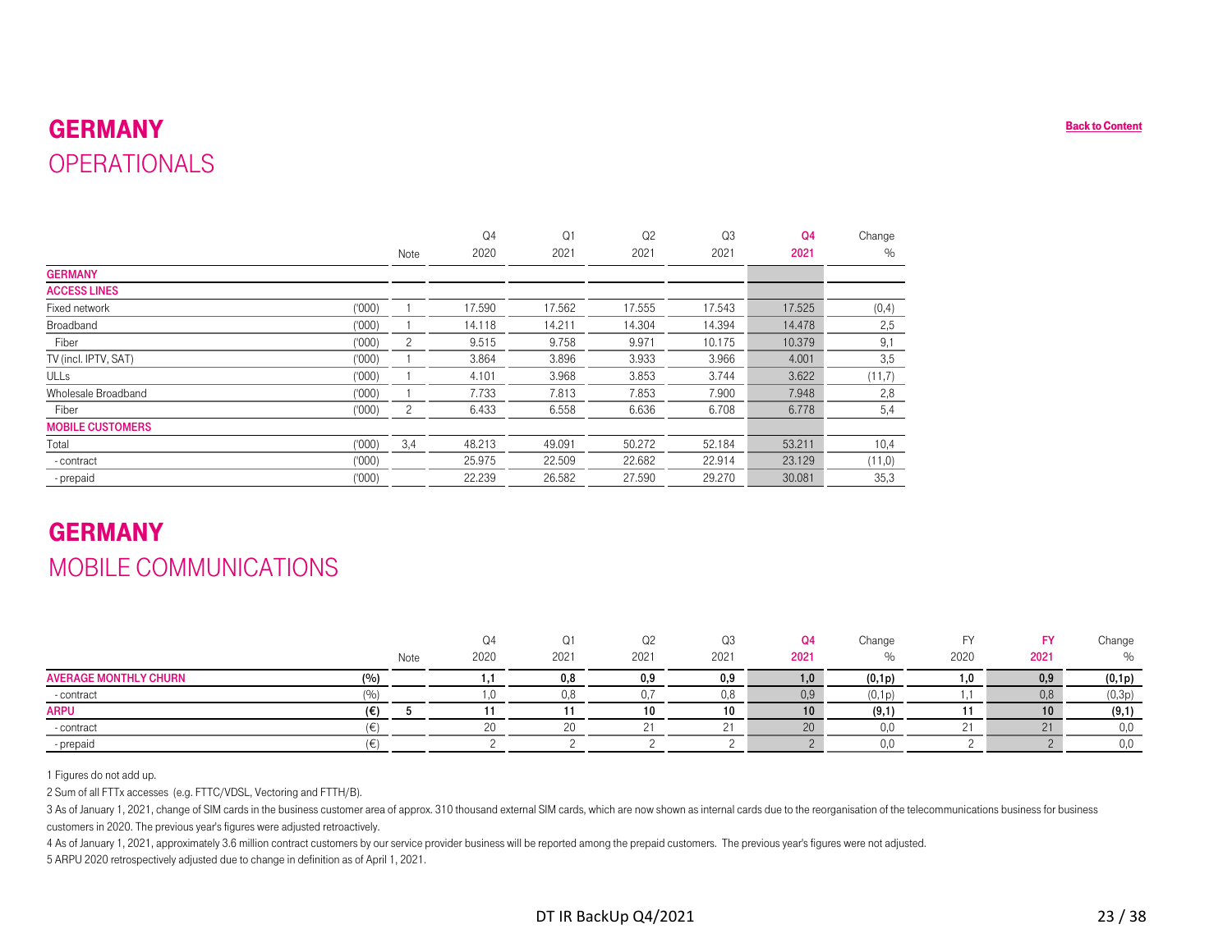# GERMANY
## OPERATIONALS

Back to Content

| | | Note | Q4 2020 | Q1 2021 | Q2 2021 | Q3 2021 | Q4 2021 | Change % |
|---|---|---|---|---|---|---|---|---|
| **GERMANY** | | | | | | | | |
| **ACCESS LINES** | | | | | | | | |
| Fixed network | ('000) | 1 | 17.590 | 17.562 | 17.555 | 17.543 | 17.525 | (0,4) |
| Broadband | ('000) | 1 | 14.118 | 14.211 | 14.304 | 14.394 | 14.478 | 2,5 |
| Fiber | ('000) | 2 | 9.515 | 9.758 | 9.971 | 10.175 | 10.379 | 9,1 |
| TV (incl. IPTV, SAT) | ('000) | 1 | 3.864 | 3.896 | 3.933 | 3.966 | 4.001 | 3,5 |
| ULLs | ('000) | 1 | 4.101 | 3.968 | 3.853 | 3.744 | 3.622 | (11,7) |
| Wholesale Broadband | ('000) | 1 | 7.733 | 7.813 | 7.853 | 7.900 | 7.948 | 2,8 |
| Fiber | ('000) | 2 | 6.433 | 6.558 | 6.636 | 6.708 | 6.778 | 5,4 |
| **MOBILE CUSTOMERS** | | | | | | | | |
| Total | ('000) | 3,4 | 48.213 | 49.091 | 50.272 | 52.184 | 53.211 | 10,4 |
| - contract | ('000) | | 25.975 | 22.509 | 22.682 | 22.914 | 23.129 | (11,0) |
| - prepaid | ('000) | | 22.239 | 26.582 | 27.590 | 29.270 | 30.081 | 35,3 |

# GERMANY
## MOBILE COMMUNICATIONS

| | | Note | Q4 2020 | Q1 2021 | Q2 2021 | Q3 2021 | Q4 2021 | Change % | FY 2020 | FY 2021 | Change % |
|---|---|---|---|---|---|---|---|---|---|---|---|
| **AVERAGE MONTHLY CHURN** | **(%)** | | **1,1** | **0,8** | **0,9** | **0,9** | **1,0** | **(0,1p)** | **1,0** | **0,9** | **(0,1p)** |
| - contract | (%) | | 1,0 | 0,8 | 0,7 | 0,8 | 0,9 | (0,1p) | 1,1 | 0,8 | (0,3p) |
| **ARPU** | **(€)** | **5** | **11** | **11** | **10** | **10** | **10** | **(9,1)** | **11** | **10** | **(9,1)** |
| - contract | (€) | | 20 | 20 | 21 | 21 | 20 | 0,0 | 21 | 21 | 0,0 |
| - prepaid | (€) | | 2 | 2 | 2 | 2 | 2 | 0,0 | 2 | 2 | 0,0 |

1 Figures do not add up.

2 Sum of all FTTx accesses (e.g. FTTC/VDSL, Vectoring and FTTH/B).

3 As of January 1, 2021, change of SIM cards in the business customer area of approx. 310 thousand external SIM cards, which are now shown as internal cards due to the reorganisation of the telecommunications business for business customers in 2020. The previous year's figures were adjusted retroactively.

4 As of January 1, 2021, approximately 3.6 million contract customers by our service provider business will be reported among the prepaid customers. The previous year's figures were not adjusted.

5 ARPU 2020 retrospectively adjusted due to change in definition as of April 1, 2021.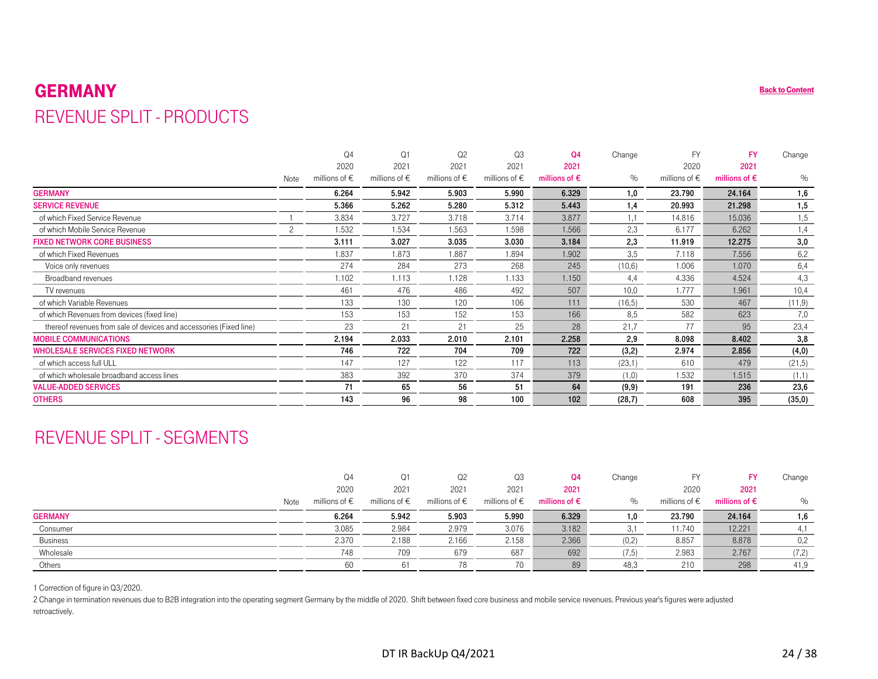# GERMANY

Back to Content

## REVENUE SPLIT - PRODUCTS

| | Note | Q4 2020 millions of € | Q1 2021 millions of € | Q2 2021 millions of € | Q3 2021 millions of € | Q4 2021 millions of € | Change % | FY 2020 millions of € | FY 2021 millions of € | Change % |
|---|---|---|---|---|---|---|---|---|---|---|
| **GERMANY** | | **6.264** | **5.942** | **5.903** | **5.990** | **6.329** | **1,0** | **23.790** | **24.164** | **1,6** |
| **SERVICE REVENUE** | | **5.366** | **5.262** | **5.280** | **5.312** | **5.443** | **1,4** | **20.993** | **21.298** | **1,5** |
| of which Fixed Service Revenue | 1 | 3.834 | 3.727 | 3.718 | 3.714 | 3.877 | 1,1 | 14.816 | 15.036 | 1,5 |
| of which Mobile Service Revenue | 2 | 1.532 | 1.534 | 1.563 | 1.598 | 1.566 | 2,3 | 6.177 | 6.262 | 1,4 |
| **FIXED NETWORK CORE BUSINESS** | | **3.111** | **3.027** | **3.035** | **3.030** | **3.184** | **2,3** | **11.919** | **12.275** | **3,0** |
| of which Fixed Revenues | | 1.837 | 1.873 | 1.887 | 1.894 | 1.902 | 3,5 | 7.118 | 7.556 | 6,2 |
| Voice only revenues | | 274 | 284 | 273 | 268 | 245 | (10,6) | 1.006 | 1.070 | 6,4 |
| Broadband revenues | | 1.102 | 1.113 | 1.128 | 1.133 | 1.150 | 4,4 | 4.336 | 4.524 | 4,3 |
| TV revenues | | 461 | 476 | 486 | 492 | 507 | 10,0 | 1.777 | 1.961 | 10,4 |
| of which Variable Revenues | | 133 | 130 | 120 | 106 | 111 | (16,5) | 530 | 467 | (11,9) |
| of which Revenues from devices (fixed line) | | 153 | 153 | 152 | 153 | 166 | 8,5 | 582 | 623 | 7,0 |
| thereof revenues from sale of devices and accessories (Fixed line) | | 23 | 21 | 21 | 25 | 28 | 21,7 | 77 | 95 | 23,4 |
| **MOBILE COMMUNICATIONS** | | **2.194** | **2.033** | **2.010** | **2.101** | **2.258** | **2,9** | **8.098** | **8.402** | **3,8** |
| **WHOLESALE SERVICES FIXED NETWORK** | | **746** | **722** | **704** | **709** | **722** | **(3,2)** | **2.974** | **2.856** | **(4,0)** |
| of which access full ULL | | 147 | 127 | 122 | 117 | 113 | (23,1) | 610 | 479 | (21,5) |
| of which wholesale broadband access lines | | 383 | 392 | 370 | 374 | 379 | (1,0) | 1.532 | 1.515 | (1,1) |
| **VALUE-ADDED SERVICES** | | **71** | **65** | **56** | **51** | **64** | **(9,9)** | **191** | **236** | **23,6** |
| **OTHERS** | | **143** | **96** | **98** | **100** | **102** | **(28,7)** | **608** | **395** | **(35,0)** |

## REVENUE SPLIT - SEGMENTS

| | Note | Q4 2020 millions of € | Q1 2021 millions of € | Q2 2021 millions of € | Q3 2021 millions of € | Q4 2021 millions of € | Change % | FY 2020 millions of € | FY 2021 millions of € | Change % |
|---|---|---|---|---|---|---|---|---|---|---|
| **GERMANY** | | **6.264** | **5.942** | **5.903** | **5.990** | **6.329** | **1,0** | **23.790** | **24.164** | **1,6** |
| Consumer | | 3.085 | 2.984 | 2.979 | 3.076 | 3.182 | 3,1 | 11.740 | 12.221 | 4,1 |
| Business | | 2.370 | 2.188 | 2.166 | 2.158 | 2.366 | (0,2) | 8.857 | 8.878 | 0,2 |
| Wholesale | | 748 | 709 | 679 | 687 | 692 | (7,5) | 2.983 | 2.767 | (7,2) |
| Others | | 60 | 61 | 78 | 70 | 89 | 48,3 | 210 | 298 | 41,9 |

1 Correction of figure in Q3/2020.

2 Change in termination revenues due to B2B integration into the operating segment Germany by the middle of 2020. Shift between fixed core business and mobile service revenues. Previous year's figures were adjusted retroactively.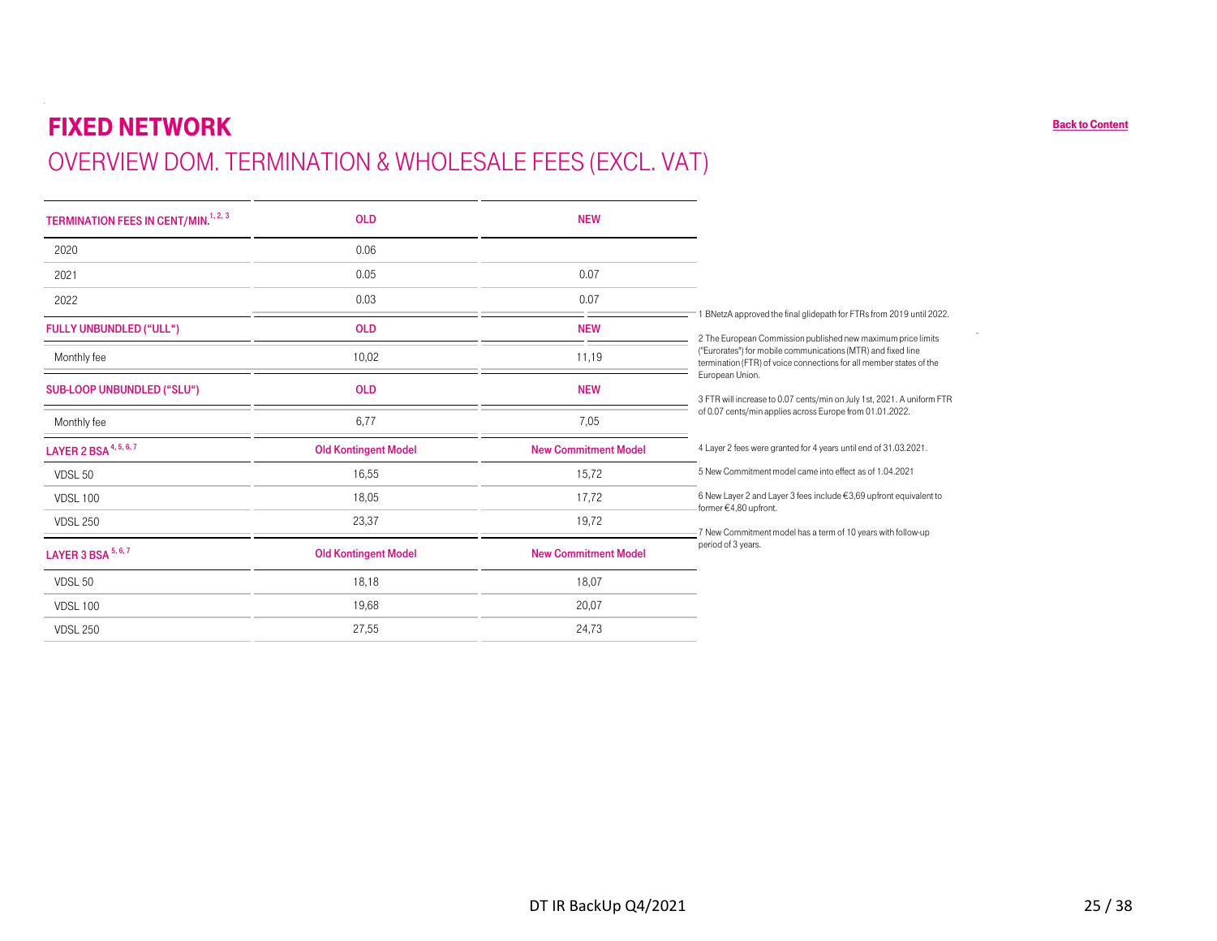# FIXED NETWORK

## OVERVIEW DOM. TERMINATION & WHOLESALE FEES (EXCL. VAT)

Back to Content

| TERMINATION FEES IN CENT/MIN.[1, 2, 3] | OLD | NEW |
|---|---|---|
| 2020 | 0.06 | |
| 2021 | 0.05 | 0.07 |
| 2022 | 0.03 | 0.07 |
| **FULLY UNBUNDLED ("ULL")** | **OLD** | **NEW** |
| Monthly fee | 10,02 | 11,19 |
| **SUB-LOOP UNBUNDLED ("SLU")** | **OLD** | **NEW** |
| Monthly fee | 6,77 | 7,05 |
| **LAYER 2 BSA [4, 5, 6, 7]** | **Old Kontingent Model** | **New Commitment Model** |
| VDSL 50 | 16,55 | 15,72 |
| VDSL 100 | 18,05 | 17,72 |
| VDSL 250 | 23,37 | 19,72 |
| **LAYER 3 BSA [5, 6, 7]** | **Old Kontingent Model** | **New Commitment Model** |
| VDSL 50 | 18,18 | 18,07 |
| VDSL 100 | 19,68 | 20,07 |
| VDSL 250 | 27,55 | 24,73 |

1 BNetzA approved the final glidepath for FTRs from 2019 until 2022.

2 The European Commission published new maximum price limits ("Eurorates") for mobile communications (MTR) and fixed line termination (FTR) of voice connections for all member states of the European Union.

3 FTR will increase to 0.07 cents/min on July 1st, 2021. A uniform FTR of 0.07 cents/min applies across Europe from 01.01.2022.

4 Layer 2 fees were granted for 4 years until end of 31.03.2021.

5 New Commitment model came into effect as of 1.04.2021

6 New Layer 2 and Layer 3 fees include €3,69 upfront equivalent to former €4,80 upfront.

7 New Commitment model has a term of 10 years with follow-up period of 3 years.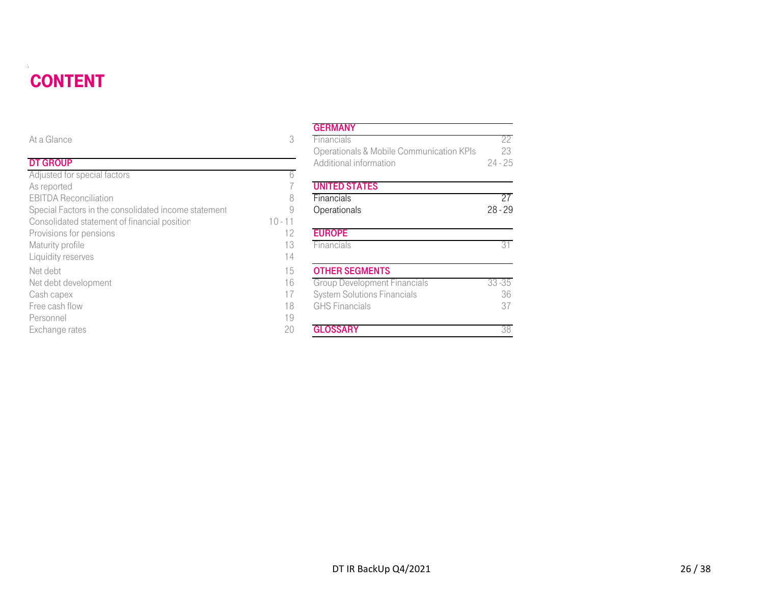# CONTENT

| | |
|---|---|
| At a Glance | 3 |

| DT GROUP | |
|---|---|
| Adjusted for special factors | 6 |
| As reported | 7 |
| EBITDA Reconciliation | 8 |
| Special Factors in the consolidated income statement | 9 |
| Consolidated statement of financial position | 10 - 11 |
| Provisions for pensions | 12 |
| Maturity profile | 13 |
| Liquidity reserves | 14 |
| Net debt | 15 |
| Net debt development | 16 |
| Cash capex | 17 |
| Free cash flow | 18 |
| Personnel | 19 |
| Exchange rates | 20 |

| GERMANY | |
|---|---|
| Financials | 22 |
| Operationals & Mobile Communication KPIs | 23 |
| Additional information | 24 - 25 |

| UNITED STATES | |
|---|---|
| Financials | 27 |
| Operationals | 28 - 29 |

| EUROPE | |
|---|---|
| Financials | 31 |

| OTHER SEGMENTS | |
|---|---|
| Group Development Financials | 33 -35 |
| System Solutions Financials | 36 |
| GHS Financials | 37 |

| GLOSSARY | 38 |
|---|---|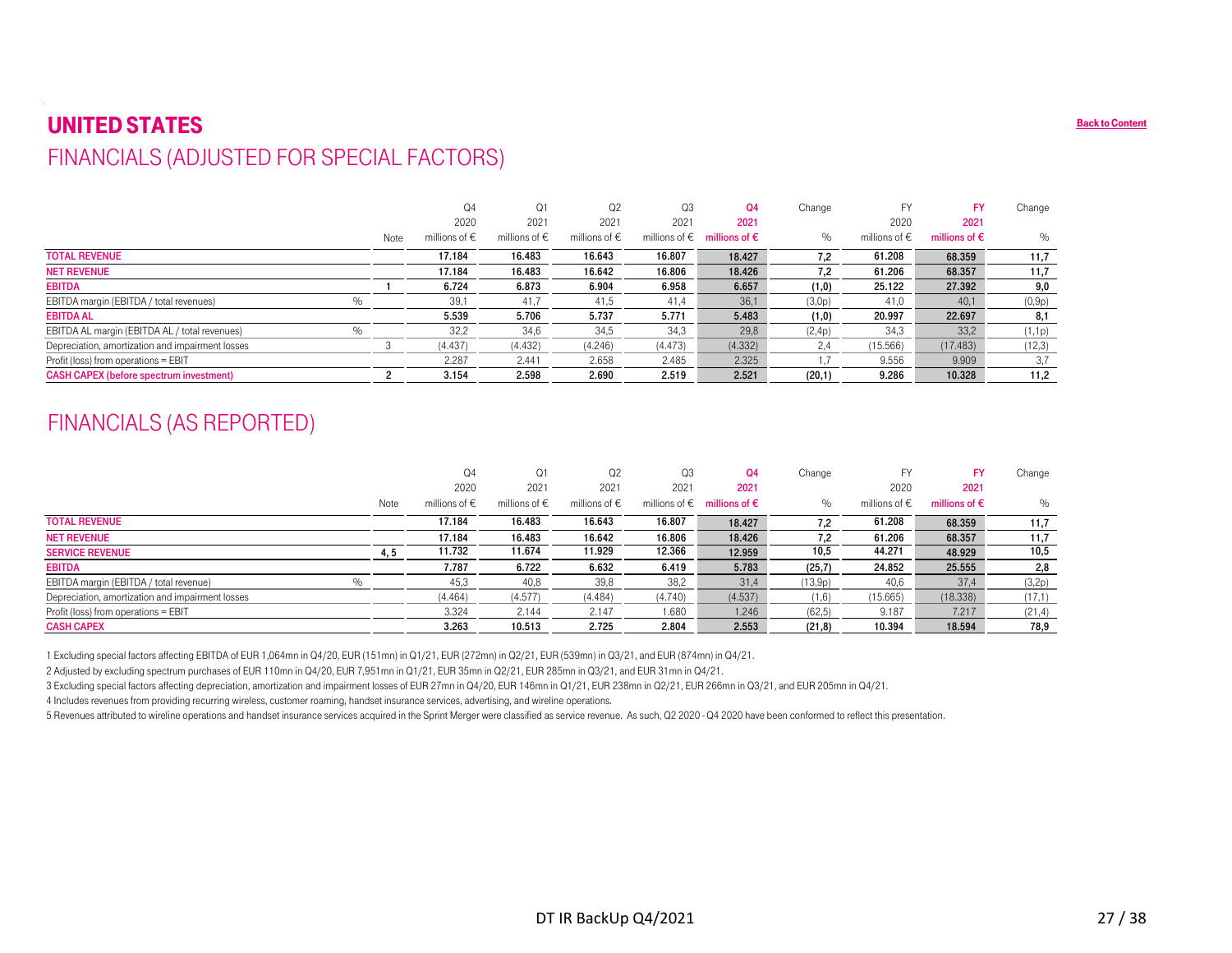# UNITED STATES

Back to Content

## FINANCIALS (ADJUSTED FOR SPECIAL FACTORS)

| | | Note | Q4 2020 millions of € | Q1 2021 millions of € | Q2 2021 millions of € | Q3 2021 millions of € | Q4 2021 millions of € | Change % | FY 2020 millions of € | FY 2021 millions of € | Change % |
|---|---|---|---|---|---|---|---|---|---|---|---|
| **TOTAL REVENUE** | | | **17.184** | **16.483** | **16.643** | **16.807** | **18.427** | **7,2** | **61.208** | **68.359** | **11,7** |
| **NET REVENUE** | | | **17.184** | **16.483** | **16.642** | **16.806** | **18.426** | **7,2** | **61.206** | **68.357** | **11,7** |
| **EBITDA** | | 1 | **6.724** | **6.873** | **6.904** | **6.958** | **6.657** | **(1,0)** | **25.122** | **27.392** | **9,0** |
| EBITDA margin (EBITDA / total revenues) | % | | 39,1 | 41,7 | 41,5 | 41,4 | 36,1 | (3,0p) | 41,0 | 40,1 | (0,9p) |
| **EBITDA AL** | | | **5.539** | **5.706** | **5.737** | **5.771** | **5.483** | **(1,0)** | **20.997** | **22.697** | **8,1** |
| EBITDA AL margin (EBITDA AL / total revenues) | % | | 32,2 | 34,6 | 34,5 | 34,3 | 29,8 | (2,4p) | 34,3 | 33,2 | (1,1p) |
| Depreciation, amortization and impairment losses | | 3 | (4.437) | (4.432) | (4.246) | (4.473) | (4.332) | 2,4 | (15.566) | (17.483) | (12,3) |
| Profit (loss) from operations = EBIT | | | 2.287 | 2.441 | 2.658 | 2.485 | 2.325 | 1,7 | 9.556 | 9.909 | 3,7 |
| **CASH CAPEX (before spectrum investment)** | | 2 | **3.154** | **2.598** | **2.690** | **2.519** | **2.521** | **(20,1)** | **9.286** | **10.328** | **11,2** |

## FINANCIALS (AS REPORTED)

| | | Note | Q4 2020 millions of € | Q1 2021 millions of € | Q2 2021 millions of € | Q3 2021 millions of € | Q4 2021 millions of € | Change % | FY 2020 millions of € | FY 2021 millions of € | Change % |
|---|---|---|---|---|---|---|---|---|---|---|---|
| **TOTAL REVENUE** | | | **17.184** | **16.483** | **16.643** | **16.807** | **18.427** | **7,2** | **61.208** | **68.359** | **11,7** |
| **NET REVENUE** | | | **17.184** | **16.483** | **16.642** | **16.806** | **18.426** | **7,2** | **61.206** | **68.357** | **11,7** |
| **SERVICE REVENUE** | | 4, 5 | **11.732** | **11.674** | **11.929** | **12.366** | **12.959** | **10,5** | **44.271** | **48.929** | **10,5** |
| **EBITDA** | | | **7.787** | **6.722** | **6.632** | **6.419** | **5.783** | **(25,7)** | **24.852** | **25.555** | **2,8** |
| EBITDA margin (EBITDA / total revenue) | % | | 45,3 | 40,8 | 39,8 | 38,2 | 31,4 | (13,9p) | 40,6 | 37,4 | (3,2p) |
| Depreciation, amortization and impairment losses | | | (4.464) | (4.577) | (4.484) | (4.740) | (4.537) | (1,6) | (15.665) | (18.338) | (17,1) |
| Profit (loss) from operations = EBIT | | | 3.324 | 2.144 | 2.147 | 1.680 | 1.246 | (62,5) | 9.187 | 7.217 | (21,4) |
| **CASH CAPEX** | | | **3.263** | **10.513** | **2.725** | **2.804** | **2.553** | **(21,8)** | **10.394** | **18.594** | **78,9** |

1 Excluding special factors affecting EBITDA of EUR 1,064mn in Q4/20, EUR (151mn) in Q1/21, EUR (272mn) in Q2/21, EUR (539mn) in Q3/21, and EUR (874mn) in Q4/21.

2 Adjusted by excluding spectrum purchases of EUR 110mn in Q4/20, EUR 7,951mn in Q1/21, EUR 35mn in Q2/21, EUR 285mn in Q3/21, and EUR 31mn in Q4/21.

3 Excluding special factors affecting depreciation, amortization and impairment losses of EUR 27mn in Q4/20, EUR 146mn in Q1/21, EUR 238mn in Q2/21, EUR 266mn in Q3/21, and EUR 205mn in Q4/21.

4 Includes revenues from providing recurring wireless, customer roaming, handset insurance services, advertising, and wireline operations.

5 Revenues attributed to wireline operations and handset insurance services acquired in the Sprint Merger were classified as service revenue. As such, Q2 2020 - Q4 2020 have been conformed to reflect this presentation.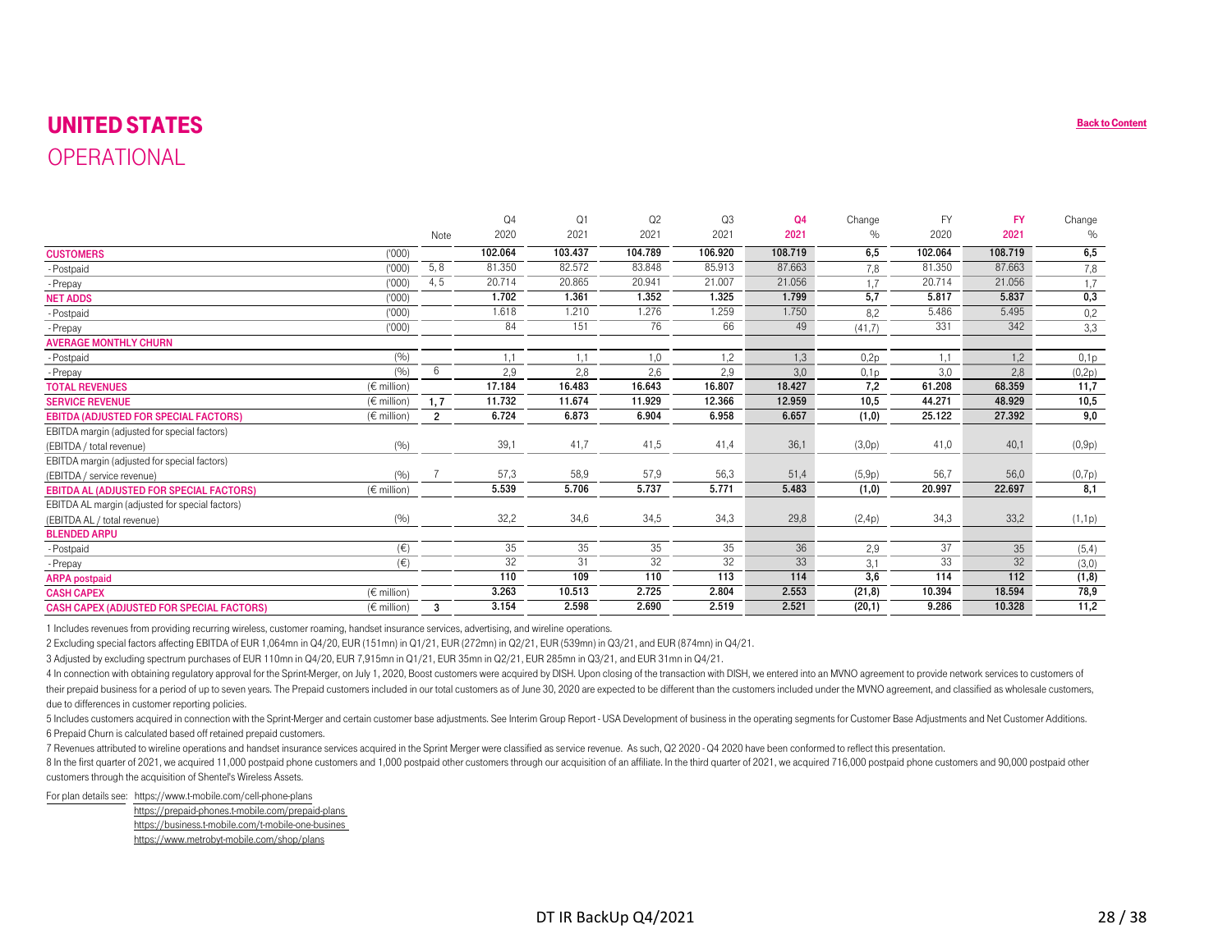# UNITED STATES

## OPERATIONAL

Back to Content

| | | Note | Q4 2020 | Q1 2021 | Q2 2021 | Q3 2021 | Q4 2021 | Change % | FY 2020 | FY 2021 | Change % |
|---|---|---|---|---|---|---|---|---|---|---|---|
| **CUSTOMERS** | ('000) | | **102.064** | **103.437** | **104.789** | **106.920** | **108.719** | **6,5** | **102.064** | **108.719** | **6,5** |
| - Postpaid | ('000) | 5, 8 | 81.350 | 82.572 | 83.848 | 85.913 | 87.663 | 7,8 | 81.350 | 87.663 | 7,8 |
| - Prepay | ('000) | 4, 5 | 20.714 | 20.865 | 20.941 | 21.007 | 21.056 | 1,7 | 20.714 | 21.056 | 1,7 |
| **NET ADDS** | ('000) | | **1.702** | **1.361** | **1.352** | **1.325** | **1.799** | **5,7** | **5.817** | **5.837** | **0,3** |
| - Postpaid | ('000) | | 1.618 | 1.210 | 1.276 | 1.259 | 1.750 | 8,2 | 5.486 | 5.495 | 0,2 |
| - Prepay | ('000) | | 84 | 151 | 76 | 66 | 49 | (41,7) | 331 | 342 | 3,3 |
| **AVERAGE MONTHLY CHURN** | | | | | | | | | | | |
| - Postpaid | (%) | | 1,1 | 1,1 | 1,0 | 1,2 | 1,3 | 0,2p | 1,1 | 1,2 | 0,1p |
| - Prepay | (%) | 6 | 2,9 | 2,8 | 2,6 | 2,9 | 3,0 | 0,1p | 3,0 | 2,8 | (0,2p) |
| **TOTAL REVENUES** | (€ million) | | **17.184** | **16.483** | **16.643** | **16.807** | **18.427** | **7,2** | **61.208** | **68.359** | **11,7** |
| **SERVICE REVENUE** | (€ million) | 1, 7 | **11.732** | **11.674** | **11.929** | **12.366** | **12.959** | **10,5** | **44.271** | **48.929** | **10,5** |
| **EBITDA (ADJUSTED FOR SPECIAL FACTORS)** | (€ million) | 2 | **6.724** | **6.873** | **6.904** | **6.958** | **6.657** | **(1,0)** | **25.122** | **27.392** | **9,0** |
| EBITDA margin (adjusted for special factors) (EBITDA / total revenue) | (%) | | 39,1 | 41,7 | 41,5 | 41,4 | 36,1 | (3,0p) | 41,0 | 40,1 | (0,9p) |
| EBITDA margin (adjusted for special factors) (EBITDA / service revenue) | (%) | 7 | 57,3 | 58,9 | 57,9 | 56,3 | 51,4 | (5,9p) | 56,7 | 56,0 | (0,7p) |
| **EBITDA AL (ADJUSTED FOR SPECIAL FACTORS)** | (€ million) | | **5.539** | **5.706** | **5.737** | **5.771** | **5.483** | **(1,0)** | **20.997** | **22.697** | **8,1** |
| EBITDA AL margin (adjusted for special factors) (EBITDA AL / total revenue) | (%) | | 32,2 | 34,6 | 34,5 | 34,3 | 29,8 | (2,4p) | 34,3 | 33,2 | (1,1p) |
| **BLENDED ARPU** | | | | | | | | | | | |
| - Postpaid | (€) | | 35 | 35 | 35 | 35 | 36 | 2,9 | 37 | 35 | (5,4) |
| - Prepay | (€) | | 32 | 31 | 32 | 32 | 33 | 3,1 | 33 | 32 | (3,0) |
| **ARPA postpaid** | | | **110** | **109** | **110** | **113** | **114** | **3,6** | **114** | **112** | **(1,8)** |
| **CASH CAPEX** | (€ million) | | **3.263** | **10.513** | **2.725** | **2.804** | **2.553** | **(21,8)** | **10.394** | **18.594** | **78,9** |
| **CASH CAPEX (ADJUSTED FOR SPECIAL FACTORS)** | (€ million) | 3 | **3.154** | **2.598** | **2.690** | **2.519** | **2.521** | **(20,1)** | **9.286** | **10.328** | **11,2** |

1 Includes revenues from providing recurring wireless, customer roaming, handset insurance services, advertising, and wireline operations.

2 Excluding special factors affecting EBITDA of EUR 1,064mn in Q4/20, EUR (151mn) in Q1/21, EUR (272mn) in Q2/21, EUR (539mn) in Q3/21, and EUR (874mn) in Q4/21.

3 Adjusted by excluding spectrum purchases of EUR 110mn in Q4/20, EUR 7,915mn in Q1/21, EUR 35mn in Q2/21, EUR 285mn in Q3/21, and EUR 31mn in Q4/21.

4 In connection with obtaining regulatory approval for the Sprint-Merger, on July 1, 2020, Boost customers were acquired by DISH. Upon closing of the transaction with DISH, we entered into an MVNO agreement to provide network services to customers of their prepaid business for a period of up to seven years. The Prepaid customers included in our total customers as of June 30, 2020 are expected to be different than the customers included under the MVNO agreement, and classified as wholesale customers, due to differences in customer reporting policies.

5 Includes customers acquired in connection with the Sprint-Merger and certain customer base adjustments. See Interim Group Report - USA Development of business in the operating segments for Customer Base Adjustments and Net Customer Additions.

6 Prepaid Churn is calculated based off retained prepaid customers.

7 Revenues attributed to wireline operations and handset insurance services acquired in the Sprint Merger were classified as service revenue. As such, Q2 2020 - Q4 2020 have been conformed to reflect this presentation.

8 In the first quarter of 2021, we acquired 11,000 postpaid phone customers and 1,000 postpaid other customers through our acquisition of an affiliate. In the third quarter of 2021, we acquired 716,000 postpaid phone customers and 90,000 postpaid other customers through the acquisition of Shentel's Wireless Assets.

For plan details see: https://www.t-mobile.com/cell-phone-plans
https://prepaid-phones.t-mobile.com/prepaid-plans
https://business.t-mobile.com/t-mobile-one-busines
https://www.metrobyt-mobile.com/shop/plans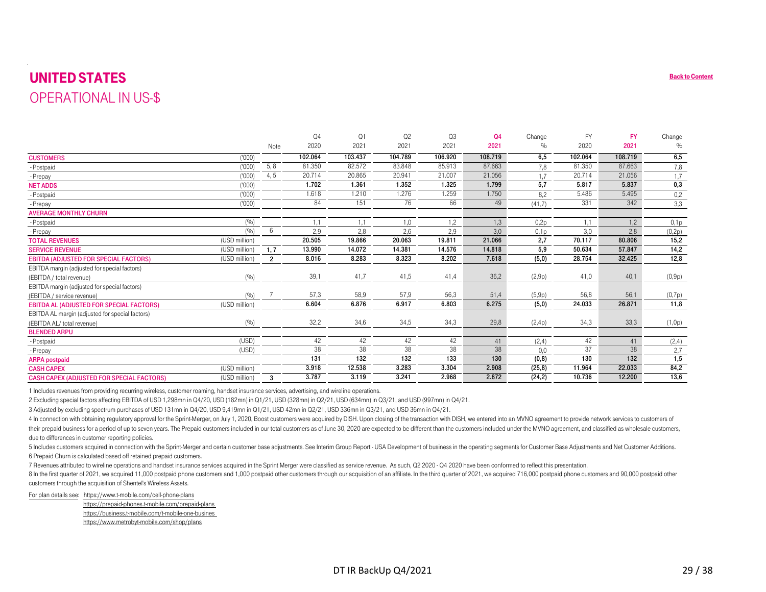# UNITED STATES

## OPERATIONAL IN US-$

Back to Content

| | | Note | Q4 2020 | Q1 2021 | Q2 2021 | Q3 2021 | Q4 2021 | Change % | FY 2020 | FY 2021 | Change % |
|---|---|---|---|---|---|---|---|---|---|---|---|
| **CUSTOMERS** | ('000) | | 102.064 | 103.437 | 104.789 | 106.920 | 108.719 | 6,5 | 102.064 | 108.719 | 6,5 |
| - Postpaid | ('000) | 5, 8 | 81.350 | 82.572 | 83.848 | 85.913 | 87.663 | 7,8 | 81.350 | 87.663 | 7,8 |
| - Prepay | ('000) | 4, 5 | 20.714 | 20.865 | 20.941 | 21.007 | 21.056 | 1,7 | 20.714 | 21.056 | 1,7 |
| **NET ADDS** | ('000) | | 1.702 | 1.361 | 1.352 | 1.325 | 1.799 | 5,7 | 5.817 | 5.837 | 0,3 |
| - Postpaid | ('000) | | 1.618 | 1.210 | 1.276 | 1.259 | 1.750 | 8,2 | 5.486 | 5.495 | 0,2 |
| - Prepay | ('000) | | 84 | 151 | 76 | 66 | 49 | (41,7) | 331 | 342 | 3,3 |
| **AVERAGE MONTHLY CHURN** | | | | | | | | | | | |
| - Postpaid | (%) | | 1,1 | 1,1 | 1,0 | 1,2 | 1,3 | 0,2p | 1,1 | 1,2 | 0,1p |
| - Prepay | (%) | 6 | 2,9 | 2,8 | 2,6 | 2,9 | 3,0 | 0,1p | 3,0 | 2,8 | (0,2p) |
| **TOTAL REVENUES** | (USD million) | | 20.505 | 19.866 | 20.063 | 19.811 | 21.066 | 2,7 | 70.117 | 80.806 | 15,2 |
| **SERVICE REVENUE** | (USD million) | 1, 7 | 13.990 | 14.072 | 14.381 | 14.576 | 14.818 | 5,9 | 50.634 | 57.847 | 14,2 |
| **EBITDA (ADJUSTED FOR SPECIAL FACTORS)** | (USD million) | 2 | 8.016 | 8.283 | 8.323 | 8.202 | 7.618 | (5,0) | 28.754 | 32.425 | 12,8 |
| EBITDA margin (adjusted for special factors) (EBITDA / total revenue) | (%) | | 39,1 | 41,7 | 41,5 | 41,4 | 36,2 | (2,9p) | 41,0 | 40,1 | (0,9p) |
| EBITDA margin (adjusted for special factors) (EBITDA / service revenue) | (%) | 7 | 57,3 | 58,9 | 57,9 | 56,3 | 51,4 | (5,9p) | 56,8 | 56,1 | (0,7p) |
| **EBITDA AL (ADJUSTED FOR SPECIAL FACTORS)** | (USD million) | | 6.604 | 6.876 | 6.917 | 6.803 | 6.275 | (5,0) | 24.033 | 26.871 | 11,8 |
| EBITDA AL margin (adjusted for special factors) (EBITDA AL/ total revenue) | (%) | | 32,2 | 34,6 | 34,5 | 34,3 | 29,8 | (2,4p) | 34,3 | 33,3 | (1,0p) |
| **BLENDED ARPU** | | | | | | | | | | | |
| - Postpaid | (USD) | | 42 | 42 | 42 | 42 | 41 | (2,4) | 42 | 41 | (2,4) |
| - Prepay | (USD) | | 38 | 38 | 38 | 38 | 38 | 0,0 | 37 | 38 | 2,7 |
| **ARPA postpaid** | | | 131 | 132 | 132 | 133 | 130 | (0,8) | 130 | 132 | 1,5 |
| **CASH CAPEX** | (USD million) | | 3.918 | 12.538 | 3.283 | 3.304 | 2.908 | (25,8) | 11.964 | 22.033 | 84,2 |
| **CASH CAPEX (ADJUSTED FOR SPECIAL FACTORS)** | (USD million) | 3 | 3.787 | 3.119 | 3.241 | 2.968 | 2.872 | (24,2) | 10.736 | 12.200 | 13,6 |

1 Includes revenues from providing recurring wireless, customer roaming, handset insurance services, advertising, and wireline operations.

2 Excluding special factors affecting EBITDA of USD 1,298mn in Q4/20, USD (182mn) in Q1/21, USD (328mn) in Q2/21, USD (634mn) in Q3/21, and USD (997mn) in Q4/21.

3 Adjusted by excluding spectrum purchases of USD 131mn in Q4/20, USD 9,419mn in Q1/21, USD 42mn in Q2/21, USD 336mn in Q3/21, and USD 36mn in Q4/21.

4 In connection with obtaining regulatory approval for the Sprint-Merger, on July 1, 2020, Boost customers were acquired by DISH. Upon closing of the transaction with DISH, we entered into an MVNO agreement to provide network services to customers of their prepaid business for a period of up to seven years. The Prepaid customers included in our total customers as of June 30, 2020 are expected to be different than the customers included under the MVNO agreement, and classified as wholesale customers, due to differences in customer reporting policies.

5 Includes customers acquired in connection with the Sprint-Merger and certain customer base adjustments. See Interim Group Report - USA Development of business in the operating segments for Customer Base Adjustments and Net Customer Additions.

6 Prepaid Churn is calculated based off retained prepaid customers.

7 Revenues attributed to wireline operations and handset insurance services acquired in the Sprint Merger were classified as service revenue. As such, Q2 2020 - Q4 2020 have been conformed to reflect this presentation.

8 In the first quarter of 2021, we acquired 11,000 postpaid phone customers and 1,000 postpaid other customers through our acquisition of an affiliate. In the third quarter of 2021, we acquired 716,000 postpaid phone customers and 90,000 postpaid other customers through the acquisition of Shentel's Wireless Assets.

For plan details see: https://www.t-mobile.com/cell-phone-plans
https://prepaid-phones.t-mobile.com/prepaid-plans
https://business.t-mobile.com/t-mobile-one-busines
https://www.metrobyt-mobile.com/shop/plans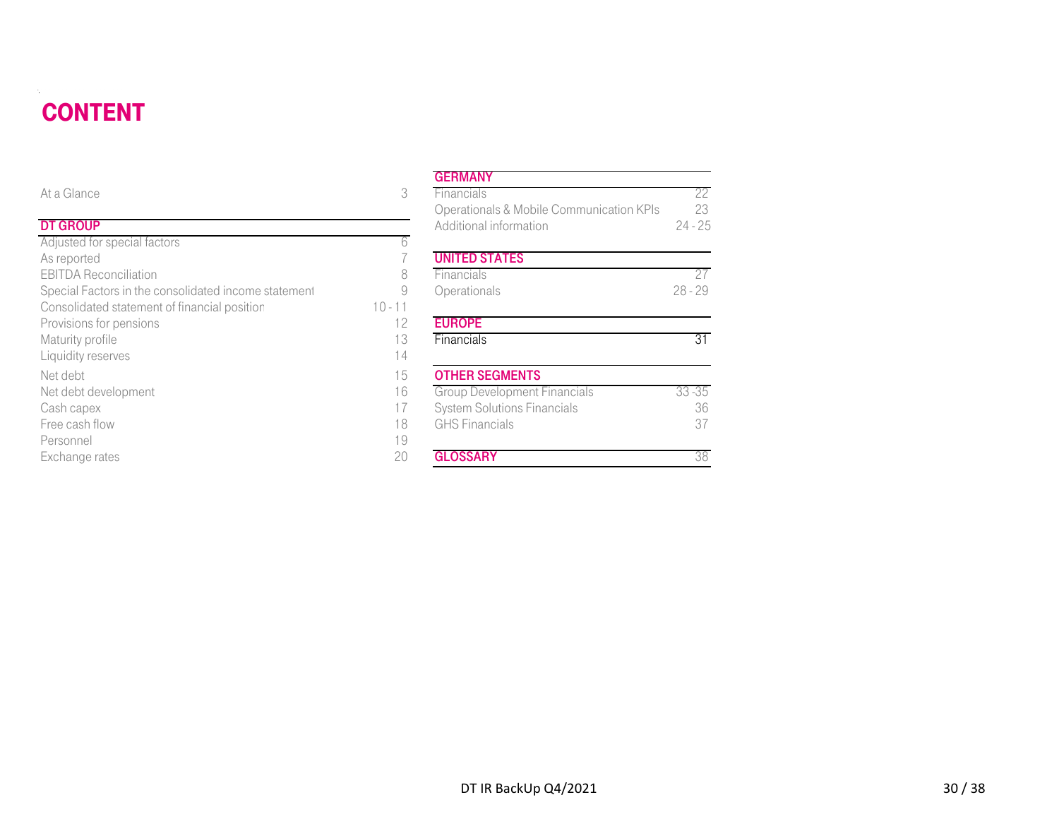# CONTENT

| | |
|---|---|
| At a Glance | 3 |
| **DT GROUP** | |
| Adjusted for special factors | 6 |
| As reported | 7 |
| EBITDA Reconciliation | 8 |
| Special Factors in the consolidated income statement | 9 |
| Consolidated statement of financial position | 10 - 11 |
| Provisions for pensions | 12 |
| Maturity profile | 13 |
| Liquidity reserves | 14 |
| Net debt | 15 |
| Net debt development | 16 |
| Cash capex | 17 |
| Free cash flow | 18 |
| Personnel | 19 |
| Exchange rates | 20 |

| | |
|---|---|
| **GERMANY** | |
| Financials | 22 |
| Operationals & Mobile Communication KPIs | 23 |
| Additional information | 24 - 25 |
| **UNITED STATES** | |
| Financials | 27 |
| Operationals | 28 - 29 |
| **EUROPE** | |
| Financials | 31 |
| **OTHER SEGMENTS** | |
| Group Development Financials | 33 -35 |
| System Solutions Financials | 36 |
| GHS Financials | 37 |
| **GLOSSARY** | 38 |

DT IR BackUp Q4/2021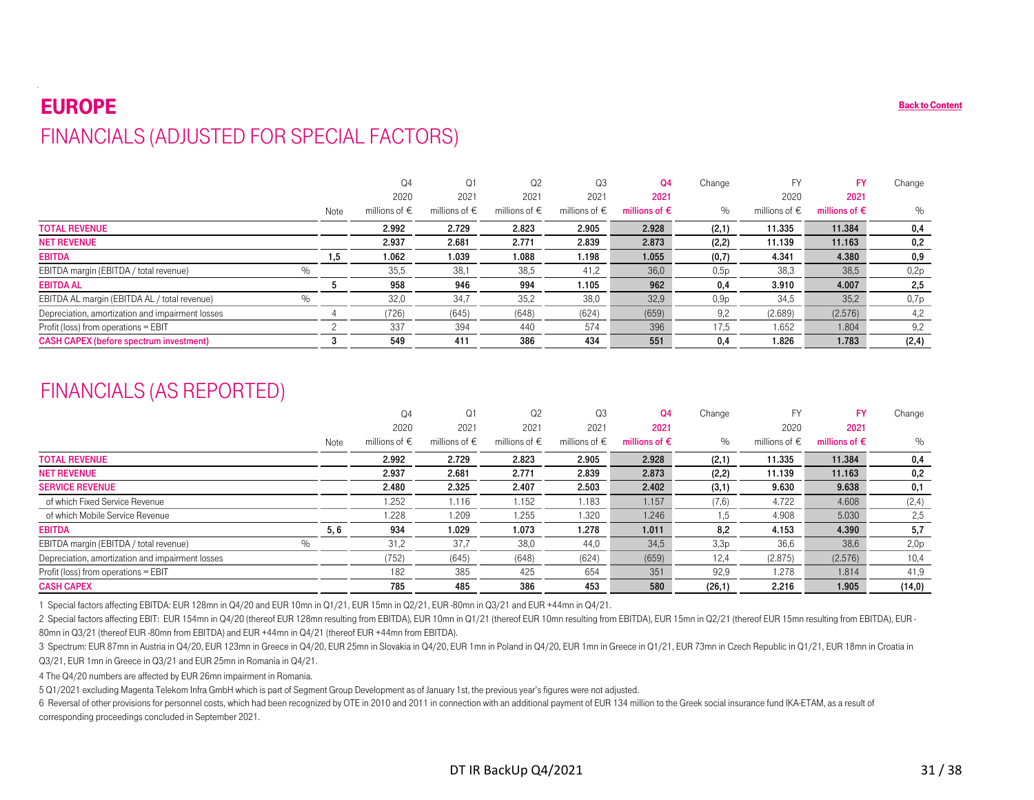# EUROPE

Back to Content

## FINANCIALS (ADJUSTED FOR SPECIAL FACTORS)

| | | Note | Q4 2020 millions of € | Q1 2021 millions of € | Q2 2021 millions of € | Q3 2021 millions of € | Q4 2021 millions of € | Change % | FY 2020 millions of € | FY 2021 millions of € | Change % |
|---|---|---|---|---|---|---|---|---|---|---|---|
| **TOTAL REVENUE** | | | **2.992** | **2.729** | **2.823** | **2.905** | **2.928** | **(2,1)** | **11.335** | **11.384** | **0,4** |
| **NET REVENUE** | | | **2.937** | **2.681** | **2.771** | **2.839** | **2.873** | **(2,2)** | **11.139** | **11.163** | **0,2** |
| **EBITDA** | | **1,5** | **1.062** | **1.039** | **1.088** | **1.198** | **1.055** | **(0,7)** | **4.341** | **4.380** | **0,9** |
| EBITDA margin (EBITDA / total revenue) | % | | 35,5 | 38,1 | 38,5 | 41,2 | 36,0 | 0,5p | 38,3 | 38,5 | 0,2p |
| **EBITDA AL** | | **5** | **958** | **946** | **994** | **1.105** | **962** | **0,4** | **3.910** | **4.007** | **2,5** |
| EBITDA AL margin (EBITDA AL / total revenue) | % | | 32,0 | 34,7 | 35,2 | 38,0 | 32,9 | 0,9p | 34,5 | 35,2 | 0,7p |
| Depreciation, amortization and impairment losses | | 4 | (726) | (645) | (648) | (624) | (659) | 9,2 | (2.689) | (2.576) | 4,2 |
| Profit (loss) from operations = EBIT | | 2 | 337 | 394 | 440 | 574 | 396 | 17,5 | 1.652 | 1.804 | 9,2 |
| **CASH CAPEX (before spectrum investment)** | | **3** | **549** | **411** | **386** | **434** | **551** | **0,4** | **1.826** | **1.783** | **(2,4)** |

## FINANCIALS (AS REPORTED)

| | | Note | Q4 2020 millions of € | Q1 2021 millions of € | Q2 2021 millions of € | Q3 2021 millions of € | Q4 2021 millions of € | Change % | FY 2020 millions of € | FY 2021 millions of € | Change % |
|---|---|---|---|---|---|---|---|---|---|---|---|
| **TOTAL REVENUE** | | | **2.992** | **2.729** | **2.823** | **2.905** | **2.928** | **(2,1)** | **11.335** | **11.384** | **0,4** |
| **NET REVENUE** | | | **2.937** | **2.681** | **2.771** | **2.839** | **2.873** | **(2,2)** | **11.139** | **11.163** | **0,2** |
| **SERVICE REVENUE** | | | **2.480** | **2.325** | **2.407** | **2.503** | **2.402** | **(3,1)** | **9.630** | **9.638** | **0,1** |
| of which Fixed Service Revenue | | | 1.252 | 1.116 | 1.152 | 1.183 | 1.157 | (7,6) | 4.722 | 4.608 | (2,4) |
| of which Mobile Service Revenue | | | 1.228 | 1.209 | 1.255 | 1.320 | 1.246 | 1,5 | 4.908 | 5.030 | 2,5 |
| **EBITDA** | | **5, 6** | **934** | **1.029** | **1.073** | **1.278** | **1.011** | **8,2** | **4.153** | **4.390** | **5,7** |
| EBITDA margin (EBITDA / total revenue) | % | | 31,2 | 37,7 | 38,0 | 44,0 | 34,5 | 3,3p | 36,6 | 38,6 | 2,0p |
| Depreciation, amortization and impairment losses | | | (752) | (645) | (648) | (624) | (659) | 12,4 | (2.875) | (2.576) | 10,4 |
| Profit (loss) from operations = EBIT | | | 182 | 385 | 425 | 654 | 351 | 92,9 | 1.278 | 1.814 | 41,9 |
| **CASH CAPEX** | | | **785** | **485** | **386** | **453** | **580** | **(26,1)** | **2.216** | **1.905** | **(14,0)** |

1 Special factors affecting EBITDA: EUR 128mn in Q4/20 and EUR 10mn in Q1/21, EUR 15mn in Q2/21, EUR -80mn in Q3/21 and EUR +44mn in Q4/21.

2 Special factors affecting EBIT: EUR 154mn in Q4/20 (thereof EUR 128mn resulting from EBITDA), EUR 10mn in Q1/21 (thereof EUR 10mn resulting from EBITDA), EUR 15mn in Q2/21 (thereof EUR 15mn resulting from EBITDA), EUR -80mn in Q3/21 (thereof EUR -80mn from EBITDA) and EUR +44mn in Q4/21 (thereof EUR +44mn from EBITDA).

3 Spectrum: EUR 87mn in Austria in Q4/20, EUR 123mn in Greece in Q4/20, EUR 25mn in Slovakia in Q4/20, EUR 1mn in Poland in Q4/20, EUR 1mn in Greece in Q1/21, EUR 73mn in Czech Republic in Q1/21, EUR 18mn in Croatia in Q3/21, EUR 1mn in Greece in Q3/21 and EUR 25mn in Romania in Q4/21.

4 The Q4/20 numbers are affected by EUR 26mn impairment in Romania.

5 Q1/2021 excluding Magenta Telekom Infra GmbH which is part of Segment Group Development as of January 1st, the previous year's figures were not adjusted.

6 Reversal of other provisions for personnel costs, which had been recognized by OTE in 2010 and 2011 in connection with an additional payment of EUR 134 million to the Greek social insurance fund IKA-ETAM, as a result of corresponding proceedings concluded in September 2021.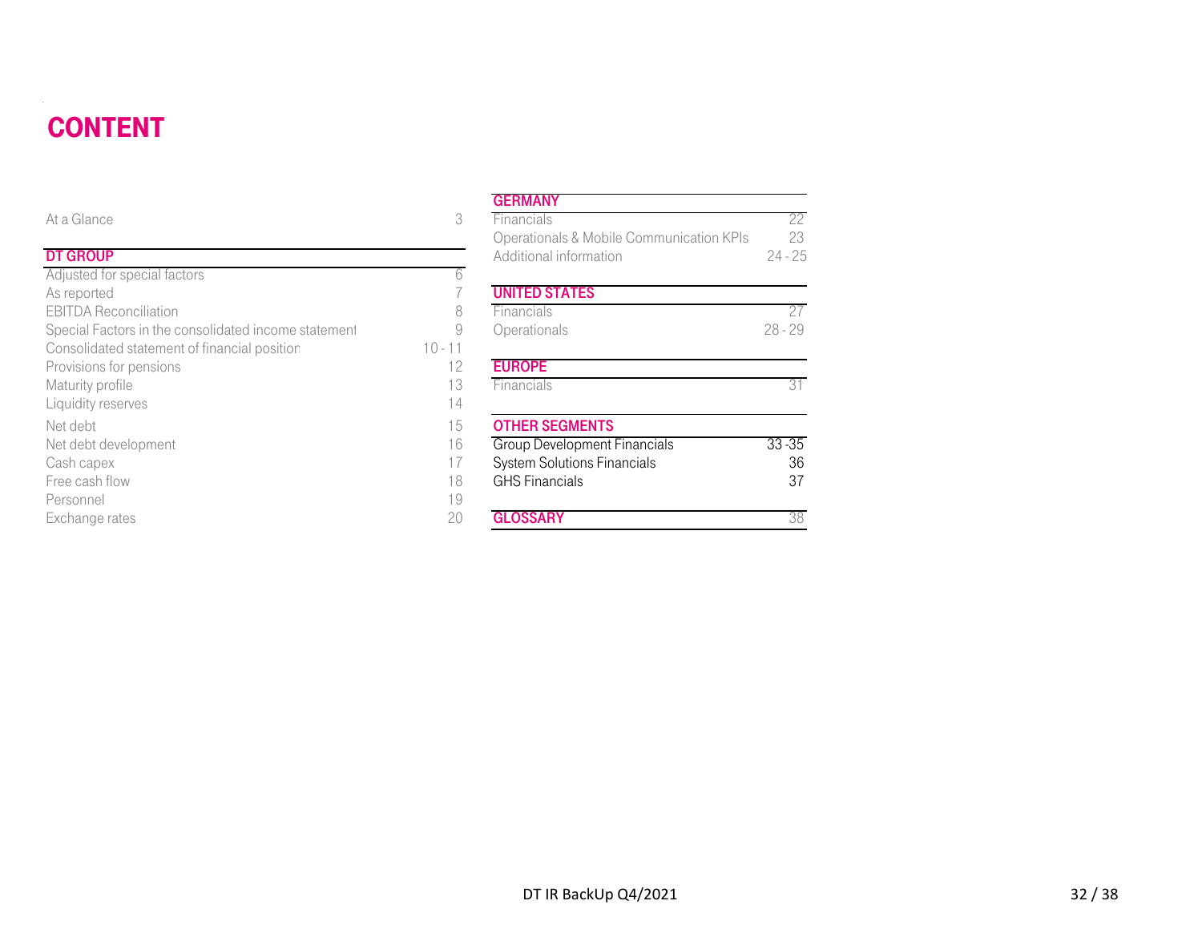# CONTENT

| | |
|---|---|
| At a Glance | 3 |

| DT GROUP | |
|---|---|
| Adjusted for special factors | 6 |
| As reported | 7 |
| EBITDA Reconciliation | 8 |
| Special Factors in the consolidated income statement | 9 |
| Consolidated statement of financial position | 10 - 11 |
| Provisions for pensions | 12 |
| Maturity profile | 13 |
| Liquidity reserves | 14 |
| Net debt | 15 |
| Net debt development | 16 |
| Cash capex | 17 |
| Free cash flow | 18 |
| Personnel | 19 |
| Exchange rates | 20 |

| GERMANY | |
|---|---|
| Financials | 22 |
| Operationals & Mobile Communication KPIs | 23 |
| Additional information | 24 - 25 |

| UNITED STATES | |
|---|---|
| Financials | 27 |
| Operationals | 28 - 29 |

| EUROPE | |
|---|---|
| Financials | 31 |

| OTHER SEGMENTS | |
|---|---|
| Group Development Financials | 33 -35 |
| System Solutions Financials | 36 |
| GHS Financials | 37 |

| GLOSSARY | 38 |
|---|---|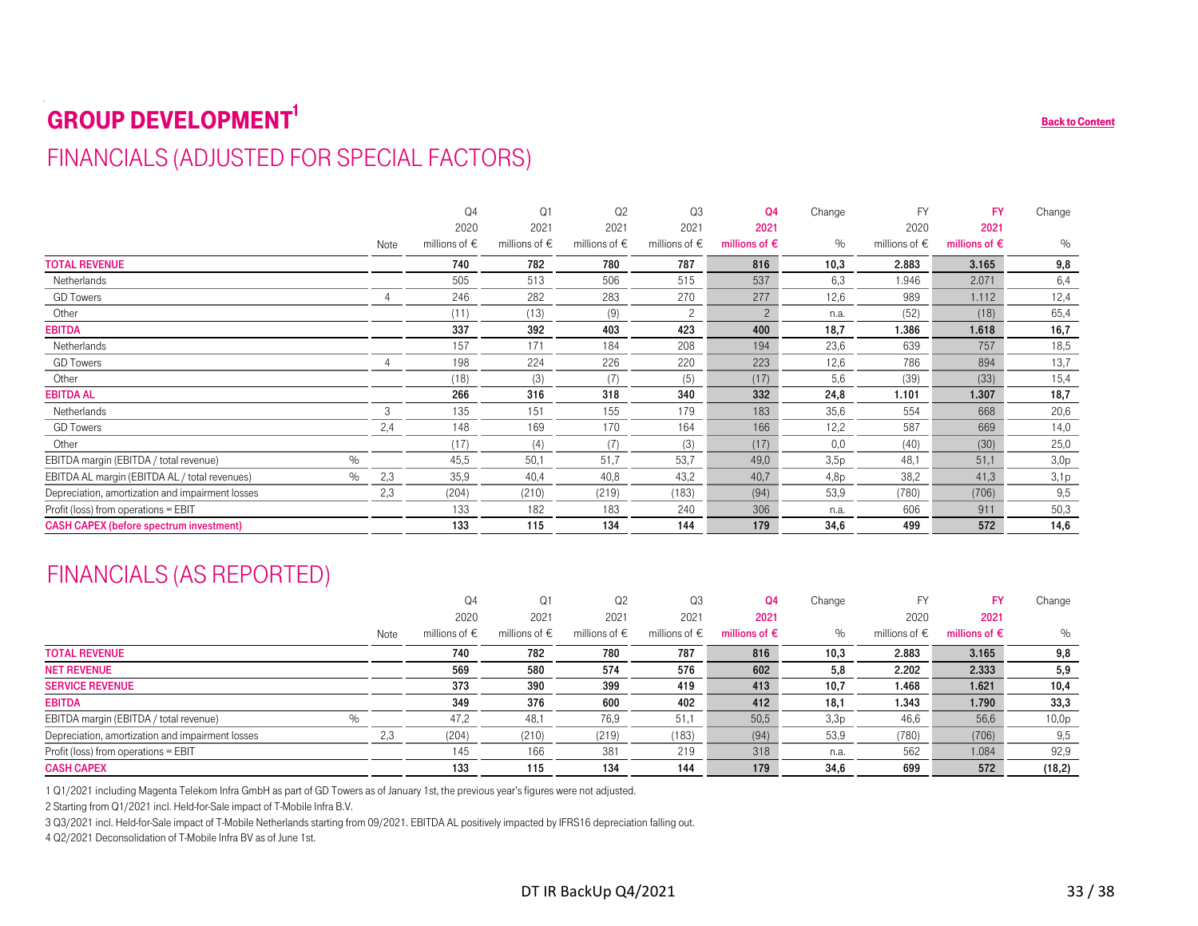# GROUP DEVELOPMENT[1]

Back to Content

## FINANCIALS (ADJUSTED FOR SPECIAL FACTORS)

| | | Note | Q4 2020 millions of € | Q1 2021 millions of € | Q2 2021 millions of € | Q3 2021 millions of € | Q4 2021 millions of € | Change % | FY 2020 millions of € | FY 2021 millions of € | Change % |
|---|---|---|---|---|---|---|---|---|---|---|---|
| **TOTAL REVENUE** | | | **740** | **782** | **780** | **787** | **816** | **10,3** | **2.883** | **3.165** | **9,8** |
| Netherlands | | | 505 | 513 | 506 | 515 | 537 | 6,3 | 1.946 | 2.071 | 6,4 |
| GD Towers | | 4 | 246 | 282 | 283 | 270 | 277 | 12,6 | 989 | 1.112 | 12,4 |
| Other | | | (11) | (13) | (9) | 2 | 2 | n.a. | (52) | (18) | 65,4 |
| **EBITDA** | | | **337** | **392** | **403** | **423** | **400** | **18,7** | **1.386** | **1.618** | **16,7** |
| Netherlands | | | 157 | 171 | 184 | 208 | 194 | 23,6 | 639 | 757 | 18,5 |
| GD Towers | | 4 | 198 | 224 | 226 | 220 | 223 | 12,6 | 786 | 894 | 13,7 |
| Other | | | (18) | (3) | (7) | (5) | (17) | 5,6 | (39) | (33) | 15,4 |
| **EBITDA AL** | | | **266** | **316** | **318** | **340** | **332** | **24,8** | **1.101** | **1.307** | **18,7** |
| Netherlands | | 3 | 135 | 151 | 155 | 179 | 183 | 35,6 | 554 | 668 | 20,6 |
| GD Towers | | 2,4 | 148 | 169 | 170 | 164 | 166 | 12,2 | 587 | 669 | 14,0 |
| Other | | | (17) | (4) | (7) | (3) | (17) | 0,0 | (40) | (30) | 25,0 |
| EBITDA margin (EBITDA / total revenue) | % | | 45,5 | 50,1 | 51,7 | 53,7 | 49,0 | 3,5p | 48,1 | 51,1 | 3,0p |
| EBITDA AL margin (EBITDA AL / total revenues) | % | 2,3 | 35,9 | 40,4 | 40,8 | 43,2 | 40,7 | 4,8p | 38,2 | 41,3 | 3,1p |
| Depreciation, amortization and impairment losses | | 2,3 | (204) | (210) | (219) | (183) | (94) | 53,9 | (780) | (706) | 9,5 |
| Profit (loss) from operations = EBIT | | | 133 | 182 | 183 | 240 | 306 | n.a. | 606 | 911 | 50,3 |
| **CASH CAPEX (before spectrum investment)** | | | **133** | **115** | **134** | **144** | **179** | **34,6** | **499** | **572** | **14,6** |

## FINANCIALS (AS REPORTED)

| | | Note | Q4 2020 millions of € | Q1 2021 millions of € | Q2 2021 millions of € | Q3 2021 millions of € | Q4 2021 millions of € | Change % | FY 2020 millions of € | FY 2021 millions of € | Change % |
|---|---|---|---|---|---|---|---|---|---|---|---|
| **TOTAL REVENUE** | | | **740** | **782** | **780** | **787** | **816** | **10,3** | **2.883** | **3.165** | **9,8** |
| **NET REVENUE** | | | **569** | **580** | **574** | **576** | **602** | **5,8** | **2.202** | **2.333** | **5,9** |
| **SERVICE REVENUE** | | | **373** | **390** | **399** | **419** | **413** | **10,7** | **1.468** | **1.621** | **10,4** |
| **EBITDA** | | | **349** | **376** | **600** | **402** | **412** | **18,1** | **1.343** | **1.790** | **33,3** |
| EBITDA margin (EBITDA / total revenue) | % | | 47,2 | 48,1 | 76,9 | 51,1 | 50,5 | 3,3p | 46,6 | 56,6 | 10,0p |
| Depreciation, amortization and impairment losses | | 2,3 | (204) | (210) | (219) | (183) | (94) | 53,9 | (780) | (706) | 9,5 |
| Profit (loss) from operations = EBIT | | | 145 | 166 | 381 | 219 | 318 | n.a. | 562 | 1.084 | 92,9 |
| **CASH CAPEX** | | | **133** | **115** | **134** | **144** | **179** | **34,6** | **699** | **572** | **(18,2)** |

1 Q1/2021 including Magenta Telekom Infra GmbH as part of GD Towers as of January 1st, the previous year's figures were not adjusted.

2 Starting from Q1/2021 incl. Held-for-Sale impact of T-Mobile Infra B.V.

3 Q3/2021 incl. Held-for-Sale impact of T-Mobile Netherlands starting from 09/2021. EBITDA AL positively impacted by IFRS16 depreciation falling out.

4 Q2/2021 Deconsolidation of T-Mobile Infra BV as of June 1st.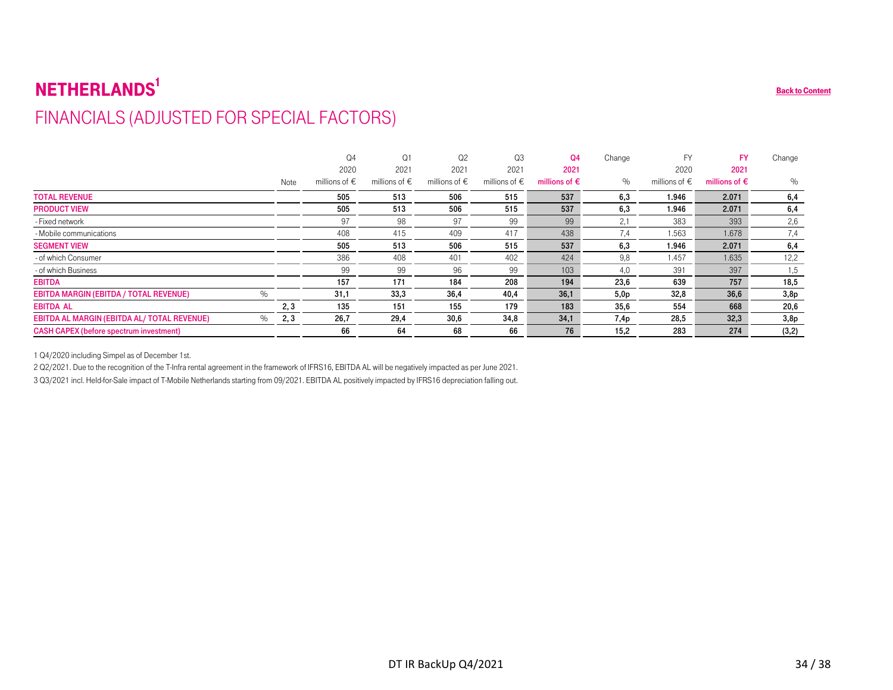# NETHERLANDS[1]

## FINANCIALS (ADJUSTED FOR SPECIAL FACTORS)

Back to Content

| | | Note | Q4 2020 millions of € | Q1 2021 millions of € | Q2 2021 millions of € | Q3 2021 millions of € | Q4 2021 millions of € | Change % | FY 2020 millions of € | FY 2021 millions of € | Change % |
|---|---|---|---|---|---|---|---|---|---|---|---|
| **TOTAL REVENUE** | | | **505** | **513** | **506** | **515** | **537** | **6,3** | **1.946** | **2.071** | **6,4** |
| **PRODUCT VIEW** | | | **505** | **513** | **506** | **515** | **537** | **6,3** | **1.946** | **2.071** | **6,4** |
| - Fixed network | | | 97 | 98 | 97 | 99 | 99 | 2,1 | 383 | 393 | 2,6 |
| - Mobile communications | | | 408 | 415 | 409 | 417 | 438 | 7,4 | 1.563 | 1.678 | 7,4 |
| **SEGMENT VIEW** | | | **505** | **513** | **506** | **515** | **537** | **6,3** | **1.946** | **2.071** | **6,4** |
| - of which Consumer | | | 386 | 408 | 401 | 402 | 424 | 9,8 | 1.457 | 1.635 | 12,2 |
| - of which Business | | | 99 | 99 | 96 | 99 | 103 | 4,0 | 391 | 397 | 1,5 |
| **EBITDA** | | | **157** | **171** | **184** | **208** | **194** | **23,6** | **639** | **757** | **18,5** |
| **EBITDA MARGIN (EBITDA / TOTAL REVENUE)** | % | | **31,1** | **33,3** | **36,4** | **40,4** | **36,1** | **5,0p** | **32,8** | **36,6** | **3,8p** |
| **EBITDA AL** | | 2, 3 | **135** | **151** | **155** | **179** | **183** | **35,6** | **554** | **668** | **20,6** |
| **EBITDA AL MARGIN (EBITDA AL/ TOTAL REVENUE)** | % | 2, 3 | **26,7** | **29,4** | **30,6** | **34,8** | **34,1** | **7,4p** | **28,5** | **32,3** | **3,8p** |
| **CASH CAPEX (before spectrum investment)** | | | **66** | **64** | **68** | **66** | **76** | **15,2** | **283** | **274** | **(3,2)** |

1 Q4/2020 including Simpel as of December 1st.

2 Q2/2021. Due to the recognition of the T-Infra rental agreement in the framework of IFRS16, EBITDA AL will be negatively impacted as per June 2021.

3 Q3/2021 incl. Held-for-Sale impact of T-Mobile Netherlands starting from 09/2021. EBITDA AL positively impacted by IFRS16 depreciation falling out.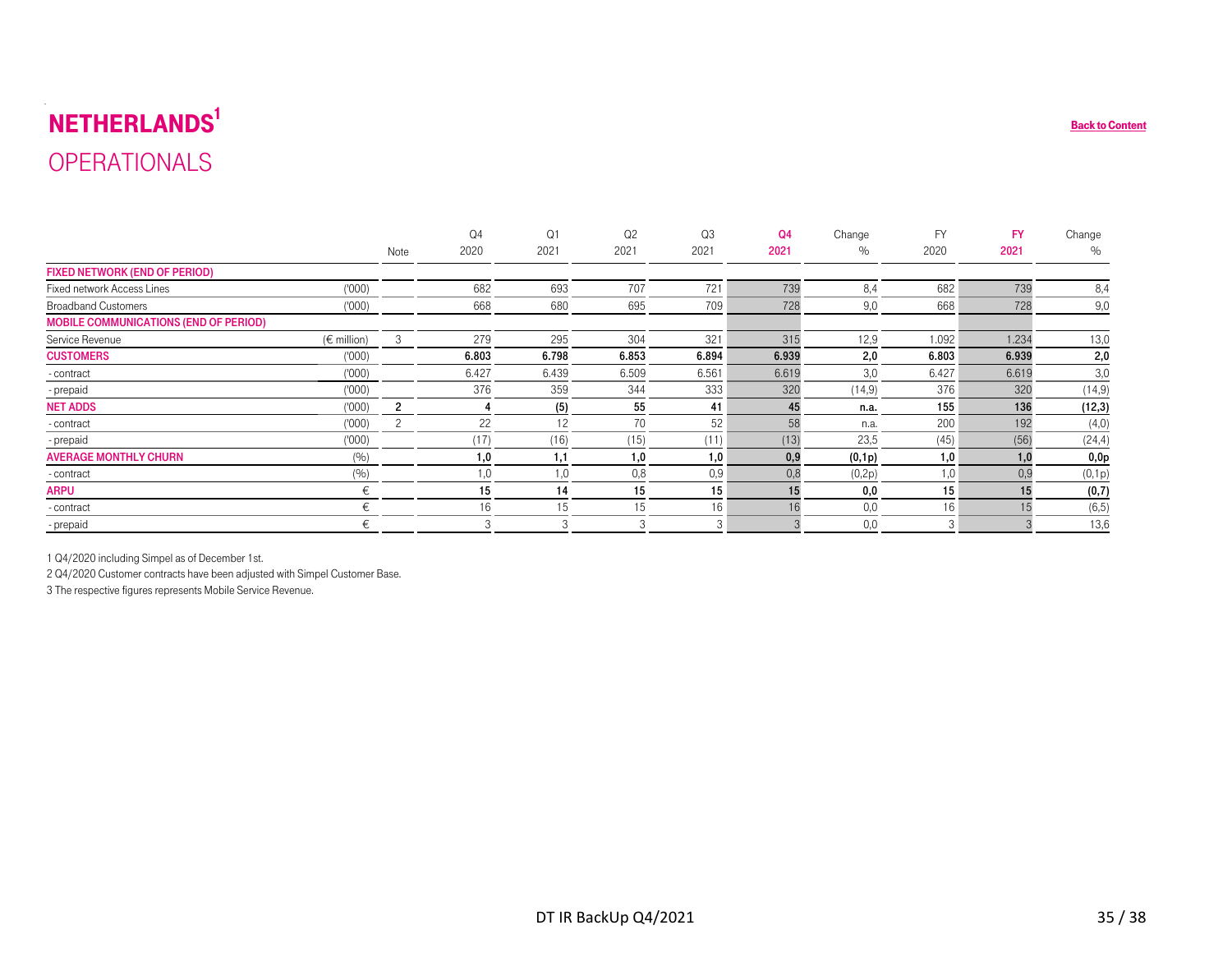# NETHERLANDS[1]

## OPERATIONALS

[Back to Content]

| | | Note | Q4 2020 | Q1 2021 | Q2 2021 | Q3 2021 | Q4 2021 | Change % | FY 2020 | FY 2021 | Change % |
|---|---|---|---|---|---|---|---|---|---|---|---|
| **FIXED NETWORK (END OF PERIOD)** | | | | | | | | | | | |
| Fixed network Access Lines | ('000) | | 682 | 693 | 707 | 721 | 739 | 8,4 | 682 | 739 | 8,4 |
| Broadband Customers | ('000) | | 668 | 680 | 695 | 709 | 728 | 9,0 | 668 | 728 | 9,0 |
| **MOBILE COMMUNICATIONS (END OF PERIOD)** | | | | | | | | | | | |
| Service Revenue | (€ million) | 3 | 279 | 295 | 304 | 321 | 315 | 12,9 | 1.092 | 1.234 | 13,0 |
| **CUSTOMERS** | ('000) | | **6.803** | **6.798** | **6.853** | **6.894** | **6.939** | **2,0** | **6.803** | **6.939** | **2,0** |
| - contract | ('000) | | 6.427 | 6.439 | 6.509 | 6.561 | 6.619 | 3,0 | 6.427 | 6.619 | 3,0 |
| - prepaid | ('000) | | 376 | 359 | 344 | 333 | 320 | (14,9) | 376 | 320 | (14,9) |
| **NET ADDS** | ('000) | **2** | **4** | **(5)** | **55** | **41** | **45** | **n.a.** | **155** | **136** | **(12,3)** |
| - contract | ('000) | 2 | 22 | 12 | 70 | 52 | 58 | n.a. | 200 | 192 | (4,0) |
| - prepaid | ('000) | | (17) | (16) | (15) | (11) | (13) | 23,5 | (45) | (56) | (24,4) |
| **AVERAGE MONTHLY CHURN** | (%) | | **1,0** | **1,1** | **1,0** | **1,0** | **0,9** | **(0,1p)** | **1,0** | **1,0** | **0,0p** |
| - contract | (%) | | 1,0 | 1,0 | 0,8 | 0,9 | 0,8 | (0,2p) | 1,0 | 0,9 | (0,1p) |
| **ARPU** | € | | **15** | **14** | **15** | **15** | **15** | **0,0** | **15** | **15** | **(0,7)** |
| - contract | € | | 16 | 15 | 15 | 16 | 16 | 0,0 | 16 | 15 | (6,5) |
| - prepaid | € | | 3 | 3 | 3 | 3 | 3 | 0,0 | 3 | 3 | 13,6 |

1 Q4/2020 including Simpel as of December 1st.

2 Q4/2020 Customer contracts have been adjusted with Simpel Customer Base.

3 The respective figures represents Mobile Service Revenue.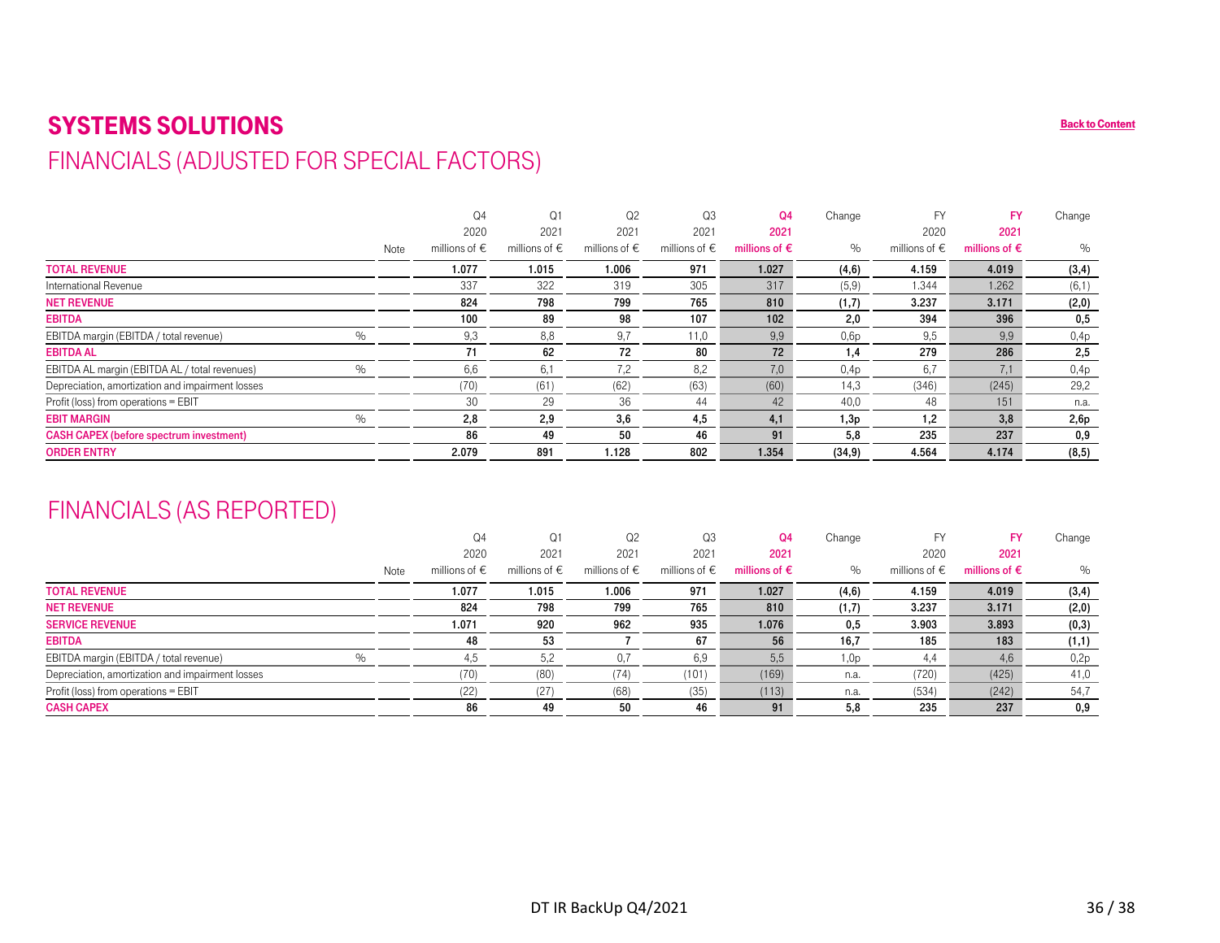# SYSTEMS SOLUTIONS

Back to Content

## FINANCIALS (ADJUSTED FOR SPECIAL FACTORS)

| | | Note | Q4 2020 millions of € | Q1 2021 millions of € | Q2 2021 millions of € | Q3 2021 millions of € | Q4 2021 millions of € | Change % | FY 2020 millions of € | FY 2021 millions of € | Change % |
|---|---|---|---|---|---|---|---|---|---|---|---|
| **TOTAL REVENUE** | | | **1.077** | **1.015** | **1.006** | **971** | **1.027** | **(4,6)** | **4.159** | **4.019** | **(3,4)** |
| International Revenue | | | 337 | 322 | 319 | 305 | 317 | (5,9) | 1.344 | 1.262 | (6,1) |
| **NET REVENUE** | | | **824** | **798** | **799** | **765** | **810** | **(1,7)** | **3.237** | **3.171** | **(2,0)** |
| **EBITDA** | | | **100** | **89** | **98** | **107** | **102** | **2,0** | **394** | **396** | **0,5** |
| EBITDA margin (EBITDA / total revenue) | % | | 9,3 | 8,8 | 9,7 | 11,0 | 9,9 | 0,6p | 9,5 | 9,9 | 0,4p |
| **EBITDA AL** | | | **71** | **62** | **72** | **80** | **72** | **1,4** | **279** | **286** | **2,5** |
| EBITDA AL margin (EBITDA AL / total revenues) | % | | 6,6 | 6,1 | 7,2 | 8,2 | 7,0 | 0,4p | 6,7 | 7,1 | 0,4p |
| Depreciation, amortization and impairment losses | | | (70) | (61) | (62) | (63) | (60) | 14,3 | (346) | (245) | 29,2 |
| Profit (loss) from operations = EBIT | | | 30 | 29 | 36 | 44 | 42 | 40,0 | 48 | 151 | n.a. |
| **EBIT MARGIN** | % | | **2,8** | **2,9** | **3,6** | **4,5** | **4,1** | **1,3p** | **1,2** | **3,8** | **2,6p** |
| **CASH CAPEX (before spectrum investment)** | | | **86** | **49** | **50** | **46** | **91** | **5,8** | **235** | **237** | **0,9** |
| **ORDER ENTRY** | | | **2.079** | **891** | **1.128** | **802** | **1.354** | **(34,9)** | **4.564** | **4.174** | **(8,5)** |

## FINANCIALS (AS REPORTED)

| | | Note | Q4 2020 millions of € | Q1 2021 millions of € | Q2 2021 millions of € | Q3 2021 millions of € | Q4 2021 millions of € | Change % | FY 2020 millions of € | FY 2021 millions of € | Change % |
|---|---|---|---|---|---|---|---|---|---|---|---|
| **TOTAL REVENUE** | | | **1.077** | **1.015** | **1.006** | **971** | **1.027** | **(4,6)** | **4.159** | **4.019** | **(3,4)** |
| **NET REVENUE** | | | **824** | **798** | **799** | **765** | **810** | **(1,7)** | **3.237** | **3.171** | **(2,0)** |
| **SERVICE REVENUE** | | | **1.071** | **920** | **962** | **935** | **1.076** | **0,5** | **3.903** | **3.893** | **(0,3)** |
| **EBITDA** | | | **48** | **53** | **7** | **67** | **56** | **16,7** | **185** | **183** | **(1,1)** |
| EBITDA margin (EBITDA / total revenue) | % | | 4,5 | 5,2 | 0,7 | 6,9 | 5,5 | 1,0p | 4,4 | 4,6 | 0,2p |
| Depreciation, amortization and impairment losses | | | (70) | (80) | (74) | (101) | (169) | n.a. | (720) | (425) | 41,0 |
| Profit (loss) from operations = EBIT | | | (22) | (27) | (68) | (35) | (113) | n.a. | (534) | (242) | 54,7 |
| **CASH CAPEX** | | | **86** | **49** | **50** | **46** | **91** | **5,8** | **235** | **237** | **0,9** |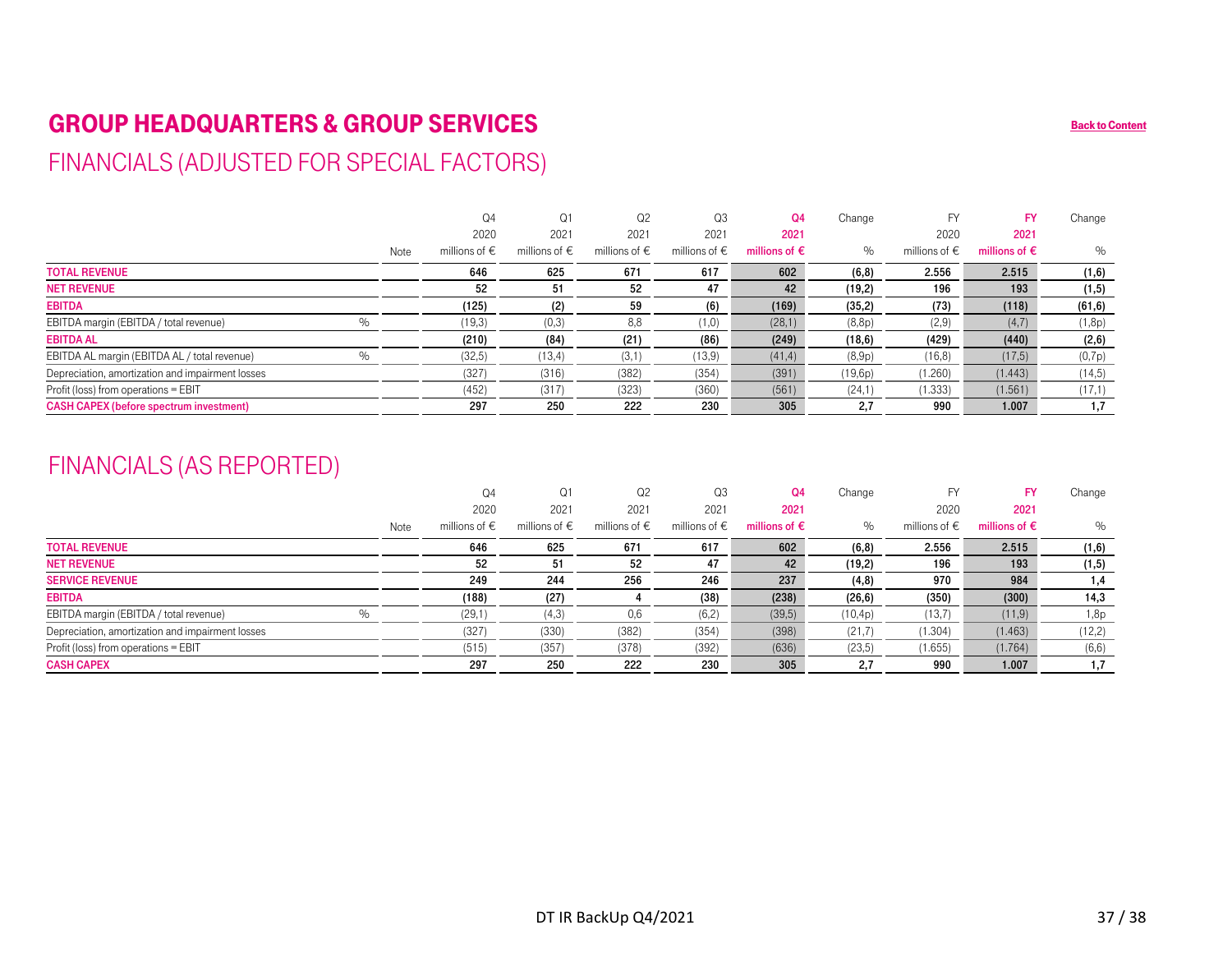# GROUP HEADQUARTERS & GROUP SERVICES

Back to Content

## FINANCIALS (ADJUSTED FOR SPECIAL FACTORS)

| | | Note | Q4 2020 millions of € | Q1 2021 millions of € | Q2 2021 millions of € | Q3 2021 millions of € | Q4 2021 millions of € | Change % | FY 2020 millions of € | FY 2021 millions of € | Change % |
|---|---|---|---|---|---|---|---|---|---|---|---|
| **TOTAL REVENUE** | | | **646** | **625** | **671** | **617** | **602** | **(6,8)** | **2.556** | **2.515** | **(1,6)** |
| **NET REVENUE** | | | **52** | **51** | **52** | **47** | **42** | **(19,2)** | **196** | **193** | **(1,5)** |
| **EBITDA** | | | **(125)** | **(2)** | **59** | **(6)** | **(169)** | **(35,2)** | **(73)** | **(118)** | **(61,6)** |
| EBITDA margin (EBITDA / total revenue) | % | | (19,3) | (0,3) | 8,8 | (1,0) | (28,1) | (8,8p) | (2,9) | (4,7) | (1,8p) |
| **EBITDA AL** | | | **(210)** | **(84)** | **(21)** | **(86)** | **(249)** | **(18,6)** | **(429)** | **(440)** | **(2,6)** |
| EBITDA AL margin (EBITDA AL / total revenue) | % | | (32,5) | (13,4) | (3,1) | (13,9) | (41,4) | (8,9p) | (16,8) | (17,5) | (0,7p) |
| Depreciation, amortization and impairment losses | | | (327) | (316) | (382) | (354) | (391) | (19,6p) | (1.260) | (1.443) | (14,5) |
| Profit (loss) from operations = EBIT | | | (452) | (317) | (323) | (360) | (561) | (24,1) | (1.333) | (1.561) | (17,1) |
| **CASH CAPEX (before spectrum investment)** | | | **297** | **250** | **222** | **230** | **305** | **2,7** | **990** | **1.007** | **1,7** |

## FINANCIALS (AS REPORTED)

| | | Note | Q4 2020 millions of € | Q1 2021 millions of € | Q2 2021 millions of € | Q3 2021 millions of € | Q4 2021 millions of € | Change % | FY 2020 millions of € | FY 2021 millions of € | Change % |
|---|---|---|---|---|---|---|---|---|---|---|---|
| **TOTAL REVENUE** | | | **646** | **625** | **671** | **617** | **602** | **(6,8)** | **2.556** | **2.515** | **(1,6)** |
| **NET REVENUE** | | | **52** | **51** | **52** | **47** | **42** | **(19,2)** | **196** | **193** | **(1,5)** |
| **SERVICE REVENUE** | | | **249** | **244** | **256** | **246** | **237** | **(4,8)** | **970** | **984** | **1,4** |
| **EBITDA** | | | **(188)** | **(27)** | **4** | **(38)** | **(238)** | **(26,6)** | **(350)** | **(300)** | **14,3** |
| EBITDA margin (EBITDA / total revenue) | % | | (29,1) | (4,3) | 0,6 | (6,2) | (39,5) | (10,4p) | (13,7) | (11,9) | 1,8p |
| Depreciation, amortization and impairment losses | | | (327) | (330) | (382) | (354) | (398) | (21,7) | (1.304) | (1.463) | (12,2) |
| Profit (loss) from operations = EBIT | | | (515) | (357) | (378) | (392) | (636) | (23,5) | (1.655) | (1.764) | (6,6) |
| **CASH CAPEX** | | | **297** | **250** | **222** | **230** | **305** | **2,7** | **990** | **1.007** | **1,7** |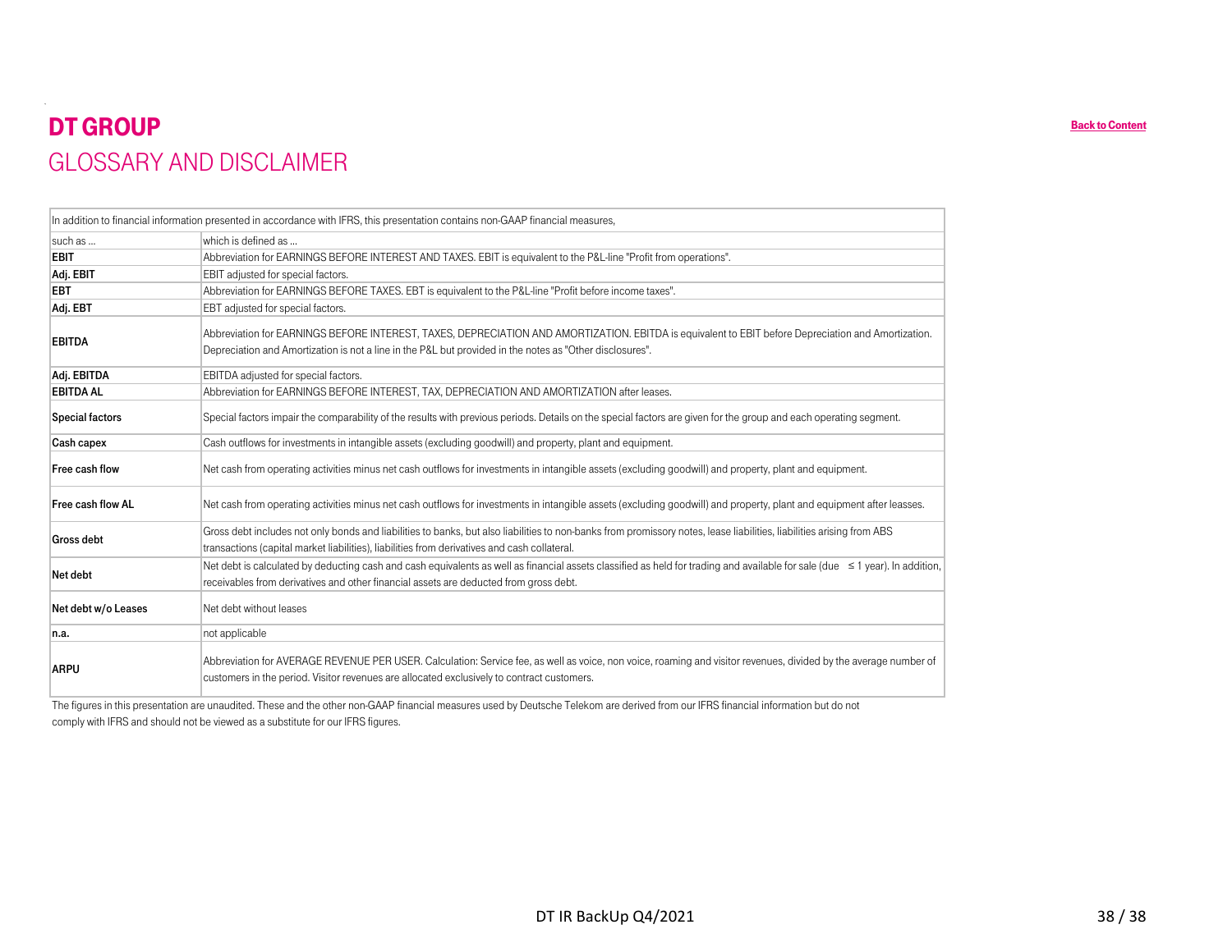# DT GROUP

## GLOSSARY AND DISCLAIMER

Back to Content

| | |
|---|---|
| In addition to financial information presented in accordance with IFRS, this presentation contains non-GAAP financial measures, | |
| such as ... | which is defined as ... |
| **EBIT** | Abbreviation for EARNINGS BEFORE INTEREST AND TAXES. EBIT is equivalent to the P&L-line "Profit from operations". |
| **Adj. EBIT** | EBIT adjusted for special factors. |
| **EBT** | Abbreviation for EARNINGS BEFORE TAXES. EBT is equivalent to the P&L-line "Profit before income taxes". |
| **Adj. EBT** | EBT adjusted for special factors. |
| **EBITDA** | Abbreviation for EARNINGS BEFORE INTEREST, TAXES, DEPRECIATION AND AMORTIZATION. EBITDA is equivalent to EBIT before Depreciation and Amortization. Depreciation and Amortization is not a line in the P&L but provided in the notes as "Other disclosures". |
| **Adj. EBITDA** | EBITDA adjusted for special factors. |
| **EBITDA AL** | Abbreviation for EARNINGS BEFORE INTEREST, TAX, DEPRECIATION AND AMORTIZATION after leases. |
| **Special factors** | Special factors impair the comparability of the results with previous periods. Details on the special factors are given for the group and each operating segment. |
| **Cash capex** | Cash outflows for investments in intangible assets (excluding goodwill) and property, plant and equipment. |
| **Free cash flow** | Net cash from operating activities minus net cash outflows for investments in intangible assets (excluding goodwill) and property, plant and equipment. |
| **Free cash flow AL** | Net cash from operating activities minus net cash outflows for investments in intangible assets (excluding goodwill) and property, plant and equipment after leasses. |
| **Gross debt** | Gross debt includes not only bonds and liabilities to banks, but also liabilities to non-banks from promissory notes, lease liabilities, liabilities arising from ABS transactions (capital market liabilities), liabilities from derivatives and cash collateral. |
| **Net debt** | Net debt is calculated by deducting cash and cash equivalents as well as financial assets classified as held for trading and available for sale (due ≤ 1 year). In addition, receivables from derivatives and other financial assets are deducted from gross debt. |
| **Net debt w/o Leases** | Net debt without leases |
| **n.a.** | not applicable |
| **ARPU** | Abbreviation for AVERAGE REVENUE PER USER. Calculation: Service fee, as well as voice, non voice, roaming and visitor revenues, divided by the average number of customers in the period. Visitor revenues are allocated exclusively to contract customers. |

The figures in this presentation are unaudited. These and the other non-GAAP financial measures used by Deutsche Telekom are derived from our IFRS financial information but do not comply with IFRS and should not be viewed as a substitute for our IFRS figures.